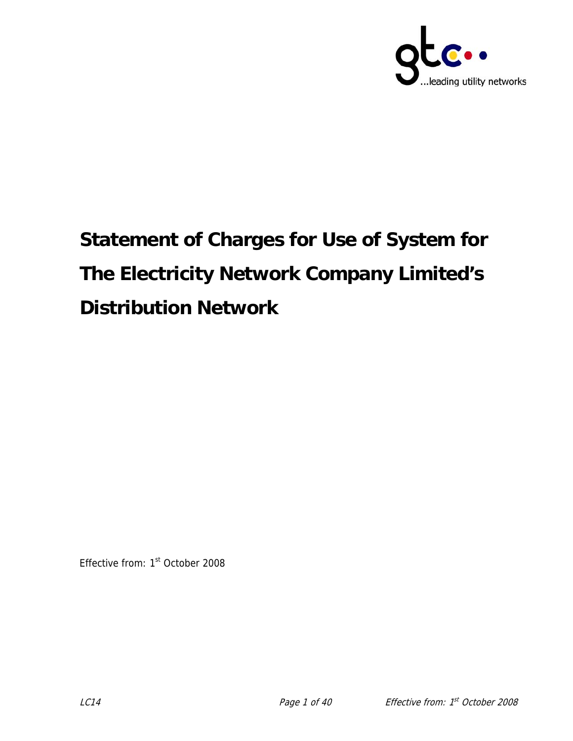gtc ...leading utility networks

# Statement of Charges for Use of System for The Electricity Network Company Limited's Distribution Network

Effective from: 1st October 2008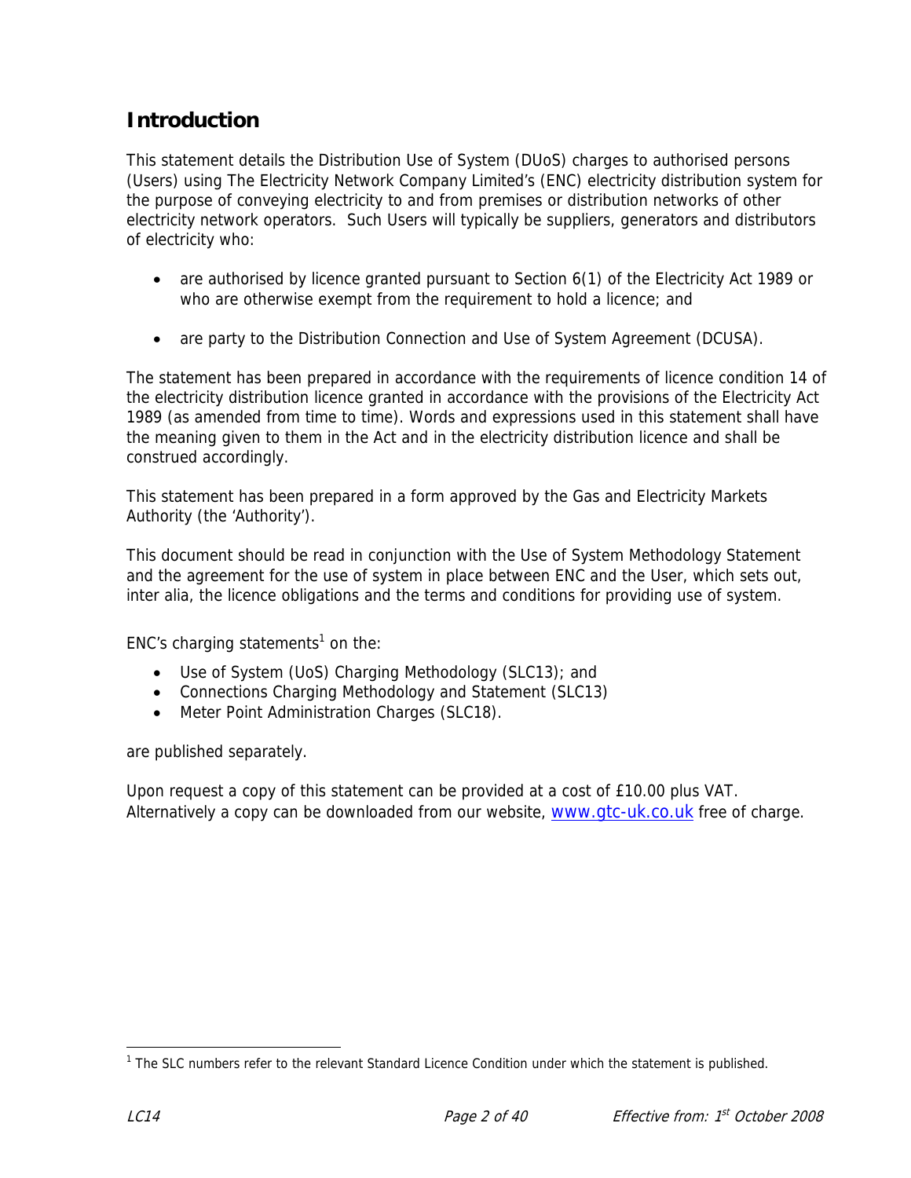## Introduction

This statement details the Distribution Use of System (DUoS) charges to authorised persons (Users) using The Electricity Network Company Limited's (ENC) electricity distribution system for the purpose of conveying electricity to and from premises or distribution networks of other electricity network operators. Such Users will typically be suppliers, generators and distributors of electricity who:

- are authorised by licence granted pursuant to Section 6(1) of the Electricity Act 1989 or who are otherwise exempt from the requirement to hold a licence; and
- are party to the Distribution Connection and Use of System Agreement (DCUSA).

The statement has been prepared in accordance with the requirements of licence condition 14 of the electricity distribution licence granted in accordance with the provisions of the Electricity Act 1989 (as amended from time to time). Words and expressions used in this statement shall have the meaning given to them in the Act and in the electricity distribution licence and shall be construed accordingly.

This statement has been prepared in a form approved by the Gas and Electricity Markets Authority (the 'Authority').

This document should be read in conjunction with the Use of System Methodology Statement and the agreement for the use of system in place between ENC and the User, which sets out, inter alia, the licence obligations and the terms and conditions for providing use of system.

ENC's charging statements[1] on the:

- Use of System (UoS) Charging Methodology (SLC13); and
- Connections Charging Methodology and Statement (SLC13)
- Meter Point Administration Charges (SLC18).

are published separately.

Upon request a copy of this statement can be provided at a cost of £10.00 plus VAT. Alternatively a copy can be downloaded from our website, www.gtc-uk.co.uk free of charge.

[1] The SLC numbers refer to the relevant Standard Licence Condition under which the statement is published.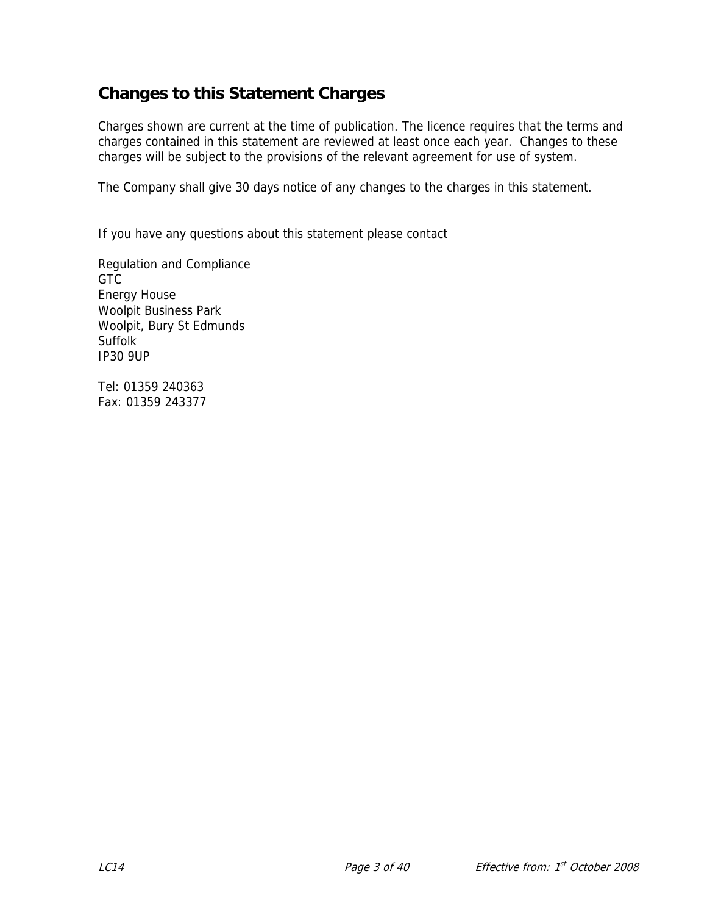## Changes to this Statement Charges

Charges shown are current at the time of publication. The licence requires that the terms and charges contained in this statement are reviewed at least once each year. Changes to these charges will be subject to the provisions of the relevant agreement for use of system.

The Company shall give 30 days notice of any changes to the charges in this statement.

If you have any questions about this statement please contact

Regulation and Compliance
GTC
Energy House
Woolpit Business Park
Woolpit, Bury St Edmunds
Suffolk
IP30 9UP

Tel: 01359 240363
Fax: 01359 243377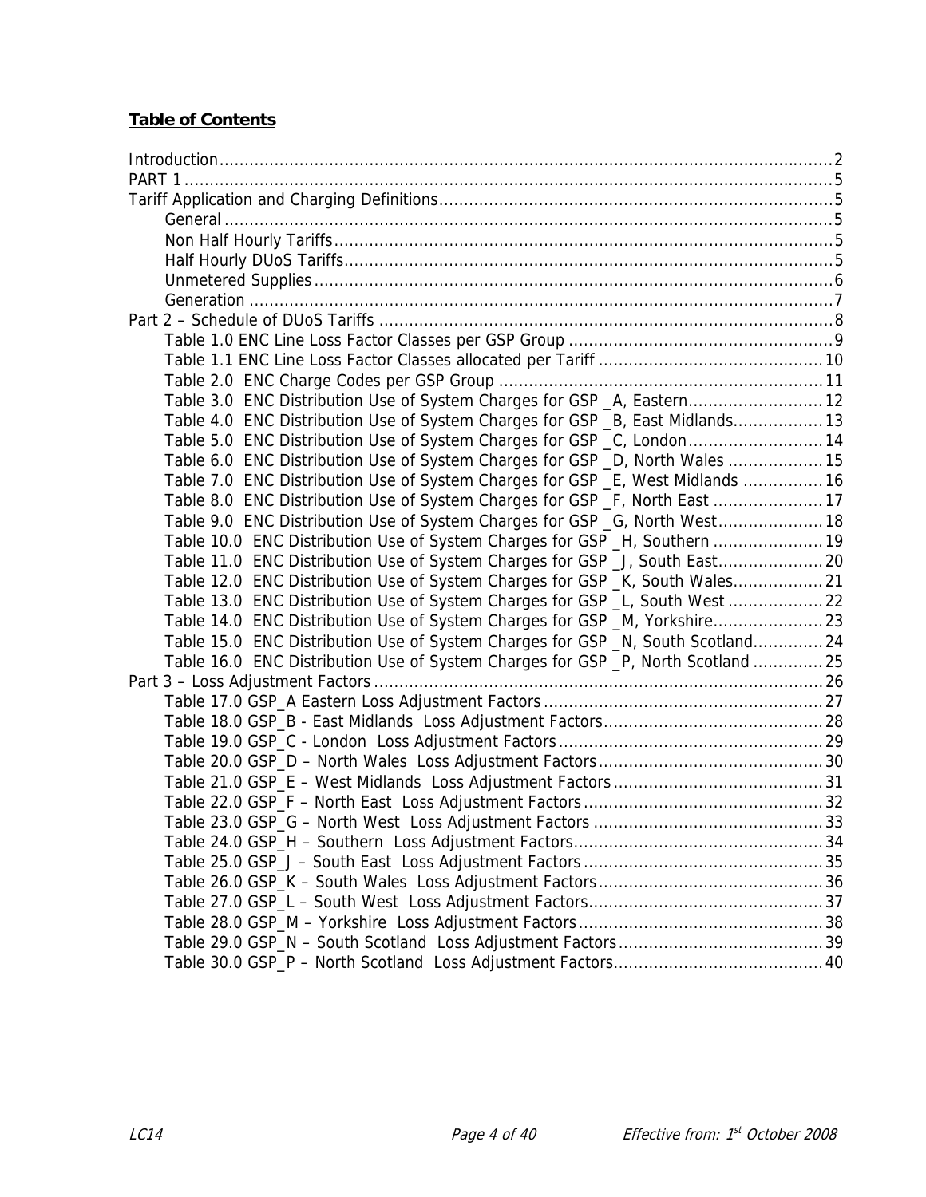## **Table of Contents**

Introduction.......................................................................................................................2
PART 1..............................................................................................................................5
Tariff Application and Charging Definitions.........................................................................5
    General .........................................................................................................................5
    Non Half Hourly Tariffs...................................................................................................5
    Half Hourly DUoS Tariffs.................................................................................................5
    Unmetered Supplies.......................................................................................................6
    Generation ....................................................................................................................7
Part 2 – Schedule of DUoS Tariffs ........................................................................................8
    Table 1.0 ENC Line Loss Factor Classes per GSP Group .....................................................9
    Table 1.1 ENC Line Loss Factor Classes allocated per Tariff .............................................10
    Table 2.0  ENC Charge Codes per GSP Group ................................................................11
    Table 3.0  ENC Distribution Use of System Charges for GSP _A, Eastern...........................12
    Table 4.0  ENC Distribution Use of System Charges for GSP _B, East Midlands..................13
    Table 5.0  ENC Distribution Use of System Charges for GSP _C, London...........................14
    Table 6.0  ENC Distribution Use of System Charges for GSP _D, North Wales ...................15
    Table 7.0  ENC Distribution Use of System Charges for GSP _E, West Midlands ................16
    Table 8.0  ENC Distribution Use of System Charges for GSP _F, North East ......................17
    Table 9.0  ENC Distribution Use of System Charges for GSP _G, North West.....................18
    Table 10.0  ENC Distribution Use of System Charges for GSP _H, Southern ......................19
    Table 11.0  ENC Distribution Use of System Charges for GSP _J, South East.....................20
    Table 12.0  ENC Distribution Use of System Charges for GSP _K, South Wales..................21
    Table 13.0  ENC Distribution Use of System Charges for GSP _L, South West ...................22
    Table 14.0  ENC Distribution Use of System Charges for GSP _M, Yorkshire......................23
    Table 15.0  ENC Distribution Use of System Charges for GSP _N, South Scotland..............24
    Table 16.0  ENC Distribution Use of System Charges for GSP _P, North Scotland ..............25
Part 3 – Loss Adjustment Factors .........................................................................................26
    Table 17.0 GSP_A Eastern Loss Adjustment Factors .......................................................27
    Table 18.0 GSP_B - East Midlands  Loss Adjustment Factors............................................28
    Table 19.0 GSP_C - London  Loss Adjustment Factors.....................................................29
    Table 20.0 GSP_D – North Wales  Loss Adjustment Factors.............................................30
    Table 21.0 GSP_E – West Midlands  Loss Adjustment Factors..........................................31
    Table 22.0 GSP_F – North East  Loss Adjustment Factors................................................32
    Table 23.0 GSP_G – North West  Loss Adjustment Factors .............................................33
    Table 24.0 GSP_H – Southern  Loss Adjustment Factors..................................................34
    Table 25.0 GSP_J – South East  Loss Adjustment Factors................................................35
    Table 26.0 GSP_K – South Wales  Loss Adjustment Factors.............................................36
    Table 27.0 GSP_L – South West  Loss Adjustment Factors...............................................37
    Table 28.0 GSP_M – Yorkshire  Loss Adjustment Factors.................................................38
    Table 29.0 GSP_N – South Scotland  Loss Adjustment Factors.........................................39
    Table 30.0 GSP_P – North Scotland  Loss Adjustment Factors..........................................40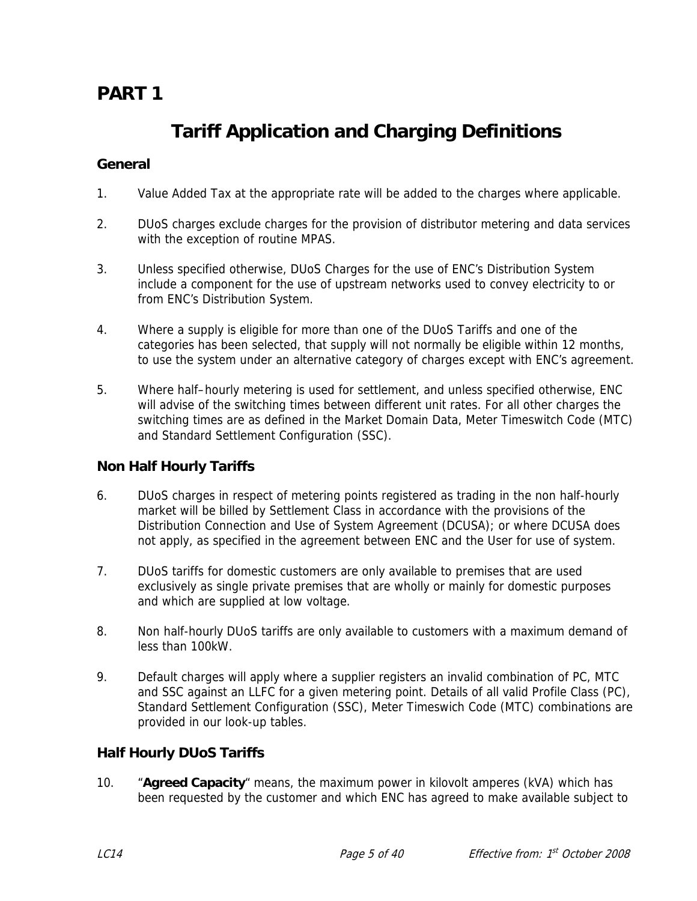# PART 1

## Tariff Application and Charging Definitions

### General

1. Value Added Tax at the appropriate rate will be added to the charges where applicable.

2. DUoS charges exclude charges for the provision of distributor metering and data services with the exception of routine MPAS.

3. Unless specified otherwise, DUoS Charges for the use of ENC's Distribution System include a component for the use of upstream networks used to convey electricity to or from ENC's Distribution System.

4. Where a supply is eligible for more than one of the DUoS Tariffs and one of the categories has been selected, that supply will not normally be eligible within 12 months, to use the system under an alternative category of charges except with ENC's agreement.

5. Where half–hourly metering is used for settlement, and unless specified otherwise, ENC will advise of the switching times between different unit rates. For all other charges the switching times are as defined in the Market Domain Data, Meter Timeswitch Code (MTC) and Standard Settlement Configuration (SSC).

### Non Half Hourly Tariffs

6. DUoS charges in respect of metering points registered as trading in the non half-hourly market will be billed by Settlement Class in accordance with the provisions of the Distribution Connection and Use of System Agreement (DCUSA); or where DCUSA does not apply, as specified in the agreement between ENC and the User for use of system.

7. DUoS tariffs for domestic customers are only available to premises that are used exclusively as single private premises that are wholly or mainly for domestic purposes and which are supplied at low voltage.

8. Non half-hourly DUoS tariffs are only available to customers with a maximum demand of less than 100kW.

9. Default charges will apply where a supplier registers an invalid combination of PC, MTC and SSC against an LLFC for a given metering point. Details of all valid Profile Class (PC), Standard Settlement Configuration (SSC), Meter Timeswich Code (MTC) combinations are provided in our look-up tables.

### Half Hourly DUoS Tariffs

10. "**Agreed Capacity**" means, the maximum power in kilovolt amperes (kVA) which has been requested by the customer and which ENC has agreed to make available subject to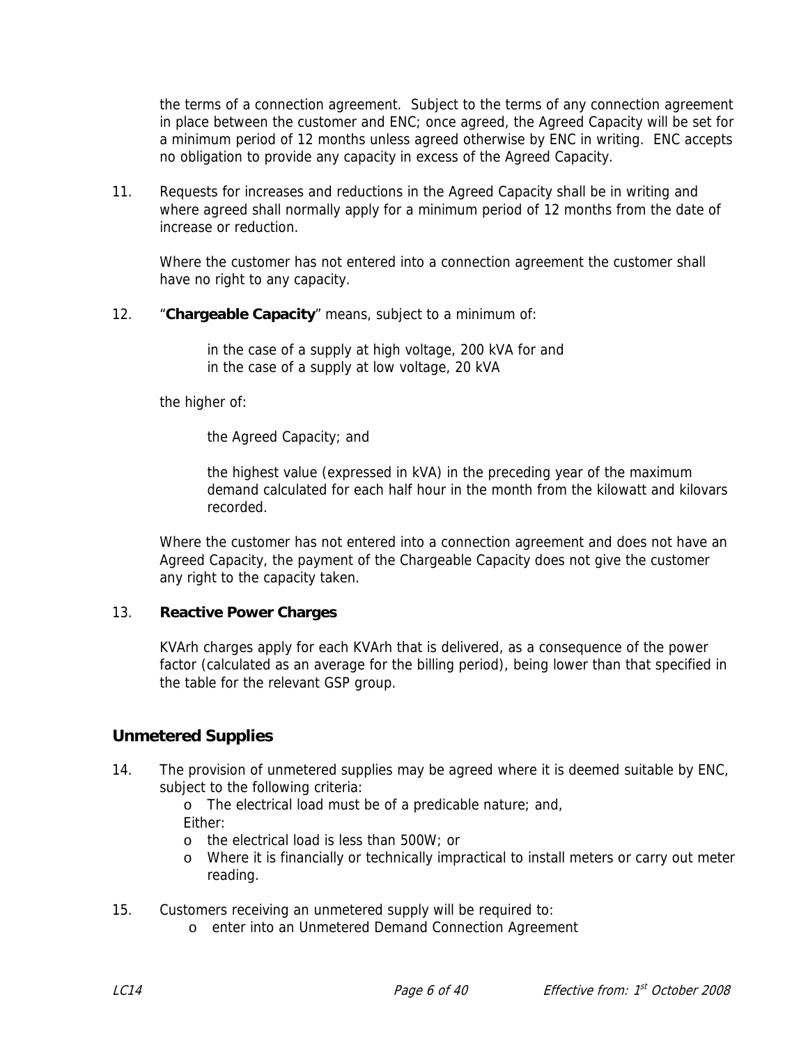the terms of a connection agreement. Subject to the terms of any connection agreement in place between the customer and ENC; once agreed, the Agreed Capacity will be set for a minimum period of 12 months unless agreed otherwise by ENC in writing. ENC accepts no obligation to provide any capacity in excess of the Agreed Capacity.

11. Requests for increases and reductions in the Agreed Capacity shall be in writing and where agreed shall normally apply for a minimum period of 12 months from the date of increase or reduction.

    Where the customer has not entered into a connection agreement the customer shall have no right to any capacity.

12. "**Chargeable Capacity**" means, subject to a minimum of:

    in the case of a supply at high voltage, 200 kVA for and
    in the case of a supply at low voltage, 20 kVA

    the higher of:

    the Agreed Capacity; and

    the highest value (expressed in kVA) in the preceding year of the maximum demand calculated for each half hour in the month from the kilowatt and kilovars recorded.

    Where the customer has not entered into a connection agreement and does not have an Agreed Capacity, the payment of the Chargeable Capacity does not give the customer any right to the capacity taken.

13. **Reactive Power Charges**

    KVArh charges apply for each KVArh that is delivered, as a consequence of the power factor (calculated as an average for the billing period), being lower than that specified in the table for the relevant GSP group.

## Unmetered Supplies

14. The provision of unmetered supplies may be agreed where it is deemed suitable by ENC, subject to the following criteria:
    - The electrical load must be of a predicable nature; and,

    Either:
    - the electrical load is less than 500W; or
    - Where it is financially or technically impractical to install meters or carry out meter reading.

15. Customers receiving an unmetered supply will be required to:
    - enter into an Unmetered Demand Connection Agreement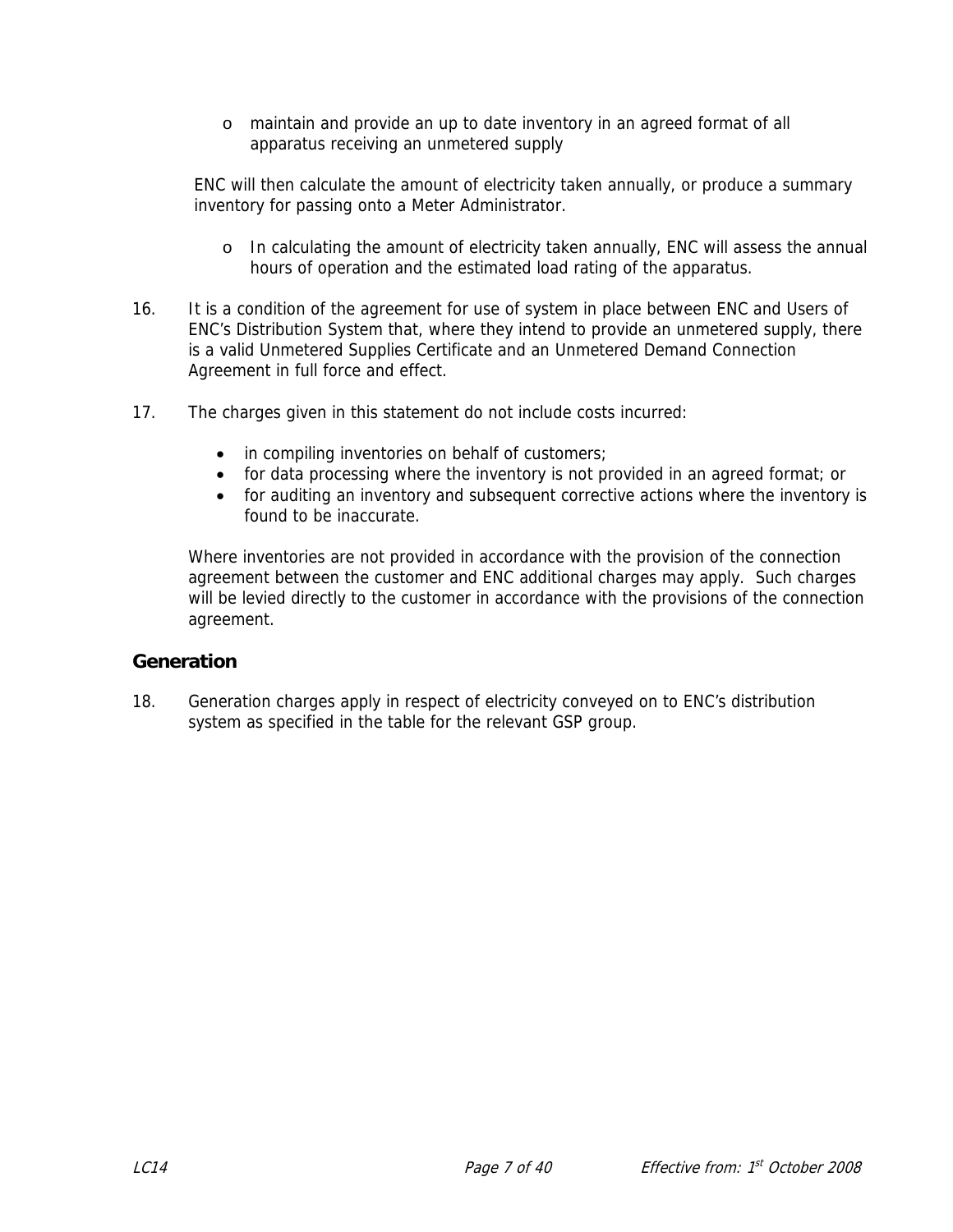- maintain and provide an up to date inventory in an agreed format of all apparatus receiving an unmetered supply

ENC will then calculate the amount of electricity taken annually, or produce a summary inventory for passing onto a Meter Administrator.

- In calculating the amount of electricity taken annually, ENC will assess the annual hours of operation and the estimated load rating of the apparatus.

16. It is a condition of the agreement for use of system in place between ENC and Users of ENC's Distribution System that, where they intend to provide an unmetered supply, there is a valid Unmetered Supplies Certificate and an Unmetered Demand Connection Agreement in full force and effect.

17. The charges given in this statement do not include costs incurred:

    - in compiling inventories on behalf of customers;
    - for data processing where the inventory is not provided in an agreed format; or
    - for auditing an inventory and subsequent corrective actions where the inventory is found to be inaccurate.

    Where inventories are not provided in accordance with the provision of the connection agreement between the customer and ENC additional charges may apply. Such charges will be levied directly to the customer in accordance with the provisions of the connection agreement.

## Generation

18. Generation charges apply in respect of electricity conveyed on to ENC's distribution system as specified in the table for the relevant GSP group.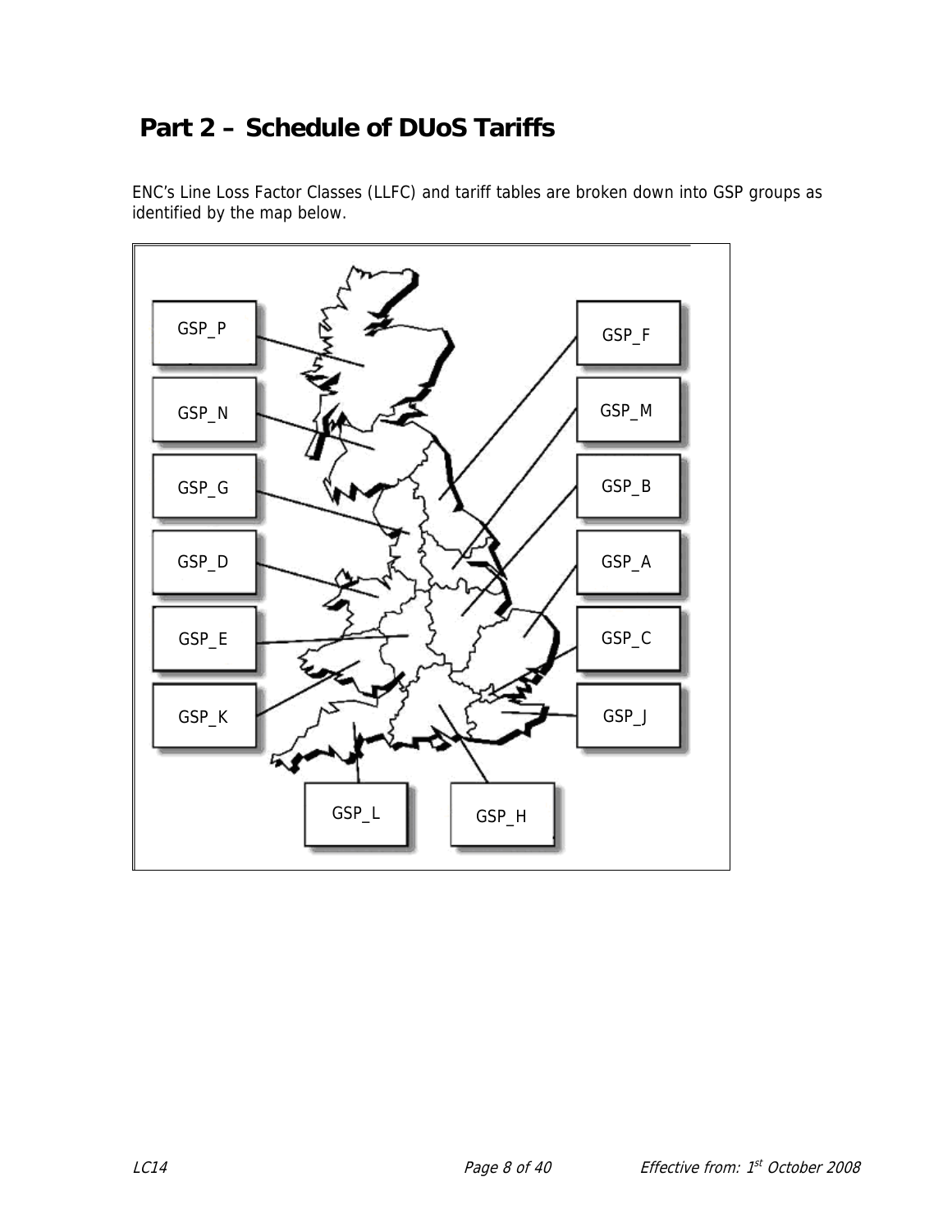# Part 2 – Schedule of DUoS Tariffs

ENC's Line Loss Factor Classes (LLFC) and tariff tables are broken down into GSP groups as identified by the map below.

GSP_P

GSP_N

GSP_G

GSP_D

GSP_E

GSP_K

GSP_L

GSP_H

GSP_F

GSP_M

GSP_B

GSP_A

GSP_C

GSP_J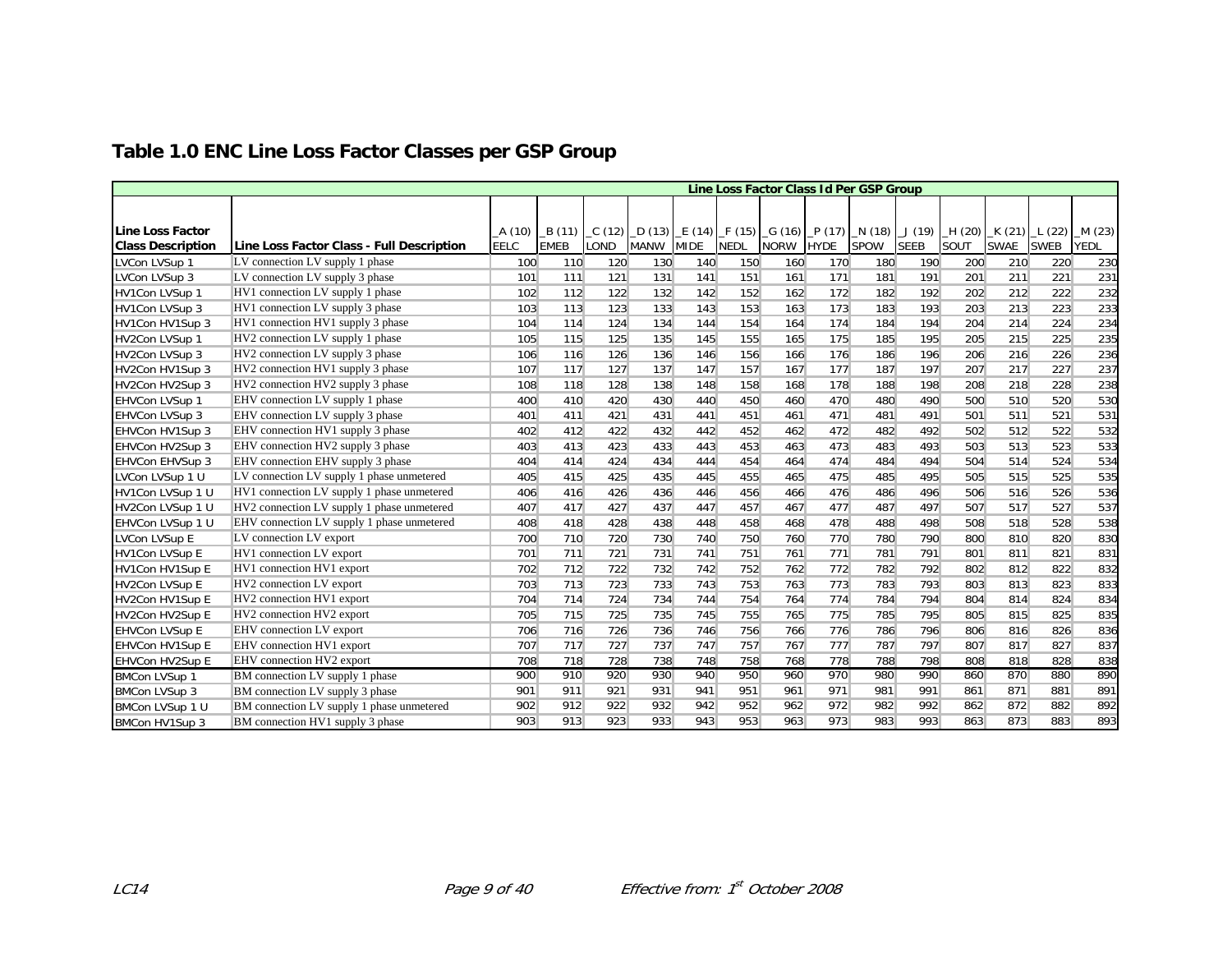## Table 1.0 ENC Line Loss Factor Classes per GSP Group

| | | Line Loss Factor Class Id Per GSP Group | | | | | | | | | | | | | |
|---|---|---|---|---|---|---|---|---|---|---|---|---|---|---|---|
| Line Loss Factor Class Description | Line Loss Factor Class - Full Description | _A (10) EELC | _B (11) EMEB | _C (12) LOND | _D (13) MANW | _E (14) MIDE | _F (15) NEDL | _G (16) NORW | _P (17) HYDE | _N (18) SPOW | _J (19) SEEB | _H (20) SOUT | _K (21) SWAE | _L (22) SWEB | _M (23) YEDL |
| LVCon LVSup 1 | LV connection LV supply 1 phase | 100 | 110 | 120 | 130 | 140 | 150 | 160 | 170 | 180 | 190 | 200 | 210 | 220 | 230 |
| LVCon LVSup 3 | LV connection LV supply 3 phase | 101 | 111 | 121 | 131 | 141 | 151 | 161 | 171 | 181 | 191 | 201 | 211 | 221 | 231 |
| HV1Con LVSup 1 | HV1 connection LV supply 1 phase | 102 | 112 | 122 | 132 | 142 | 152 | 162 | 172 | 182 | 192 | 202 | 212 | 222 | 232 |
| HV1Con LVSup 3 | HV1 connection LV supply 3 phase | 103 | 113 | 123 | 133 | 143 | 153 | 163 | 173 | 183 | 193 | 203 | 213 | 223 | 233 |
| HV1Con HV1Sup 3 | HV1 connection HV1 supply 3 phase | 104 | 114 | 124 | 134 | 144 | 154 | 164 | 174 | 184 | 194 | 204 | 214 | 224 | 234 |
| HV2Con LVSup 1 | HV2 connection LV supply 1 phase | 105 | 115 | 125 | 135 | 145 | 155 | 165 | 175 | 185 | 195 | 205 | 215 | 225 | 235 |
| HV2Con LVSup 3 | HV2 connection LV supply 3 phase | 106 | 116 | 126 | 136 | 146 | 156 | 166 | 176 | 186 | 196 | 206 | 216 | 226 | 236 |
| HV2Con HV1Sup 3 | HV2 connection HV1 supply 3 phase | 107 | 117 | 127 | 137 | 147 | 157 | 167 | 177 | 187 | 197 | 207 | 217 | 227 | 237 |
| HV2Con HV2Sup 3 | HV2 connection HV2 supply 3 phase | 108 | 118 | 128 | 138 | 148 | 158 | 168 | 178 | 188 | 198 | 208 | 218 | 228 | 238 |
| EHVCon LVSup 1 | EHV connection LV supply 1 phase | 400 | 410 | 420 | 430 | 440 | 450 | 460 | 470 | 480 | 490 | 500 | 510 | 520 | 530 |
| EHVCon LVSup 3 | EHV connection LV supply 3 phase | 401 | 411 | 421 | 431 | 441 | 451 | 461 | 471 | 481 | 491 | 501 | 511 | 521 | 531 |
| EHVCon HV1Sup 3 | EHV connection HV1 supply 3 phase | 402 | 412 | 422 | 432 | 442 | 452 | 462 | 472 | 482 | 492 | 502 | 512 | 522 | 532 |
| EHVCon HV2Sup 3 | EHV connection HV2 supply 3 phase | 403 | 413 | 423 | 433 | 443 | 453 | 463 | 473 | 483 | 493 | 503 | 513 | 523 | 533 |
| EHVCon EHVSup 3 | EHV connection EHV supply 3 phase | 404 | 414 | 424 | 434 | 444 | 454 | 464 | 474 | 484 | 494 | 504 | 514 | 524 | 534 |
| LVCon LVSup 1 U | LV connection LV supply 1 phase unmetered | 405 | 415 | 425 | 435 | 445 | 455 | 465 | 475 | 485 | 495 | 505 | 515 | 525 | 535 |
| HV1Con LVSup 1 U | HV1 connection LV supply 1 phase unmetered | 406 | 416 | 426 | 436 | 446 | 456 | 466 | 476 | 486 | 496 | 506 | 516 | 526 | 536 |
| HV2Con LVSup 1 U | HV2 connection LV supply 1 phase unmetered | 407 | 417 | 427 | 437 | 447 | 457 | 467 | 477 | 487 | 497 | 507 | 517 | 527 | 537 |
| EHVCon LVSup 1 U | EHV connection LV supply 1 phase unmetered | 408 | 418 | 428 | 438 | 448 | 458 | 468 | 478 | 488 | 498 | 508 | 518 | 528 | 538 |
| LVCon LVSup E | LV connection LV export | 700 | 710 | 720 | 730 | 740 | 750 | 760 | 770 | 780 | 790 | 800 | 810 | 820 | 830 |
| HV1Con LVSup E | HV1 connection LV export | 701 | 711 | 721 | 731 | 741 | 751 | 761 | 771 | 781 | 791 | 801 | 811 | 821 | 831 |
| HV1Con HV1Sup E | HV1 connection HV1 export | 702 | 712 | 722 | 732 | 742 | 752 | 762 | 772 | 782 | 792 | 802 | 812 | 822 | 832 |
| HV2Con LVSup E | HV2 connection LV export | 703 | 713 | 723 | 733 | 743 | 753 | 763 | 773 | 783 | 793 | 803 | 813 | 823 | 833 |
| HV2Con HV1Sup E | HV2 connection HV1 export | 704 | 714 | 724 | 734 | 744 | 754 | 764 | 774 | 784 | 794 | 804 | 814 | 824 | 834 |
| HV2Con HV2Sup E | HV2 connection HV2 export | 705 | 715 | 725 | 735 | 745 | 755 | 765 | 775 | 785 | 795 | 805 | 815 | 825 | 835 |
| EHVCon LVSup E | EHV connection LV export | 706 | 716 | 726 | 736 | 746 | 756 | 766 | 776 | 786 | 796 | 806 | 816 | 826 | 836 |
| EHVCon HV1Sup E | EHV connection HV1 export | 707 | 717 | 727 | 737 | 747 | 757 | 767 | 777 | 787 | 797 | 807 | 817 | 827 | 837 |
| EHVCon HV2Sup E | EHV connection HV2 export | 708 | 718 | 728 | 738 | 748 | 758 | 768 | 778 | 788 | 798 | 808 | 818 | 828 | 838 |
| BMCon LVSup 1 | BM connection LV supply 1 phase | 900 | 910 | 920 | 930 | 940 | 950 | 960 | 970 | 980 | 990 | 860 | 870 | 880 | 890 |
| BMCon LVSup 3 | BM connection LV supply 3 phase | 901 | 911 | 921 | 931 | 941 | 951 | 961 | 971 | 981 | 991 | 861 | 871 | 881 | 891 |
| BMCon LVSup 1 U | BM connection LV supply 1 phase unmetered | 902 | 912 | 922 | 932 | 942 | 952 | 962 | 972 | 982 | 992 | 862 | 872 | 882 | 892 |
| BMCon HV1Sup 3 | BM connection HV1 supply 3 phase | 903 | 913 | 923 | 933 | 943 | 953 | 963 | 973 | 983 | 993 | 863 | 873 | 883 | 893 |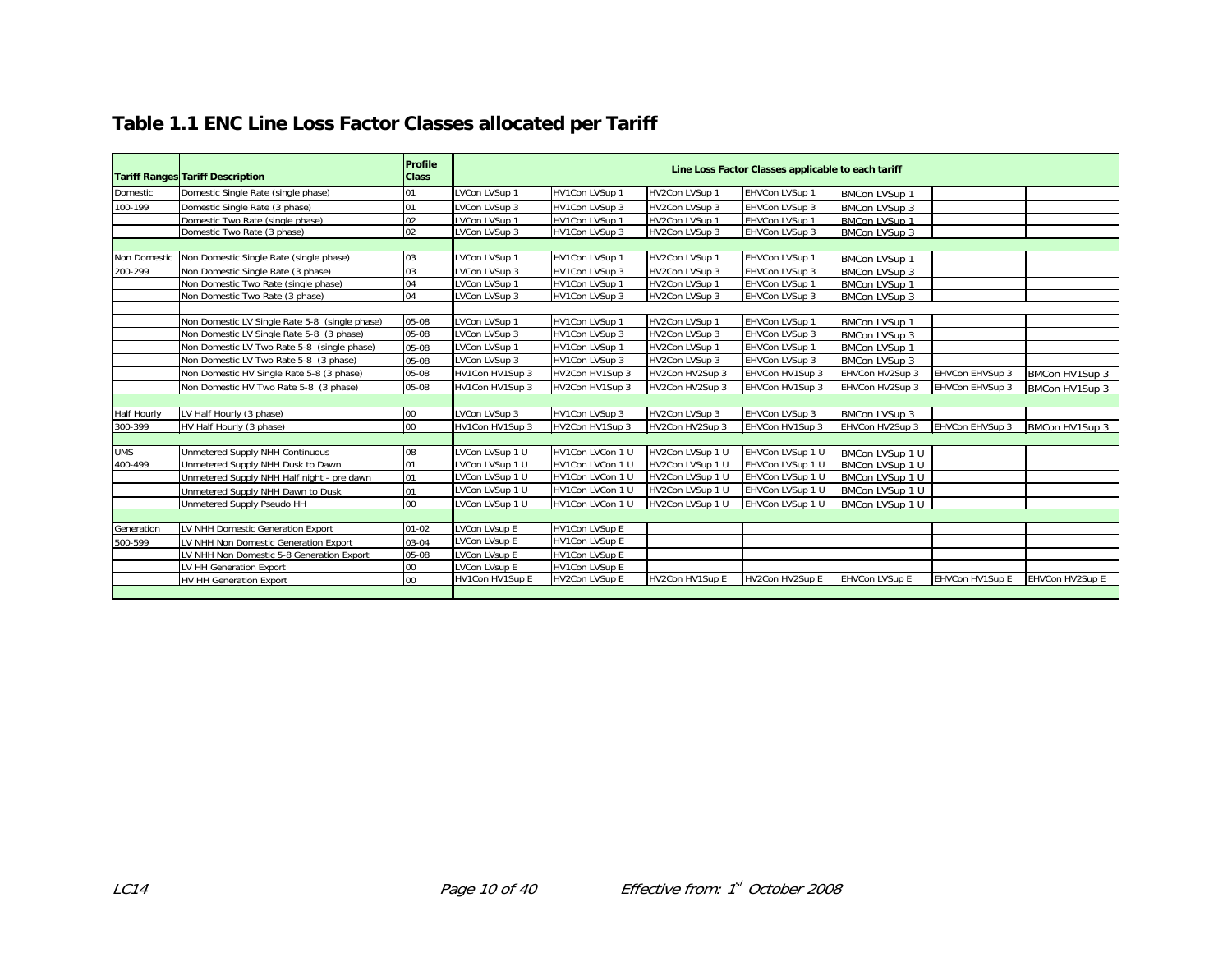## Table 1.1 ENC Line Loss Factor Classes allocated per Tariff

| Tariff Ranges | Tariff Description | Profile Class | Line Loss Factor Classes applicable to each tariff | | | | | | |
|---|---|---|---|---|---|---|---|---|---|
| Domestic | Domestic Single Rate (single phase) | 01 | LVCon LVSup 1 | HV1Con LVSup 1 | HV2Con LVSup 1 | EHVCon LVSup 1 | BMCon LVSup 1 | | |
| 100-199 | Domestic Single Rate (3 phase) | 01 | LVCon LVSup 3 | HV1Con LVSup 3 | HV2Con LVSup 3 | EHVCon LVSup 3 | BMCon LVSup 3 | | |
| | Domestic Two Rate (single phase) | 02 | LVCon LVSup 1 | HV1Con LVSup 1 | HV2Con LVSup 1 | EHVCon LVSup 1 | BMCon LVSup 1 | | |
| | Domestic Two Rate (3 phase) | 02 | LVCon LVSup 3 | HV1Con LVSup 3 | HV2Con LVSup 3 | EHVCon LVSup 3 | BMCon LVSup 3 | | |
| | | | | | | | | | |
| Non Domestic | Non Domestic Single Rate (single phase) | 03 | LVCon LVSup 1 | HV1Con LVSup 1 | HV2Con LVSup 1 | EHVCon LVSup 1 | BMCon LVSup 1 | | |
| 200-299 | Non Domestic Single Rate (3 phase) | 03 | LVCon LVSup 3 | HV1Con LVSup 3 | HV2Con LVSup 3 | EHVCon LVSup 3 | BMCon LVSup 3 | | |
| | Non Domestic Two Rate (single phase) | 04 | LVCon LVSup 1 | HV1Con LVSup 1 | HV2Con LVSup 1 | EHVCon LVSup 1 | BMCon LVSup 1 | | |
| | Non Domestic Two Rate (3 phase) | 04 | LVCon LVSup 3 | HV1Con LVSup 3 | HV2Con LVSup 3 | EHVCon LVSup 3 | BMCon LVSup 3 | | |
| | | | | | | | | | |
| | Non Domestic LV Single Rate 5-8 (single phase) | 05-08 | LVCon LVSup 1 | HV1Con LVSup 1 | HV2Con LVSup 1 | EHVCon LVSup 1 | BMCon LVSup 1 | | |
| | Non Domestic LV Single Rate 5-8 (3 phase) | 05-08 | LVCon LVSup 3 | HV1Con LVSup 3 | HV2Con LVSup 3 | EHVCon LVSup 3 | BMCon LVSup 3 | | |
| | Non Domestic LV Two Rate 5-8 (single phase) | 05-08 | LVCon LVSup 1 | HV1Con LVSup 1 | HV2Con LVSup 1 | EHVCon LVSup 1 | BMCon LVSup 1 | | |
| | Non Domestic LV Two Rate 5-8 (3 phase) | 05-08 | LVCon LVSup 3 | HV1Con LVSup 3 | HV2Con LVSup 3 | EHVCon LVSup 3 | BMCon LVSup 3 | | |
| | Non Domestic HV Single Rate 5-8 (3 phase) | 05-08 | HV1Con HV1Sup 3 | HV2Con HV1Sup 3 | HV2Con HV2Sup 3 | EHVCon HV1Sup 3 | EHVCon HV2Sup 3 | EHVCon EHVSup 3 | BMCon HV1Sup 3 |
| | Non Domestic HV Two Rate 5-8 (3 phase) | 05-08 | HV1Con HV1Sup 3 | HV2Con HV1Sup 3 | HV2Con HV2Sup 3 | EHVCon HV1Sup 3 | EHVCon HV2Sup 3 | EHVCon EHVSup 3 | BMCon HV1Sup 3 |
| | | | | | | | | | |
| Half Hourly | LV Half Hourly (3 phase) | 00 | LVCon LVSup 3 | HV1Con LVSup 3 | HV2Con LVSup 3 | EHVCon LVSup 3 | BMCon LVSup 3 | | |
| 300-399 | HV Half Hourly (3 phase) | 00 | HV1Con HV1Sup 3 | HV2Con HV1Sup 3 | HV2Con HV2Sup 3 | EHVCon HV1Sup 3 | EHVCon HV2Sup 3 | EHVCon EHVSup 3 | BMCon HV1Sup 3 |
| | | | | | | | | | |
| UMS | Unmetered Supply NHH Continuous | 08 | LVCon LVSup 1 U | HV1Con LVCon 1 U | HV2Con LVSup 1 U | EHVCon LVSup 1 U | BMCon LVSup 1 U | | |
| 400-499 | Unmetered Supply NHH Dusk to Dawn | 01 | LVCon LVSup 1 U | HV1Con LVCon 1 U | HV2Con LVSup 1 U | EHVCon LVSup 1 U | BMCon LVSup 1 U | | |
| | Unmetered Supply NHH Half night - pre dawn | 01 | LVCon LVSup 1 U | HV1Con LVCon 1 U | HV2Con LVSup 1 U | EHVCon LVSup 1 U | BMCon LVSup 1 U | | |
| | Unmetered Supply NHH Dawn to Dusk | 01 | LVCon LVSup 1 U | HV1Con LVCon 1 U | HV2Con LVSup 1 U | EHVCon LVSup 1 U | BMCon LVSup 1 U | | |
| | Unmetered Supply Pseudo HH | 00 | LVCon LVSup 1 U | HV1Con LVCon 1 U | HV2Con LVSup 1 U | EHVCon LVSup 1 U | BMCon LVSup 1 U | | |
| | | | | | | | | | |
| Generation | LV NHH Domestic Generation Export | 01-02 | LVCon LVsup E | HV1Con LVSup E | | | | | |
| 500-599 | LV NHH Non Domestic Generation Export | 03-04 | LVCon LVsup E | HV1Con LVSup E | | | | | |
| | LV NHH Non Domestic 5-8 Generation Export | 05-08 | LVCon LVsup E | HV1Con LVSup E | | | | | |
| | LV HH Generation Export | 00 | LVCon LVsup E | HV1Con LVSup E | | | | | |
| | HV HH Generation Export | 00 | HV1Con HV1Sup E | HV2Con LVSup E | HV2Con HV1Sup E | HV2Con HV2Sup E | EHVCon LVSup E | EHVCon HV1Sup E | EHVCon HV2Sup E |
| | | | | | | | | | |

*LC14* *Effective from: 1st October 2008*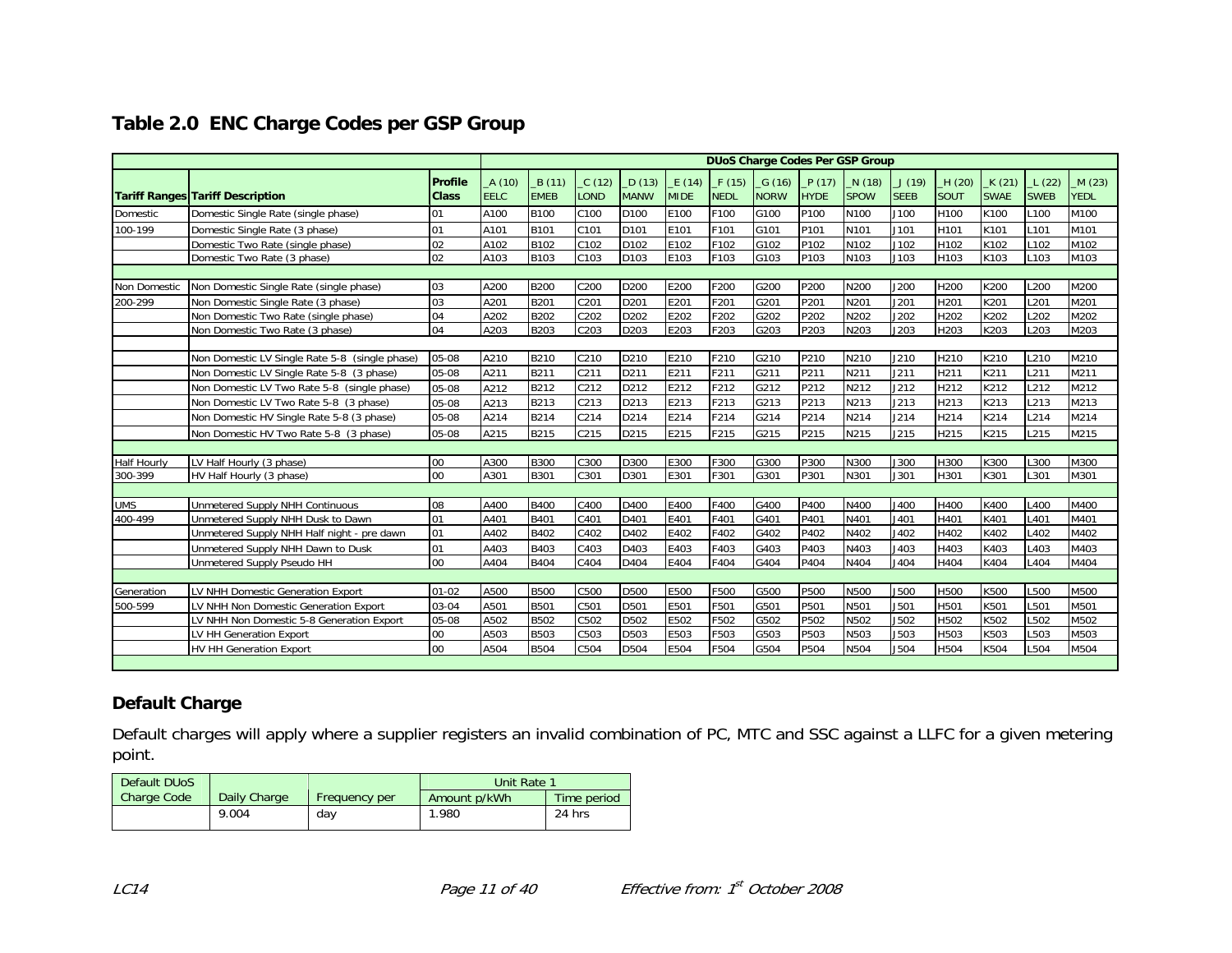## Table 2.0 ENC Charge Codes per GSP Group

| | | | DUoS Charge Codes Per GSP Group | | | | | | | | | | | | | |
|---|---|---|---|---|---|---|---|---|---|---|---|---|---|---|---|---|
| Tariff Ranges | Tariff Description | Profile Class | _A (10) EELC | _B (11) EMEB | _C (12) LOND | _D (13) MANW | _E (14) MIDE | _F (15) NEDL | _G (16) NORW | _P (17) HYDE | _N (18) SPOW | _J (19) SEEB | _H (20) SOUT | _K (21) SWAE | _L (22) SWEB | _M (23) YEDL |
| Domestic | Domestic Single Rate (single phase) | 01 | A100 | B100 | C100 | D100 | E100 | F100 | G100 | P100 | N100 | J100 | H100 | K100 | L100 | M100 |
| 100-199 | Domestic Single Rate (3 phase) | 01 | A101 | B101 | C101 | D101 | E101 | F101 | G101 | P101 | N101 | J101 | H101 | K101 | L101 | M101 |
| | Domestic Two Rate (single phase) | 02 | A102 | B102 | C102 | D102 | E102 | F102 | G102 | P102 | N102 | J102 | H102 | K102 | L102 | M102 |
| | Domestic Two Rate (3 phase) | 02 | A103 | B103 | C103 | D103 | E103 | F103 | G103 | P103 | N103 | J103 | H103 | K103 | L103 | M103 |
| | | | | | | | | | | | | | | | | |
| Non Domestic | Non Domestic Single Rate (single phase) | 03 | A200 | B200 | C200 | D200 | E200 | F200 | G200 | P200 | N200 | J200 | H200 | K200 | L200 | M200 |
| 200-299 | Non Domestic Single Rate (3 phase) | 03 | A201 | B201 | C201 | D201 | E201 | F201 | G201 | P201 | N201 | J201 | H201 | K201 | L201 | M201 |
| | Non Domestic Two Rate (single phase) | 04 | A202 | B202 | C202 | D202 | E202 | F202 | G202 | P202 | N202 | J202 | H202 | K202 | L202 | M202 |
| | Non Domestic Two Rate (3 phase) | 04 | A203 | B203 | C203 | D203 | E203 | F203 | G203 | P203 | N203 | J203 | H203 | K203 | L203 | M203 |
| | | | | | | | | | | | | | | | | |
| | Non Domestic LV Single Rate 5-8 (single phase) | 05-08 | A210 | B210 | C210 | D210 | E210 | F210 | G210 | P210 | N210 | J210 | H210 | K210 | L210 | M210 |
| | Non Domestic LV Single Rate 5-8 (3 phase) | 05-08 | A211 | B211 | C211 | D211 | E211 | F211 | G211 | P211 | N211 | J211 | H211 | K211 | L211 | M211 |
| | Non Domestic LV Two Rate 5-8 (single phase) | 05-08 | A212 | B212 | C212 | D212 | E212 | F212 | G212 | P212 | N212 | J212 | H212 | K212 | L212 | M212 |
| | Non Domestic LV Two Rate 5-8 (3 phase) | 05-08 | A213 | B213 | C213 | D213 | E213 | F213 | G213 | P213 | N213 | J213 | H213 | K213 | L213 | M213 |
| | Non Domestic HV Single Rate 5-8 (3 phase) | 05-08 | A214 | B214 | C214 | D214 | E214 | F214 | G214 | P214 | N214 | J214 | H214 | K214 | L214 | M214 |
| | Non Domestic HV Two Rate 5-8 (3 phase) | 05-08 | A215 | B215 | C215 | D215 | E215 | F215 | G215 | P215 | N215 | J215 | H215 | K215 | L215 | M215 |
| | | | | | | | | | | | | | | | | |
| Half Hourly | LV Half Hourly (3 phase) | 00 | A300 | B300 | C300 | D300 | E300 | F300 | G300 | P300 | N300 | J300 | H300 | K300 | L300 | M300 |
| 300-399 | HV Half Hourly (3 phase) | 00 | A301 | B301 | C301 | D301 | E301 | F301 | G301 | P301 | N301 | J301 | H301 | K301 | L301 | M301 |
| | | | | | | | | | | | | | | | | |
| UMS | Unmetered Supply NHH Continuous | 08 | A400 | B400 | C400 | D400 | E400 | F400 | G400 | P400 | N400 | J400 | H400 | K400 | L400 | M400 |
| 400-499 | Unmetered Supply NHH Dusk to Dawn | 01 | A401 | B401 | C401 | D401 | E401 | F401 | G401 | P401 | N401 | J401 | H401 | K401 | L401 | M401 |
| | Unmetered Supply NHH Half night - pre dawn | 01 | A402 | B402 | C402 | D402 | E402 | F402 | G402 | P402 | N402 | J402 | H402 | K402 | L402 | M402 |
| | Unmetered Supply NHH Dawn to Dusk | 01 | A403 | B403 | C403 | D403 | E403 | F403 | G403 | P403 | N403 | J403 | H403 | K403 | L403 | M403 |
| | Unmetered Supply Pseudo HH | 00 | A404 | B404 | C404 | D404 | E404 | F404 | G404 | P404 | N404 | J404 | H404 | K404 | L404 | M404 |
| | | | | | | | | | | | | | | | | |
| Generation | LV NHH Domestic Generation Export | 01-02 | A500 | B500 | C500 | D500 | E500 | F500 | G500 | P500 | N500 | J500 | H500 | K500 | L500 | M500 |
| 500-599 | LV NHH Non Domestic Generation Export | 03-04 | A501 | B501 | C501 | D501 | E501 | F501 | G501 | P501 | N501 | J501 | H501 | K501 | L501 | M501 |
| | LV NHH Non Domestic 5-8 Generation Export | 05-08 | A502 | B502 | C502 | D502 | E502 | F502 | G502 | P502 | N502 | J502 | H502 | K502 | L502 | M502 |
| | LV HH Generation Export | 00 | A503 | B503 | C503 | D503 | E503 | F503 | G503 | P503 | N503 | J503 | H503 | K503 | L503 | M503 |
| | HV HH Generation Export | 00 | A504 | B504 | C504 | D504 | E504 | F504 | G504 | P504 | N504 | J504 | H504 | K504 | L504 | M504 |

### Default Charge

Default charges will apply where a supplier registers an invalid combination of PC, MTC and SSC against a LLFC for a given metering point.

| Default DUoS Charge Code | Daily Charge | Frequency per | Unit Rate 1 | |
|---|---|---|---|---|
| | | | Amount p/kWh | Time period |
| | 9.004 | day | 1.980 | 24 hrs |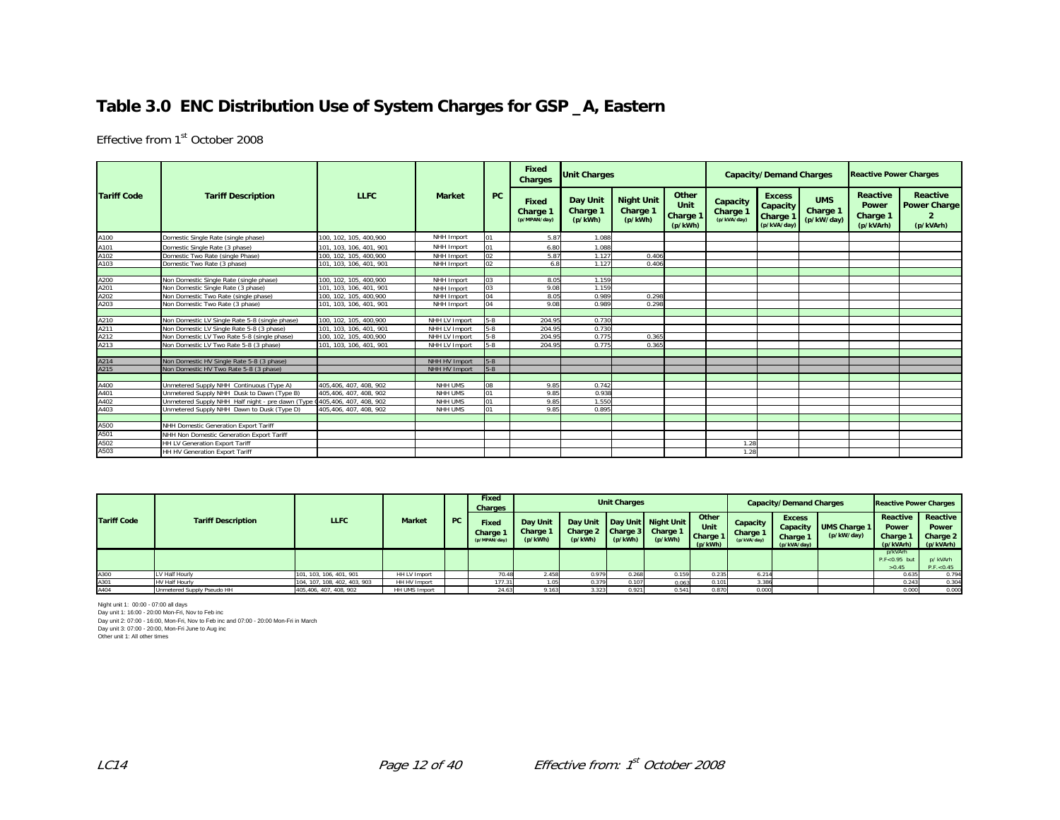# Table 3.0 ENC Distribution Use of System Charges for GSP _A, Eastern

Effective from 1st October 2008

| Tariff Code | Tariff Description | LLFC | Market | PC | Fixed Charges | Unit Charges | | | Capacity/Demand Charges | | | Reactive Power Charges | |
|---|---|---|---|---|---|---|---|---|---|---|---|---|---|
| | | | | | Fixed Charge 1 (p/MPAN/day) | Day Unit Charge 1 (p/kWh) | Night Unit Charge 1 (p/kWh) | Other Unit Charge 1 (p/kWh) | Capacity Charge 1 (p/kVA/day) | Excess Capacity Charge 1 (p/kVA/day) | UMS Charge 1 (p/kW/day) | Reactive Power Charge 1 (p/kVArh) | Reactive Power Charge 2 (p/kVArh) |
| A100 | Domestic Single Rate (single phase) | 100, 102, 105, 400,900 | NHH Import | 01 | 5.87 | 1.088 | | | | | | | |
| A101 | Domestic Single Rate (3 phase) | 101, 103, 106, 401, 901 | NHH Import | 01 | 6.80 | 1.088 | | | | | | | |
| A102 | Domestic Two Rate (single Phase) | 100, 102, 105, 400,900 | NHH Import | 02 | 5.87 | 1.127 | 0.406 | | | | | | |
| A103 | Domestic Two Rate (3 phase) | 101, 103, 106, 401, 901 | NHH Import | 02 | 6.8 | 1.127 | 0.406 | | | | | | |
| | | | | | | | | | | | | | |
| A200 | Non Domestic Single Rate (single phase) | 100, 102, 105, 400,900 | NHH Import | 03 | 8.05 | 1.159 | | | | | | | |
| A201 | Non Domestic Single Rate (3 phase) | 101, 103, 106, 401, 901 | NHH Import | 03 | 9.08 | 1.159 | | | | | | | |
| A202 | Non Domestic Two Rate (single phase) | 100, 102, 105, 400,900 | NHH Import | 04 | 8.05 | 0.989 | 0.298 | | | | | | |
| A203 | Non Domestic Two Rate (3 phase) | 101, 103, 106, 401, 901 | NHH Import | 04 | 9.08 | 0.989 | 0.298 | | | | | | |
| | | | | | | | | | | | | | |
| A210 | Non Domestic LV Single Rate 5-8 (single phase) | 100, 102, 105, 400,900 | NHH LV Import | 5-8 | 204.95 | 0.730 | | | | | | | |
| A211 | Non Domestic LV Single Rate 5-8 (3 phase) | 101, 103, 106, 401, 901 | NHH LV Import | 5-8 | 204.95 | 0.730 | | | | | | | |
| A212 | Non Domestic LV Two Rate 5-8 (single phase) | 100, 102, 105, 400,900 | NHH LV Import | 5-8 | 204.95 | 0.775 | 0.365 | | | | | | |
| A213 | Non Domestic LV Two Rate 5-8 (3 phase) | 101, 103, 106, 401, 901 | NHH LV Import | 5-8 | 204.95 | 0.775 | 0.365 | | | | | | |
| | | | | | | | | | | | | | |
| A214 | Non Domestic HV Single Rate 5-8 (3 phase) | | NHH HV Import | 5-8 | | | | | | | | | |
| A215 | Non Domestic HV Two Rate 5-8 (3 phase) | | NHH HV Import | 5-8 | | | | | | | | | |
| | | | | | | | | | | | | | |
| A400 | Unmetered Supply NHH Continuous (Type A) | 405,406, 407, 408, 902 | NHH UMS | 08 | 9.85 | 0.742 | | | | | | | |
| A401 | Unmetered Supply NHH Dusk to Dawn (Type B) | 405,406, 407, 408, 902 | NHH UMS | 01 | 9.85 | 0.938 | | | | | | | |
| A402 | Unmetered Supply NHH Half night - pre dawn (Type C | 405,406, 407, 408, 902 | NHH UMS | 01 | 9.85 | 1.550 | | | | | | | |
| A403 | Unmetered Supply NHH Dawn to Dusk (Type D) | 405,406, 407, 408, 902 | NHH UMS | 01 | 9.85 | 0.895 | | | | | | | |
| | | | | | | | | | | | | | |
| A500 | NHH Domestic Generation Export Tariff | | | | | | | | | | | | |
| A501 | NHH Non Domestic Generation Export Tariff | | | | | | | | | | | | |
| A502 | HH LV Generation Export Tariff | | | | | | | | 1.28 | | | | |
| A503 | HH HV Generation Export Tariff | | | | | | | | 1.28 | | | | |

| Tariff Code | Tariff Description | LLFC | Market | PC | Fixed Charges | Unit Charges | | | | | Capacity/Demand Charges | | | Reactive Power Charges | |
|---|---|---|---|---|---|---|---|---|---|---|---|---|---|---|---|
| | | | | | Fixed Charge 1 (p/MPAN/day) | Day Unit Charge 1 (p/kWh) | Day Unit Charge 2 (p/kWh) | Day Unit Charge 3 (p/kWh) | Night Unit Charge 1 (p/kWh) | Other Unit Charge 1 (p/kWh) | Capacity Charge 1 (p/kVA/day) | Excess Capacity Charge 1 (p/kVA/day) | UMS Charge 1 (p/kW/day) | Reactive Power Charge 1 (p/kVArh) | Reactive Power Charge 2 (p/kVArh) |
| | | | | | | | | | | | | | | p/kVArh P.F<0.95 but >0.45 | p/ kVArh P.F.<0.45 |
| A300 | LV Half Hourly | 101, 103, 106, 401, 901 | HH LV Import | | 70.48 | 2.458 | 0.979 | 0.268 | 0.159 | 0.235 | 6.214 | | | 0.635 | 0.794 |
| A301 | HV Half Hourly | 104, 107, 108, 402, 403, 903 | HH HV Import | | 177.31 | 1.05 | 0.379 | 0.107 | 0.063 | 0.101 | 3.386 | | | 0.243 | 0.304 |
| A404 | Unmetered Supply Pseudo HH | 405,406, 407, 408, 902 | HH UMS Import | | 24.63 | 9.163 | 3.323 | 0.921 | 0.541 | 0.870 | 0.000 | | | 0.000 | 0.000 |

Night unit 1: 00:00 - 07:00 all days
Day unit 1: 16:00 - 20:00 Mon-Fri, Nov to Feb inc
Day unit 2: 07:00 - 16:00, Mon-Fri, Nov to Feb inc and 07:00 - 20:00 Mon-Fri in March
Day unit 3: 07:00 - 20:00, Mon-Fri June to Aug inc
Other unit 1: All other times

LC14 Effective from: 1st October 2008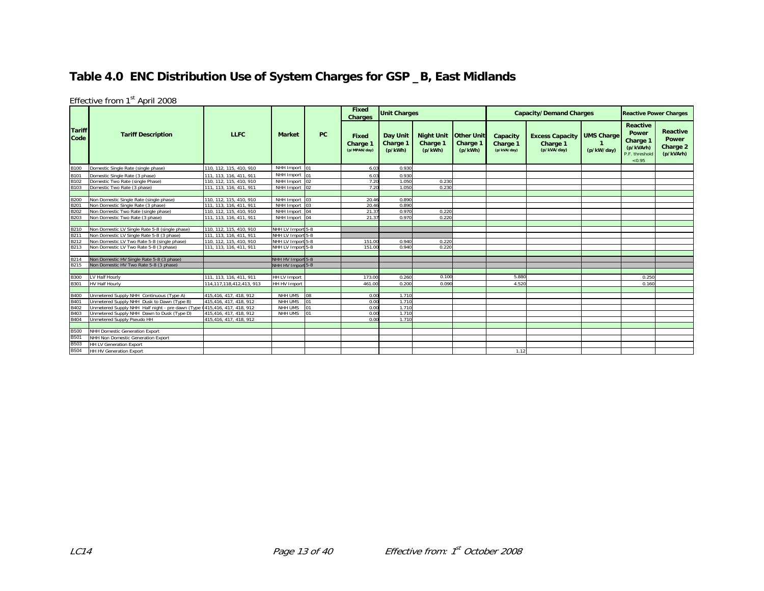## Table 4.0 ENC Distribution Use of System Charges for GSP _B, East Midlands

Effective from 1st April 2008

| Tariff Code | Tariff Description | LLFC | Market | PC | Fixed Charges | Unit Charges | | | Capacity/Demand Charges | | | Reactive Power Charges | |
|---|---|---|---|---|---|---|---|---|---|---|---|---|---|
| | | | | | Fixed Charge 1 (p/MPAN/day) | Day Unit Charge 1 (p/kWh) | Night Unit Charge 1 (p/kWh) | Other Unit Charge 1 (p/kWh) | Capacity Charge 1 (p/kVA/day) | Excess Capacity Charge 1 (p/kVA/day) | UMS Charge 1 (p/kW/day) | Reactive Power Charge 1 (p/kVArh) P.F. threshold <0.95 | Reactive Power Charge 2 (p/kVArh) |
| B100 | Domestic Single Rate (single phase) | 110, 112, 115, 410, 910 | NHH Import | 01 | 6.03 | 0.930 | | | | | | | |
| B101 | Domestic Single Rate (3 phase) | 111, 113, 116, 411, 911 | NHH Import | 01 | 6.03 | 0.930 | | | | | | | |
| B102 | Domestic Two Rate (single Phase) | 110, 112, 115, 410, 910 | NHH Import | 02 | 7.20 | 1.050 | 0.230 | | | | | | |
| B103 | Domestic Two Rate (3 phase) | 111, 113, 116, 411, 911 | NHH Import | 02 | 7.20 | 1.050 | 0.230 | | | | | | |
| | | | | | | | | | | | | | |
| B200 | Non Domestic Single Rate (single phase) | 110, 112, 115, 410, 910 | NHH Import | 03 | 20.46 | 0.890 | | | | | | | |
| B201 | Non Domestic Single Rate (3 phase) | 111, 113, 116, 411, 911 | NHH Import | 03 | 20.46 | 0.890 | | | | | | | |
| B202 | Non Domestic Two Rate (single phase) | 110, 112, 115, 410, 910 | NHH Import | 04 | 21.37 | 0.970 | 0.220 | | | | | | |
| B203 | Non Domestic Two Rate (3 phase) | 111, 113, 116, 411, 911 | NHH Import | 04 | 21.37 | 0.970 | 0.220 | | | | | | |
| | | | | | | | | | | | | | |
| B210 | Non Domestic LV Single Rate 5-8 (single phase) | 110, 112, 115, 410, 910 | NHH LV Import | 5-8 | | | | | | | | | |
| B211 | Non Domestic LV Single Rate 5-8 (3 phase) | 111, 113, 116, 411, 911 | NHH LV Import | 5-8 | | | | | | | | | |
| B212 | Non Domestic LV Two Rate 5-8 (single phase) | 110, 112, 115, 410, 910 | NHH LV Import | 5-8 | 151.00 | 0.940 | 0.220 | | | | | | |
| B213 | Non Domestic LV Two Rate 5-8 (3 phase) | 111, 113, 116, 411, 911 | NHH LV Import | 5-8 | 151.00 | 0.940 | 0.220 | | | | | | |
| | | | | | | | | | | | | | |
| B214 | Non Domestic HV Single Rate 5-8 (3 phase) | | NHH HV Import | 5-8 | | | | | | | | | |
| B215 | Non Domestic HV Two Rate 5-8 (3 phase) | | NHH HV Import | 5-8 | | | | | | | | | |
| | | | | | | | | | | | | | |
| B300 | LV Half Hourly | 111, 113, 116, 411, 911 | HH LV Import | | 173.00 | 0.260 | 0.100 | | 5.880 | | | 0.250 | |
| B301 | HV Half Hourly | 114,117,118,412,413, 913 | HH HV Import | | 461.00 | 0.200 | 0.090 | | 4.520 | | | 0.160 | |
| | | | | | | | | | | | | | |
| B400 | Unmetered Supply NHH Continuous (Type A) | 415,416, 417, 418, 912 | NHH UMS | 08 | 0.00 | 1.710 | | | | | | | |
| B401 | Unmetered Supply NHH Dusk to Dawn (Type B) | 415,416, 417, 418, 912 | NHH UMS | 01 | 0.00 | 1.710 | | | | | | | |
| B402 | Unmetered Supply NHH Half night - pre dawn (Type C) | 415,416, 417, 418, 912 | NHH UMS | 01 | 0.00 | 1.710 | | | | | | | |
| B403 | Unmetered Supply NHH Dawn to Dusk (Type D) | 415,416, 417, 418, 912 | NHH UMS | 01 | 0.00 | 1.710 | | | | | | | |
| B404 | Unmetered Supply Pseudo HH | 415,416, 417, 418, 912 | | | 0.00 | 1.710 | | | | | | | |
| | | | | | | | | | | | | | |
| B500 | NHH Domestic Generation Export | | | | | | | | | | | | |
| B501 | NHH Non Domestic Generation Export | | | | | | | | | | | | |
| B503 | HH LV Generation Export | | | | | | | | | | | | |
| B504 | HH HV Generation Export | | | | | | | | 1.12 | | | | |

LC14

Effective from: 1st October 2008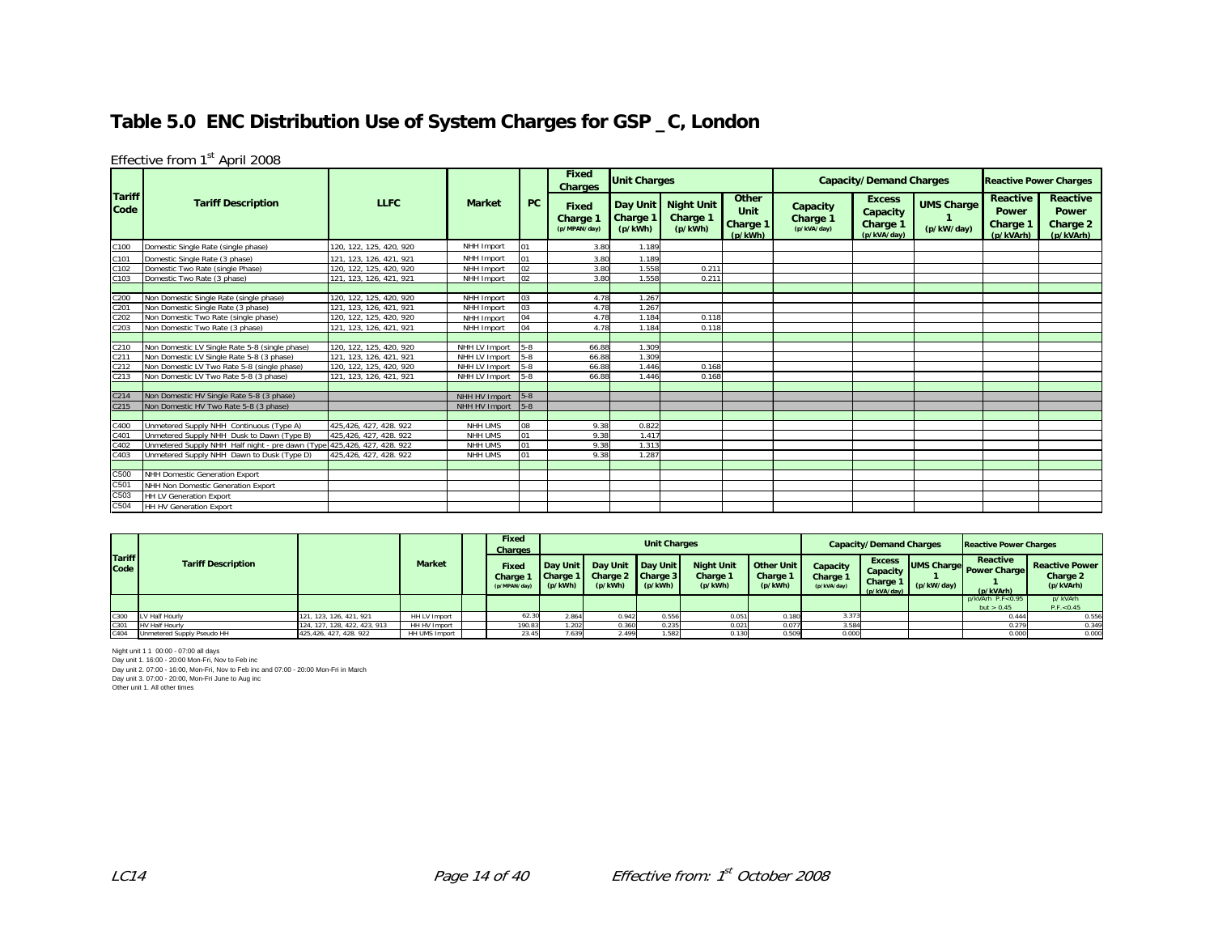# Table 5.0 ENC Distribution Use of System Charges for GSP _C, London

Effective from 1st April 2008

| Tariff Code | Tariff Description | LLFC | Market | PC | Fixed Charges | Unit Charges | | | Capacity/Demand Charges | | | Reactive Power Charges | |
|---|---|---|---|---|---|---|---|---|---|---|---|---|---|
| | | | | | Fixed Charge 1 (p/MPAN/day) | Day Unit Charge 1 (p/kWh) | Night Unit Charge 1 (p/kWh) | Other Unit Charge 1 (p/kWh) | Capacity Charge 1 (p/kVA/day) | Excess Capacity Charge 1 (p/kVA/day) | UMS Charge 1 (p/kW/day) | Reactive Power Charge 1 (p/kVArh) | Reactive Power Charge 2 (p/kVArh) |
| C100 | Domestic Single Rate (single phase) | 120, 122, 125, 420, 920 | NHH Import | 01 | 3.80 | 1.189 | | | | | | | |
| C101 | Domestic Single Rate (3 phase) | 121, 123, 126, 421, 921 | NHH Import | 01 | 3.80 | 1.189 | | | | | | | |
| C102 | Domestic Two Rate (single Phase) | 120, 122, 125, 420, 920 | NHH Import | 02 | 3.80 | 1.558 | 0.211 | | | | | | |
| C103 | Domestic Two Rate (3 phase) | 121, 123, 126, 421, 921 | NHH Import | 02 | 3.80 | 1.558 | 0.211 | | | | | | |
| | | | | | | | | | | | | | |
| C200 | Non Domestic Single Rate (single phase) | 120, 122, 125, 420, 920 | NHH Import | 03 | 4.78 | 1.267 | | | | | | | |
| C201 | Non Domestic Single Rate (3 phase) | 121, 123, 126, 421, 921 | NHH Import | 03 | 4.78 | 1.267 | | | | | | | |
| C202 | Non Domestic Two Rate (single phase) | 120, 122, 125, 420, 920 | NHH Import | 04 | 4.78 | 1.184 | 0.118 | | | | | | |
| C203 | Non Domestic Two Rate (3 phase) | 121, 123, 126, 421, 921 | NHH Import | 04 | 4.78 | 1.184 | 0.118 | | | | | | |
| | | | | | | | | | | | | | |
| C210 | Non Domestic LV Single Rate 5-8 (single phase) | 120, 122, 125, 420, 920 | NHH LV Import | 5-8 | 66.88 | 1.309 | | | | | | | |
| C211 | Non Domestic LV Single Rate 5-8 (3 phase) | 121, 123, 126, 421, 921 | NHH LV Import | 5-8 | 66.88 | 1.309 | | | | | | | |
| C212 | Non Domestic LV Two Rate 5-8 (single phase) | 120, 122, 125, 420, 920 | NHH LV Import | 5-8 | 66.88 | 1.446 | 0.168 | | | | | | |
| C213 | Non Domestic LV Two Rate 5-8 (3 phase) | 121, 123, 126, 421, 921 | NHH LV Import | 5-8 | 66.88 | 1.446 | 0.168 | | | | | | |
| | | | | | | | | | | | | | |
| C214 | Non Domestic HV Single Rate 5-8 (3 phase) | | NHH HV Import | 5-8 | | | | | | | | | |
| C215 | Non Domestic HV Two Rate 5-8 (3 phase) | | NHH HV Import | 5-8 | | | | | | | | | |
| | | | | | | | | | | | | | |
| C400 | Unmetered Supply NHH Continuous (Type A) | 425,426, 427, 428. 922 | NHH UMS | 08 | 9.38 | 0.822 | | | | | | | |
| C401 | Unmetered Supply NHH Dusk to Dawn (Type B) | 425,426, 427, 428. 922 | NHH UMS | 01 | 9.38 | 1.417 | | | | | | | |
| C402 | Unmetered Supply NHH Half night - pre dawn (Type | 425,426, 427, 428. 922 | NHH UMS | 01 | 9.38 | 1.313 | | | | | | | |
| C403 | Unmetered Supply NHH Dawn to Dusk (Type D) | 425,426, 427, 428. 922 | NHH UMS | 01 | 9.38 | 1.287 | | | | | | | |
| | | | | | | | | | | | | | |
| C500 | NHH Domestic Generation Export | | | | | | | | | | | | |
| C501 | NHH Non Domestic Generation Export | | | | | | | | | | | | |
| C503 | HH LV Generation Export | | | | | | | | | | | | |
| C504 | HH HV Generation Export | | | | | | | | | | | | |

| Tariff Code | Tariff Description | | Market | | Fixed Charges | Unit Charges | | | | | Capacity/Demand Charges | | | Reactive Power Charges | |
|---|---|---|---|---|---|---|---|---|---|---|---|---|---|---|---|
| | | | | | Fixed Charge 1 (p/MPAN/day) | Day Unit Charge 1 (p/kWh) | Day Unit Charge 2 (p/kWh) | Day Unit Charge 3 (p/kWh) | Night Unit Charge 1 (p/kWh) | Other Unit Charge 1 (p/kWh) | Capacity Charge 1 (p/kVA/day) | Excess Capacity Charge 1 (p/kVA/day) | UMS Charge 1 (p/kW/day) | Reactive Power Charge 1 (p/kVArh) | Reactive Power Charge 2 (p/kVArh) |
| | | | | | | | | | | | | | | p/kVArh P.F<0.95 but > 0.45 | p/ kVArh P.F.<0.45 |
| C300 | LV Half Hourly | 121, 123, 126, 421, 921 | HH LV Import | | 62.30 | 2.864 | 0.942 | 0.556 | 0.051 | 0.180 | 3.373 | | | 0.444 | 0.556 |
| C301 | HV Half Hourly | 124, 127, 128, 422, 423, 913 | HH HV Import | | 190.83 | 1.202 | 0.360 | 0.235 | 0.021 | 0.077 | 3.584 | | | 0.279 | 0.349 |
| C404 | Unmetered Supply Pseudo HH | 425,426, 427, 428. 922 | HH UMS Import | | 23.45 | 7.639 | 2.499 | 1.582 | 0.130 | 0.509 | 0.000 | | | 0.000 | 0.000 |

Night unit 1 1 00:00 - 07:00 all days
Day unit 1. 16:00 - 20:00 Mon-Fri, Nov to Feb inc
Day unit 2. 07:00 - 16:00, Mon-Fri, Nov to Feb inc and 07:00 - 20:00 Mon-Fri in March
Day unit 3. 07:00 - 20:00, Mon-Fri June to Aug inc
Other unit 1. All other times

LC14

Effective from: 1st October 2008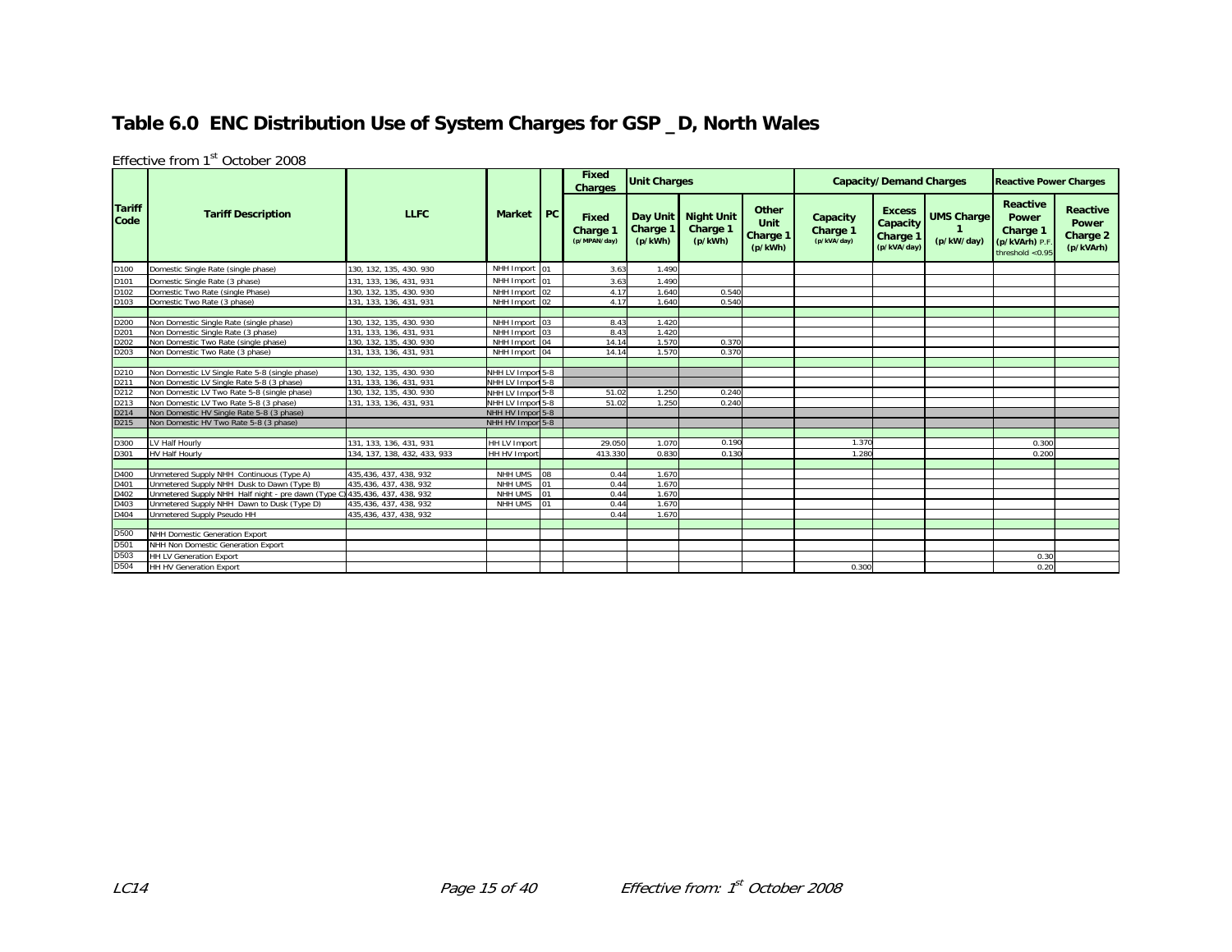## Table 6.0 ENC Distribution Use of System Charges for GSP _D, North Wales

Effective from 1st October 2008

| Tariff Code | Tariff Description | LLFC | Market | PC | Fixed Charges | Unit Charges | | | Capacity/Demand Charges | | | Reactive Power Charges | |
|---|---|---|---|---|---|---|---|---|---|---|---|---|---|
| | | | | | Fixed Charge 1 (p/MPAN/day) | Day Unit Charge 1 (p/kWh) | Night Unit Charge 1 (p/kWh) | Other Unit Charge 1 (p/kWh) | Capacity Charge 1 (p/kVA/day) | Excess Capacity Charge 1 (p/kVA/day) | UMS Charge 1 (p/kW/day) | Reactive Power Charge 1 (p/kVArh) P.F. threshold <0.95 | Reactive Power Charge 2 (p/kVArh) |
| D100 | Domestic Single Rate (single phase) | 130, 132, 135, 430. 930 | NHH Import | 01 | 3.63 | 1.490 | | | | | | | |
| D101 | Domestic Single Rate (3 phase) | 131, 133, 136, 431, 931 | NHH Import | 01 | 3.63 | 1.490 | | | | | | | |
| D102 | Domestic Two Rate (single Phase) | 130, 132, 135, 430. 930 | NHH Import | 02 | 4.17 | 1.640 | 0.540 | | | | | | |
| D103 | Domestic Two Rate (3 phase) | 131, 133, 136, 431, 931 | NHH Import | 02 | 4.17 | 1.640 | 0.540 | | | | | | |
| | | | | | | | | | | | | | |
| D200 | Non Domestic Single Rate (single phase) | 130, 132, 135, 430. 930 | NHH Import | 03 | 8.43 | 1.420 | | | | | | | |
| D201 | Non Domestic Single Rate (3 phase) | 131, 133, 136, 431, 931 | NHH Import | 03 | 8.43 | 1.420 | | | | | | | |
| D202 | Non Domestic Two Rate (single phase) | 130, 132, 135, 430. 930 | NHH Import | 04 | 14.14 | 1.570 | 0.370 | | | | | | |
| D203 | Non Domestic Two Rate (3 phase) | 131, 133, 136, 431, 931 | NHH Import | 04 | 14.14 | 1.570 | 0.370 | | | | | | |
| | | | | | | | | | | | | | |
| D210 | Non Domestic LV Single Rate 5-8 (single phase) | 130, 132, 135, 430. 930 | NHH LV Import | 5-8 | | | | | | | | | |
| D211 | Non Domestic LV Single Rate 5-8 (3 phase) | 131, 133, 136, 431, 931 | NHH LV Import | 5-8 | | | | | | | | | |
| D212 | Non Domestic LV Two Rate 5-8 (single phase) | 130, 132, 135, 430. 930 | NHH LV Import | 5-8 | 51.02 | 1.250 | 0.240 | | | | | | |
| D213 | Non Domestic LV Two Rate 5-8 (3 phase) | 131, 133, 136, 431, 931 | NHH LV Import | 5-8 | 51.02 | 1.250 | 0.240 | | | | | | |
| D214 | Non Domestic HV Single Rate 5-8 (3 phase) | | NHH HV Import | 5-8 | | | | | | | | | |
| D215 | Non Domestic HV Two Rate 5-8 (3 phase) | | NHH HV Import | 5-8 | | | | | | | | | |
| | | | | | | | | | | | | | |
| D300 | LV Half Hourly | 131, 133, 136, 431, 931 | HH LV Import | | 29.050 | 1.070 | 0.190 | | 1.370 | | | 0.300 | |
| D301 | HV Half Hourly | 134, 137, 138, 432, 433, 933 | HH HV Import | | 413.330 | 0.830 | 0.130 | | 1.280 | | | 0.200 | |
| | | | | | | | | | | | | | |
| D400 | Unmetered Supply NHH Continuous (Type A) | 435,436, 437, 438, 932 | NHH UMS | 08 | 0.44 | 1.670 | | | | | | | |
| D401 | Unmetered Supply NHH Dusk to Dawn (Type B) | 435,436, 437, 438, 932 | NHH UMS | 01 | 0.44 | 1.670 | | | | | | | |
| D402 | Unmetered Supply NHH Half night - pre dawn (Type C) | 435,436, 437, 438, 932 | NHH UMS | 01 | 0.44 | 1.670 | | | | | | | |
| D403 | Unmetered Supply NHH Dawn to Dusk (Type D) | 435,436, 437, 438, 932 | NHH UMS | 01 | 0.44 | 1.670 | | | | | | | |
| D404 | Unmetered Supply Pseudo HH | 435,436, 437, 438, 932 | | | 0.44 | 1.670 | | | | | | | |
| | | | | | | | | | | | | | |
| D500 | NHH Domestic Generation Export | | | | | | | | | | | | |
| D501 | NHH Non Domestic Generation Export | | | | | | | | | | | | |
| D503 | HH LV Generation Export | | | | | | | | | | | 0.30 | |
| D504 | HH HV Generation Export | | | | | | | | 0.300 | | | 0.20 | |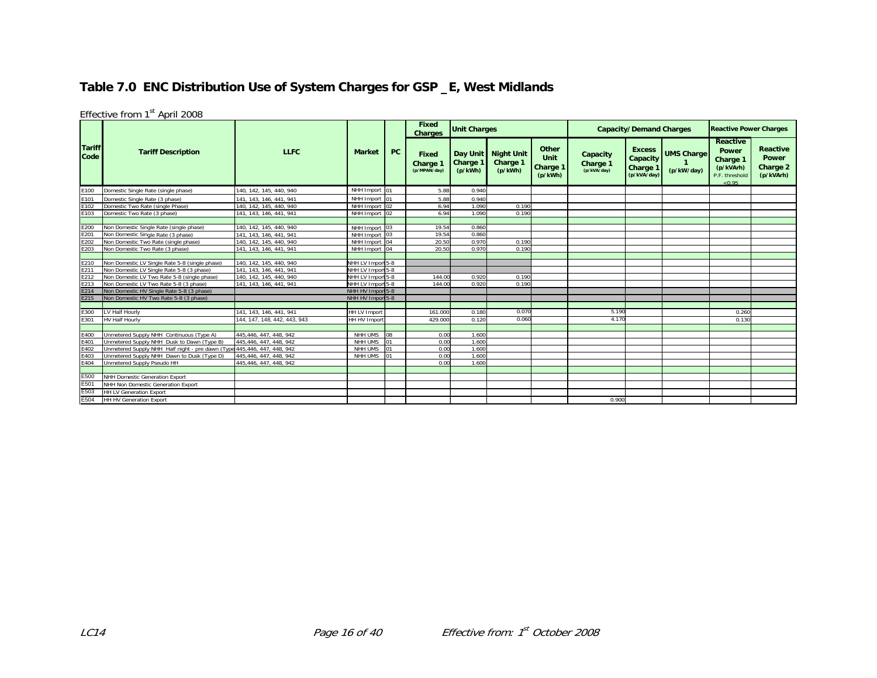## Table 7.0 ENC Distribution Use of System Charges for GSP _E, West Midlands

Effective from 1st April 2008

| Tariff Code | Tariff Description | LLFC | Market | PC | Fixed Charges | Unit Charges | | | Capacity/Demand Charges | | | Reactive Power Charges | |
|---|---|---|---|---|---|---|---|---|---|---|---|---|---|
| | | | | | Fixed Charge 1 (p/MPAN/day) | Day Unit Charge 1 (p/kWh) | Night Unit Charge 1 (p/kWh) | Other Unit Charge 1 (p/kWh) | Capacity Charge 1 (p/kVA/day) | Excess Capacity Charge 1 (p/kVA/day) | UMS Charge 1 (p/kW/day) | Reactive Power Charge 1 (p/kVArh) P.F. threshold <0.95 | Reactive Power Charge 2 (p/kVArh) |
| E100 | Domestic Single Rate (single phase) | 140, 142, 145, 440, 940 | NHH Import | 01 | 5.88 | 0.940 | | | | | | | |
| E101 | Domestic Single Rate (3 phase) | 141, 143, 146, 441, 941 | NHH Import | 01 | 5.88 | 0.940 | | | | | | | |
| E102 | Domestic Two Rate (single Phase) | 140, 142, 145, 440, 940 | NHH Import | 02 | 6.94 | 1.090 | 0.190 | | | | | | |
| E103 | Domestic Two Rate (3 phase) | 141, 143, 146, 441, 941 | NHH Import | 02 | 6.94 | 1.090 | 0.190 | | | | | | |
| | | | | | | | | | | | | | |
| E200 | Non Domestic Single Rate (single phase) | 140, 142, 145, 440, 940 | NHH Import | 03 | 19.54 | 0.860 | | | | | | | |
| E201 | Non Domestic Single Rate (3 phase) | 141, 143, 146, 441, 941 | NHH Import | 03 | 19.54 | 0.860 | | | | | | | |
| E202 | Non Domestic Two Rate (single phase) | 140, 142, 145, 440, 940 | NHH Import | 04 | 20.50 | 0.970 | 0.190 | | | | | | |
| E203 | Non Domestic Two Rate (3 phase) | 141, 143, 146, 441, 941 | NHH Import | 04 | 20.50 | 0.970 | 0.190 | | | | | | |
| | | | | | | | | | | | | | |
| E210 | Non Domestic LV Single Rate 5-8 (single phase) | 140, 142, 145, 440, 940 | NHH LV Import | 5-8 | | | | | | | | | |
| E211 | Non Domestic LV Single Rate 5-8 (3 phase) | 141, 143, 146, 441, 941 | NHH LV Import | 5-8 | | | | | | | | | |
| E212 | Non Domestic LV Two Rate 5-8 (single phase) | 140, 142, 145, 440, 940 | NHH LV Import | 5-8 | 144.00 | 0.920 | 0.190 | | | | | | |
| E213 | Non Domestic LV Two Rate 5-8 (3 phase) | 141, 143, 146, 441, 941 | NHH LV Import | 5-8 | 144.00 | 0.920 | 0.190 | | | | | | |
| E214 | Non Domestic HV Single Rate 5-8 (3 phase) | | NHH HV Import | 5-8 | | | | | | | | | |
| E215 | Non Domestic HV Two Rate 5-8 (3 phase) | | NHH HV Import | 5-8 | | | | | | | | | |
| | | | | | | | | | | | | | |
| E300 | LV Half Hourly | 141, 143, 146, 441, 941 | HH LV Import | | 161.000 | 0.180 | 0.070 | | 5.190 | | | 0.260 | |
| E301 | HV Half Hourly | 144, 147, 148, 442, 443, 943 | HH HV Import | | 429.000 | 0.120 | 0.060 | | 4.170 | | | 0.130 | |
| | | | | | | | | | | | | | |
| E400 | Unmetered Supply NHH Continuous (Type A) | 445,446, 447, 448, 942 | NHH UMS | 08 | 0.00 | 1.600 | | | | | | | |
| E401 | Unmetered Supply NHH Dusk to Dawn (Type B) | 445,446, 447, 448, 942 | NHH UMS | 01 | 0.00 | 1.600 | | | | | | | |
| E402 | Unmetered Supply NHH Half night - pre dawn (Type | 445,446, 447, 448, 942 | NHH UMS | 01 | 0.00 | 1.600 | | | | | | | |
| E403 | Unmetered Supply NHH Dawn to Dusk (Type D) | 445,446, 447, 448, 942 | NHH UMS | 01 | 0.00 | 1.600 | | | | | | | |
| E404 | Unmetered Supply Pseudo HH | 445,446, 447, 448, 942 | | | 0.00 | 1.600 | | | | | | | |
| | | | | | | | | | | | | | |
| E500 | NHH Domestic Generation Export | | | | | | | | | | | | |
| E501 | NHH Non Domestic Generation Export | | | | | | | | | | | | |
| E503 | HH LV Generation Export | | | | | | | | | | | | |
| E504 | HH HV Generation Export | | | | | | | | 0.900 | | | | |

LC14 — Effective from: 1st October 2008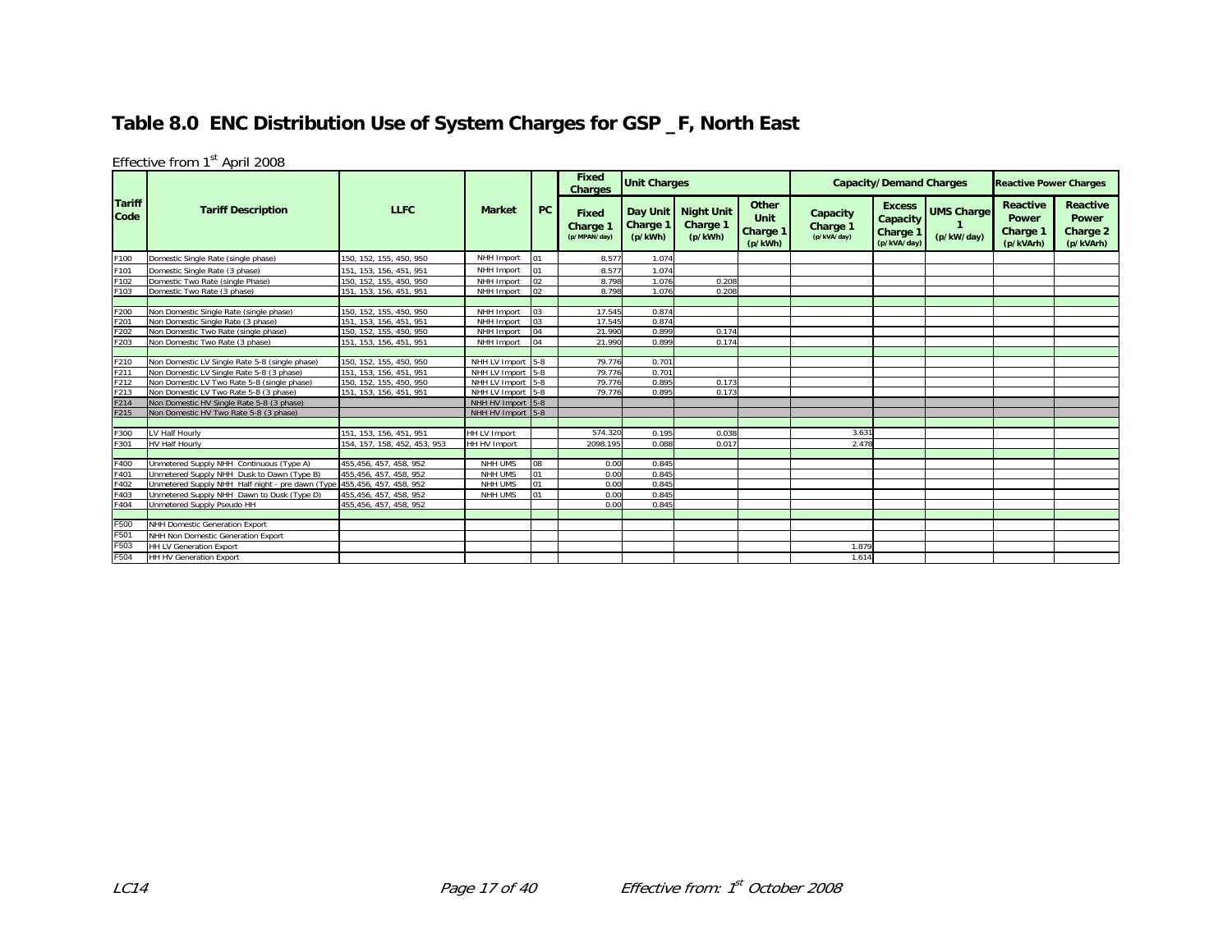## Table 8.0 ENC Distribution Use of System Charges for GSP _F, North East

Effective from 1st April 2008

| Tariff Code | Tariff Description | LLFC | Market | PC | Fixed Charges | Unit Charges | | | Capacity/Demand Charges | | | Reactive Power Charges | |
|---|---|---|---|---|---|---|---|---|---|---|---|---|---|
| | | | | | Fixed Charge 1 (p/MPAN/day) | Day Unit Charge 1 (p/kWh) | Night Unit Charge 1 (p/kWh) | Other Unit Charge 1 (p/kWh) | Capacity Charge 1 (p/kVA/day) | Excess Capacity Charge 1 (p/kVA/day) | UMS Charge 1 (p/kW/day) | Reactive Power Charge 1 (p/kVArh) | Reactive Power Charge 2 (p/kVArh) |
| F100 | Domestic Single Rate (single phase) | 150, 152, 155, 450, 950 | NHH Import | 01 | 8.577 | 1.074 | | | | | | | |
| F101 | Domestic Single Rate (3 phase) | 151, 153, 156, 451, 951 | NHH Import | 01 | 8.577 | 1.074 | | | | | | | |
| F102 | Domestic Two Rate (single Phase) | 150, 152, 155, 450, 950 | NHH Import | 02 | 8.798 | 1.076 | 0.208 | | | | | | |
| F103 | Domestic Two Rate (3 phase) | 151, 153, 156, 451, 951 | NHH Import | 02 | 8.798 | 1.076 | 0.208 | | | | | | |
| | | | | | | | | | | | | | |
| F200 | Non Domestic Single Rate (single phase) | 150, 152, 155, 450, 950 | NHH Import | 03 | 17.545 | 0.874 | | | | | | | |
| F201 | Non Domestic Single Rate (3 phase) | 151, 153, 156, 451, 951 | NHH Import | 03 | 17.545 | 0.874 | | | | | | | |
| F202 | Non Domestic Two Rate (single phase) | 150, 152, 155, 450, 950 | NHH Import | 04 | 21.990 | 0.899 | 0.174 | | | | | | |
| F203 | Non Domestic Two Rate (3 phase) | 151, 153, 156, 451, 951 | NHH Import | 04 | 21.990 | 0.899 | 0.174 | | | | | | |
| | | | | | | | | | | | | | |
| F210 | Non Domestic LV Single Rate 5-8 (single phase) | 150, 152, 155, 450, 950 | NHH LV Import | 5-8 | 79.776 | 0.701 | | | | | | | |
| F211 | Non Domestic LV Single Rate 5-8 (3 phase) | 151, 153, 156, 451, 951 | NHH LV Import | 5-8 | 79.776 | 0.701 | | | | | | | |
| F212 | Non Domestic LV Two Rate 5-8 (single phase) | 150, 152, 155, 450, 950 | NHH LV Import | 5-8 | 79.776 | 0.895 | 0.173 | | | | | | |
| F213 | Non Domestic LV Two Rate 5-8 (3 phase) | 151, 153, 156, 451, 951 | NHH LV Import | 5-8 | 79.776 | 0.895 | 0.173 | | | | | | |
| F214 | Non Domestic HV Single Rate 5-8 (3 phase) | | NHH HV Import | 5-8 | | | | | | | | | |
| F215 | Non Domestic HV Two Rate 5-8 (3 phase) | | NHH HV Import | 5-8 | | | | | | | | | |
| | | | | | | | | | | | | | |
| F300 | LV Half Hourly | 151, 153, 156, 451, 951 | HH LV Import | | 574.320 | 0.195 | 0.038 | | 3.631 | | | | |
| F301 | HV Half Hourly | 154, 157, 158, 452, 453, 953 | HH HV Import | | 2098.195 | 0.088 | 0.017 | | 2.478 | | | | |
| | | | | | | | | | | | | | |
| F400 | Unmetered Supply NHH Continuous (Type A) | 455,456, 457, 458, 952 | NHH UMS | 08 | 0.00 | 0.845 | | | | | | | |
| F401 | Unmetered Supply NHH Dusk to Dawn (Type B) | 455,456, 457, 458, 952 | NHH UMS | 01 | 0.00 | 0.845 | | | | | | | |
| F402 | Unmetered Supply NHH Half night - pre dawn (Type | 455,456, 457, 458, 952 | NHH UMS | 01 | 0.00 | 0.845 | | | | | | | |
| F403 | Unmetered Supply NHH Dawn to Dusk (Type D) | 455,456, 457, 458, 952 | NHH UMS | 01 | 0.00 | 0.845 | | | | | | | |
| F404 | Unmetered Supply Pseudo HH | 455,456, 457, 458, 952 | | | 0.00 | 0.845 | | | | | | | |
| | | | | | | | | | | | | | |
| F500 | NHH Domestic Generation Export | | | | | | | | | | | | |
| F501 | NHH Non Domestic Generation Export | | | | | | | | | | | | |
| F503 | HH LV Generation Export | | | | | | | | 1.879 | | | | |
| F504 | HH HV Generation Export | | | | | | | | 1.614 | | | | |

LC14 Effective from: 1st October 2008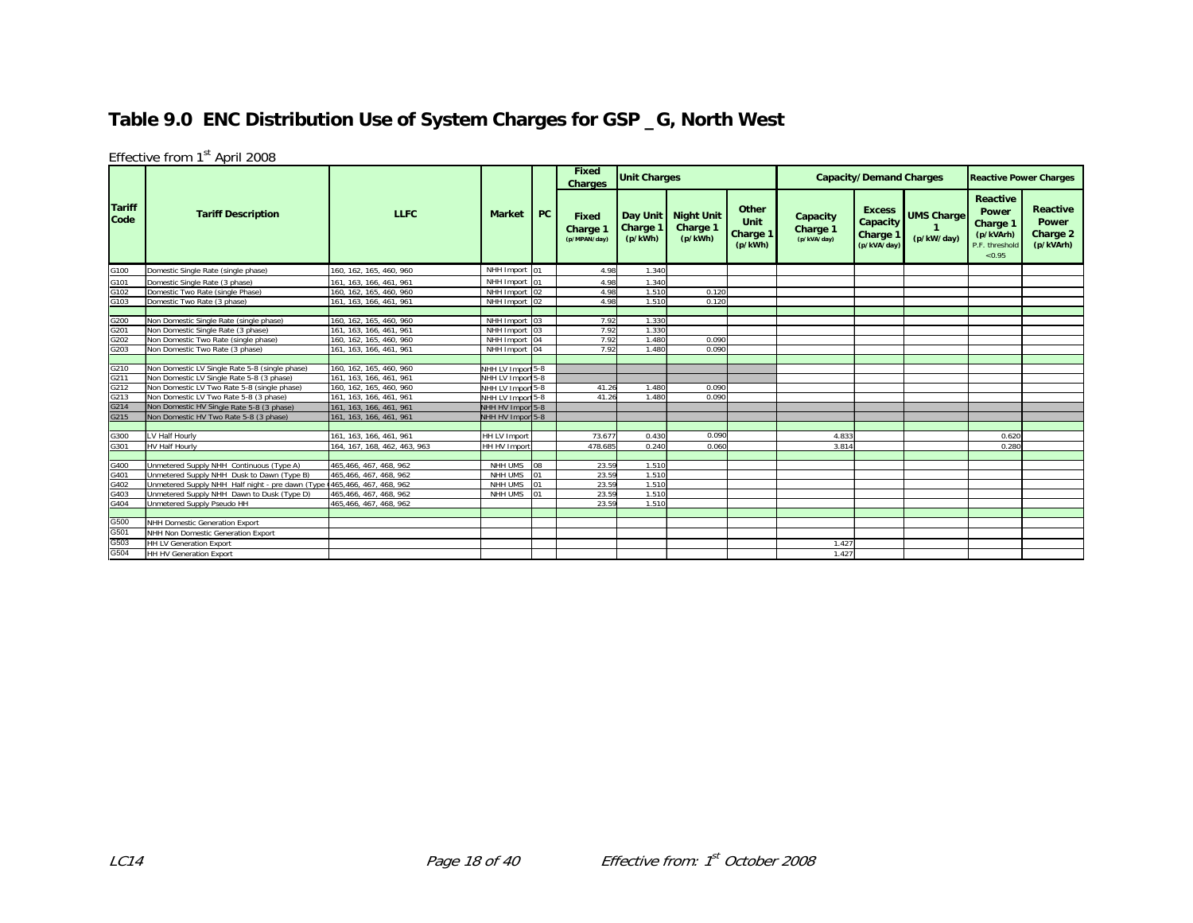## Table 9.0 ENC Distribution Use of System Charges for GSP _G, North West

Effective from 1st April 2008

| Tariff Code | Tariff Description | LLFC | Market | PC | Fixed Charges | Unit Charges | | | Capacity/Demand Charges | | | Reactive Power Charges | |
|---|---|---|---|---|---|---|---|---|---|---|---|---|---|
| | | | | | Fixed Charge 1 (p/MPAN/day) | Day Unit Charge 1 (p/kWh) | Night Unit Charge 1 (p/kWh) | Other Unit Charge 1 (p/kWh) | Capacity Charge 1 (p/kVA/day) | Excess Capacity Charge 1 (p/kVA/day) | UMS Charge 1 (p/kW/day) | Reactive Power Charge 1 (p/kVArh) P.F. threshold <0.95 | Reactive Power Charge 2 (p/kVArh) |
| G100 | Domestic Single Rate (single phase) | 160, 162, 165, 460, 960 | NHH Import | 01 | 4.98 | 1.340 | | | | | | | |
| G101 | Domestic Single Rate (3 phase) | 161, 163, 166, 461, 961 | NHH Import | 01 | 4.98 | 1.340 | | | | | | | |
| G102 | Domestic Two Rate (single Phase) | 160, 162, 165, 460, 960 | NHH Import | 02 | 4.98 | 1.510 | 0.120 | | | | | | |
| G103 | Domestic Two Rate (3 phase) | 161, 163, 166, 461, 961 | NHH Import | 02 | 4.98 | 1.510 | 0.120 | | | | | | |
| | | | | | | | | | | | | | |
| G200 | Non Domestic Single Rate (single phase) | 160, 162, 165, 460, 960 | NHH Import | 03 | 7.92 | 1.330 | | | | | | | |
| G201 | Non Domestic Single Rate (3 phase) | 161, 163, 166, 461, 961 | NHH Import | 03 | 7.92 | 1.330 | | | | | | | |
| G202 | Non Domestic Two Rate (single phase) | 160, 162, 165, 460, 960 | NHH Import | 04 | 7.92 | 1.480 | 0.090 | | | | | | |
| G203 | Non Domestic Two Rate (3 phase) | 161, 163, 166, 461, 961 | NHH Import | 04 | 7.92 | 1.480 | 0.090 | | | | | | |
| | | | | | | | | | | | | | |
| G210 | Non Domestic LV Single Rate 5-8 (single phase) | 160, 162, 165, 460, 960 | NHH LV Import | 5-8 | | | | | | | | | |
| G211 | Non Domestic LV Single Rate 5-8 (3 phase) | 161, 163, 166, 461, 961 | NHH LV Import | 5-8 | | | | | | | | | |
| G212 | Non Domestic LV Two Rate 5-8 (single phase) | 160, 162, 165, 460, 960 | NHH LV Import | 5-8 | 41.26 | 1.480 | 0.090 | | | | | | |
| G213 | Non Domestic LV Two Rate 5-8 (3 phase) | 161, 163, 166, 461, 961 | NHH LV Import | 5-8 | 41.26 | 1.480 | 0.090 | | | | | | |
| G214 | Non Domestic HV Single Rate 5-8 (3 phase) | 161, 163, 166, 461, 961 | NHH HV Import | 5-8 | | | | | | | | | |
| G215 | Non Domestic HV Two Rate 5-8 (3 phase) | 161, 163, 166, 461, 961 | NHH HV Import | 5-8 | | | | | | | | | |
| | | | | | | | | | | | | | |
| G300 | LV Half Hourly | 161, 163, 166, 461, 961 | HH LV Import | | 73.677 | 0.430 | 0.090 | | 4.833 | | | 0.620 | |
| G301 | HV Half Hourly | 164, 167, 168, 462, 463, 963 | HH HV Import | | 478.685 | 0.240 | 0.060 | | 3.814 | | | 0.280 | |
| | | | | | | | | | | | | | |
| G400 | Unmetered Supply NHH Continuous (Type A) | 465,466, 467, 468, 962 | NHH UMS | 08 | 23.59 | 1.510 | | | | | | | |
| G401 | Unmetered Supply NHH Dusk to Dawn (Type B) | 465,466, 467, 468, 962 | NHH UMS | 01 | 23.59 | 1.510 | | | | | | | |
| G402 | Unmetered Supply NHH Half night - pre dawn (Type C) | 465,466, 467, 468, 962 | NHH UMS | 01 | 23.59 | 1.510 | | | | | | | |
| G403 | Unmetered Supply NHH Dawn to Dusk (Type D) | 465,466, 467, 468, 962 | NHH UMS | 01 | 23.59 | 1.510 | | | | | | | |
| G404 | Unmetered Supply Pseudo HH | 465,466, 467, 468, 962 | | | 23.59 | 1.510 | | | | | | | |
| | | | | | | | | | | | | | |
| G500 | NHH Domestic Generation Export | | | | | | | | | | | | |
| G501 | NHH Non Domestic Generation Export | | | | | | | | | | | | |
| G503 | HH LV Generation Export | | | | | | | | 1.427 | | | | |
| G504 | HH HV Generation Export | | | | | | | | 1.427 | | | | |

LC14 Effective from: 1st October 2008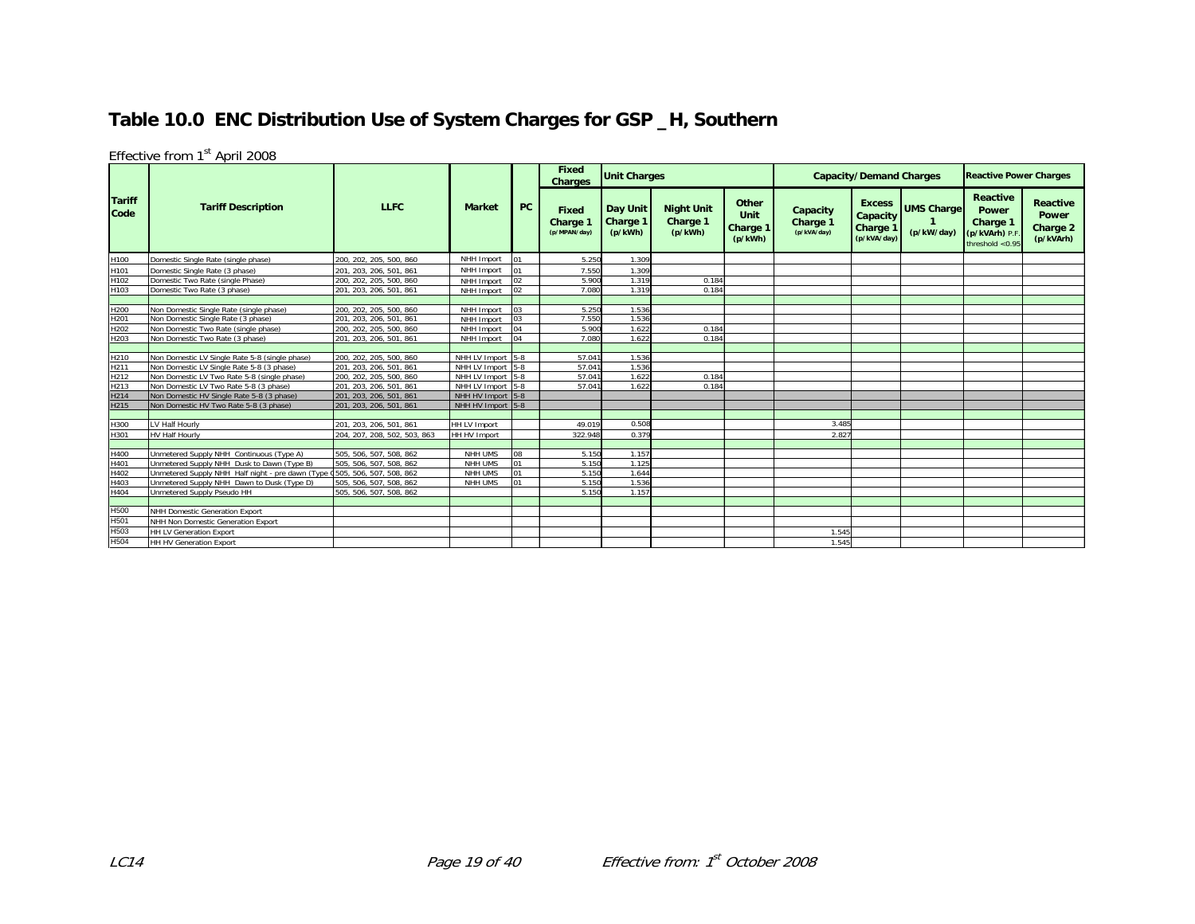# Table 10.0 ENC Distribution Use of System Charges for GSP _H, Southern

Effective from 1st April 2008

| Tariff Code | Tariff Description | LLFC | Market | PC | Fixed Charges | Unit Charges | | | Capacity/Demand Charges | | | Reactive Power Charges | |
|---|---|---|---|---|---|---|---|---|---|---|---|---|---|
| | | | | | Fixed Charge 1 (p/MPAN/day) | Day Unit Charge 1 (p/kWh) | Night Unit Charge 1 (p/kWh) | Other Unit Charge 1 (p/kWh) | Capacity Charge 1 (p/kVA/day) | Excess Capacity Charge 1 (p/kVA/day) | UMS Charge 1 (p/kW/day) | Reactive Power Charge 1 (p/kVArh) P.F. threshold <0.95 | Reactive Power Charge 2 (p/kVArh) |
| H100 | Domestic Single Rate (single phase) | 200, 202, 205, 500, 860 | NHH Import | 01 | 5.250 | 1.309 | | | | | | | |
| H101 | Domestic Single Rate (3 phase) | 201, 203, 206, 501, 861 | NHH Import | 01 | 7.550 | 1.309 | | | | | | | |
| H102 | Domestic Two Rate (single Phase) | 200, 202, 205, 500, 860 | NHH Import | 02 | 5.900 | 1.319 | 0.184 | | | | | | |
| H103 | Domestic Two Rate (3 phase) | 201, 203, 206, 501, 861 | NHH Import | 02 | 7.080 | 1.319 | 0.184 | | | | | | |
| | | | | | | | | | | | | | |
| H200 | Non Domestic Single Rate (single phase) | 200, 202, 205, 500, 860 | NHH Import | 03 | 5.250 | 1.536 | | | | | | | |
| H201 | Non Domestic Single Rate (3 phase) | 201, 203, 206, 501, 861 | NHH Import | 03 | 7.550 | 1.536 | | | | | | | |
| H202 | Non Domestic Two Rate (single phase) | 200, 202, 205, 500, 860 | NHH Import | 04 | 5.900 | 1.622 | 0.184 | | | | | | |
| H203 | Non Domestic Two Rate (3 phase) | 201, 203, 206, 501, 861 | NHH Import | 04 | 7.080 | 1.622 | 0.184 | | | | | | |
| | | | | | | | | | | | | | |
| H210 | Non Domestic LV Single Rate 5-8 (single phase) | 200, 202, 205, 500, 860 | NHH LV Import | 5-8 | 57.041 | 1.536 | | | | | | | |
| H211 | Non Domestic LV Single Rate 5-8 (3 phase) | 201, 203, 206, 501, 861 | NHH LV Import | 5-8 | 57.041 | 1.536 | | | | | | | |
| H212 | Non Domestic LV Two Rate 5-8 (single phase) | 200, 202, 205, 500, 860 | NHH LV Import | 5-8 | 57.041 | 1.622 | 0.184 | | | | | | |
| H213 | Non Domestic LV Two Rate 5-8 (3 phase) | 201, 203, 206, 501, 861 | NHH LV Import | 5-8 | 57.041 | 1.622 | 0.184 | | | | | | |
| H214 | Non Domestic HV Single Rate 5-8 (3 phase) | 201, 203, 206, 501, 861 | NHH HV Import | 5-8 | | | | | | | | | |
| H215 | Non Domestic HV Two Rate 5-8 (3 phase) | 201, 203, 206, 501, 861 | NHH HV Import | 5-8 | | | | | | | | | |
| | | | | | | | | | | | | | |
| H300 | LV Half Hourly | 201, 203, 206, 501, 861 | HH LV Import | | 49.019 | 0.508 | | | 3.485 | | | | |
| H301 | HV Half Hourly | 204, 207, 208, 502, 503, 863 | HH HV Import | | 322.948 | 0.379 | | | 2.827 | | | | |
| | | | | | | | | | | | | | |
| H400 | Unmetered Supply NHH Continuous (Type A) | 505, 506, 507, 508, 862 | NHH UMS | 08 | 5.150 | 1.157 | | | | | | | |
| H401 | Unmetered Supply NHH Dusk to Dawn (Type B) | 505, 506, 507, 508, 862 | NHH UMS | 01 | 5.150 | 1.125 | | | | | | | |
| H402 | Unmetered Supply NHH Half night - pre dawn (Type C) | 505, 506, 507, 508, 862 | NHH UMS | 01 | 5.150 | 1.644 | | | | | | | |
| H403 | Unmetered Supply NHH Dawn to Dusk (Type D) | 505, 506, 507, 508, 862 | NHH UMS | 01 | 5.150 | 1.536 | | | | | | | |
| H404 | Unmetered Supply Pseudo HH | 505, 506, 507, 508, 862 | | | 5.150 | 1.157 | | | | | | | |
| | | | | | | | | | | | | | |
| H500 | NHH Domestic Generation Export | | | | | | | | | | | | |
| H501 | NHH Non Domestic Generation Export | | | | | | | | | | | | |
| H503 | HH LV Generation Export | | | | | | | | 1.545 | | | | |
| H504 | HH HV Generation Export | | | | | | | | 1.545 | | | | |

LC14 — Effective from: 1st October 2008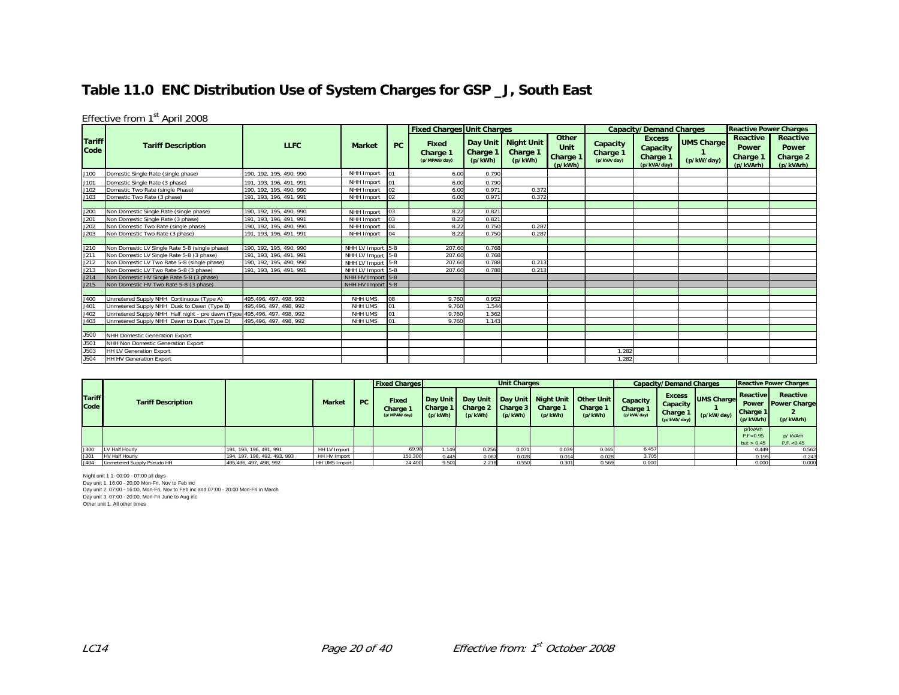# Table 11.0 ENC Distribution Use of System Charges for GSP _J, South East

Effective from 1st April 2008

| Tariff Code | Tariff Description | LLFC | Market | PC | Fixed Charges | Unit Charges | | | Capacity/Demand Charges | | | Reactive Power Charges | |
|---|---|---|---|---|---|---|---|---|---|---|---|---|---|
| | | | | | Fixed Charge 1 (p/MPAN/day) | Day Unit Charge 1 (p/kWh) | Night Unit Charge 1 (p/kWh) | Other Unit Charge 1 (p/kWh) | Capacity Charge 1 (p/kVA/day) | Excess Capacity Charge 1 (p/kVA/day) | UMS Charge 1 (p/kW/day) | Reactive Power Charge 1 (p/kVArh) | Reactive Power Charge 2 (p/kVArh) |
| J100 | Domestic Single Rate (single phase) | 190, 192, 195, 490, 990 | NHH Import | 01 | 6.00 | 0.790 | | | | | | | |
| J101 | Domestic Single Rate (3 phase) | 191, 193, 196, 491, 991 | NHH Import | 01 | 6.00 | 0.790 | | | | | | | |
| J102 | Domestic Two Rate (single Phase) | 190, 192, 195, 490, 990 | NHH Import | 02 | 6.00 | 0.971 | 0.372 | | | | | | |
| J103 | Domestic Two Rate (3 phase) | 191, 193, 196, 491, 991 | NHH Import | 02 | 6.00 | 0.971 | 0.372 | | | | | | |
| | | | | | | | | | | | | | |
| J200 | Non Domestic Single Rate (single phase) | 190, 192, 195, 490, 990 | NHH Import | 03 | 8.22 | 0.821 | | | | | | | |
| J201 | Non Domestic Single Rate (3 phase) | 191, 193, 196, 491, 991 | NHH Import | 03 | 8.22 | 0.821 | | | | | | | |
| J202 | Non Domestic Two Rate (single phase) | 190, 192, 195, 490, 990 | NHH Import | 04 | 8.22 | 0.750 | 0.287 | | | | | | |
| J203 | Non Domestic Two Rate (3 phase) | 191, 193, 196, 491, 991 | NHH Import | 04 | 8.22 | 0.750 | 0.287 | | | | | | |
| | | | | | | | | | | | | | |
| J210 | Non Domestic LV Single Rate 5-8 (single phase) | 190, 192, 195, 490, 990 | NHH LV Import | 5-8 | 207.60 | 0.768 | | | | | | | |
| J211 | Non Domestic LV Single Rate 5-8 (3 phase) | 191, 193, 196, 491, 991 | NHH LV Import | 5-8 | 207.60 | 0.768 | | | | | | | |
| J212 | Non Domestic LV Two Rate 5-8 (single phase) | 190, 192, 195, 490, 990 | NHH LV Import | 5-8 | 207.60 | 0.788 | 0.213 | | | | | | |
| J213 | Non Domestic LV Two Rate 5-8 (3 phase) | 191, 193, 196, 491, 991 | NHH LV Import | 5-8 | 207.60 | 0.788 | 0.213 | | | | | | |
| J214 | Non Domestic HV Single Rate 5-8 (3 phase) | | NHH HV Import | 5-8 | | | | | | | | | |
| J215 | Non Domestic HV Two Rate 5-8 (3 phase) | | NHH HV Import | 5-8 | | | | | | | | | |
| | | | | | | | | | | | | | |
| J400 | Unmetered Supply NHH Continuous (Type A) | 495,496, 497, 498, 992 | NHH UMS | 08 | 9.760 | 0.952 | | | | | | | |
| J401 | Unmetered Supply NHH Dusk to Dawn (Type B) | 495,496, 497, 498, 992 | NHH UMS | 01 | 9.760 | 1.544 | | | | | | | |
| J402 | Unmetered Supply NHH Half night - pre dawn (Type | 495,496, 497, 498, 992 | NHH UMS | 01 | 9.760 | 1.362 | | | | | | | |
| J403 | Unmetered Supply NHH Dawn to Dusk (Type D) | 495,496, 497, 498, 992 | NHH UMS | 01 | 9.760 | 1.143 | | | | | | | |
| | | | | | | | | | | | | | |
| J500 | NHH Domestic Generation Export | | | | | | | | | | | | |
| J501 | NHH Non Domestic Generation Export | | | | | | | | | | | | |
| J503 | HH LV Generation Export | | | | | | | | 1.282 | | | | |
| J504 | HH HV Generation Export | | | | | | | | 1.282 | | | | |

| Tariff Code | Tariff Description | | Market | PC | Fixed Charges | Unit Charges | | | | | Capacity/Demand Charges | | | Reactive Power Charges | |
|---|---|---|---|---|---|---|---|---|---|---|---|---|---|---|---|
| | | | | | Fixed Charge 1 (p/MPAN/day) | Day Unit Charge 1 (p/kWh) | Day Unit Charge 2 (p/kWh) | Day Unit Charge 3 (p/kWh) | Night Unit Charge 1 (p/kWh) | Other Unit Charge 1 (p/kWh) | Capacity Charge 1 (p/kVA/day) | Excess Capacity Charge 1 (p/kVA/day) | UMS Charge 1 (p/kW/day) | Reactive Power Charge 1 (p/kVArh) | Reactive Power Charge 2 (p/kVArh) |
| | | | | | | | | | | | | | | p/kVArh P.F<0.95 but > 0.45 | p/ kVArh P.F.<0.45 |
| J300 | LV Half Hourly | 191, 193, 196, 491, 991 | HH LV Import | | 69.98 | 1.149 | 0.256 | 0.071 | 0.039 | 0.065 | 6.457 | | | 0.449 | 0.562 |
| J301 | HV Half Hourly | 194, 197, 198, 492, 493, 993 | HH HV Import | | 150.300 | 0.445 | 0.087 | 0.028 | 0.014 | 0.028 | 3.705 | | | 0.195 | 0.243 |
| J404 | Unmetered Supply Pseudo HH | 495,496, 497, 498, 992 | HH UMS Import | | 24.400 | 9.501 | 2.218 | 0.550 | 0.301 | 0.569 | 0.000 | | | 0.000 | 0.000 |

Night unit 1 1 00:00 - 07:00 all days
Day unit 1. 16:00 - 20:00 Mon-Fri, Nov to Feb inc
Day unit 2. 07:00 - 16:00, Mon-Fri, Nov to Feb inc and 07:00 - 20:00 Mon-Fri in March
Day unit 3. 07:00 - 20:00, Mon-Fri June to Aug inc
Other unit 1. All other times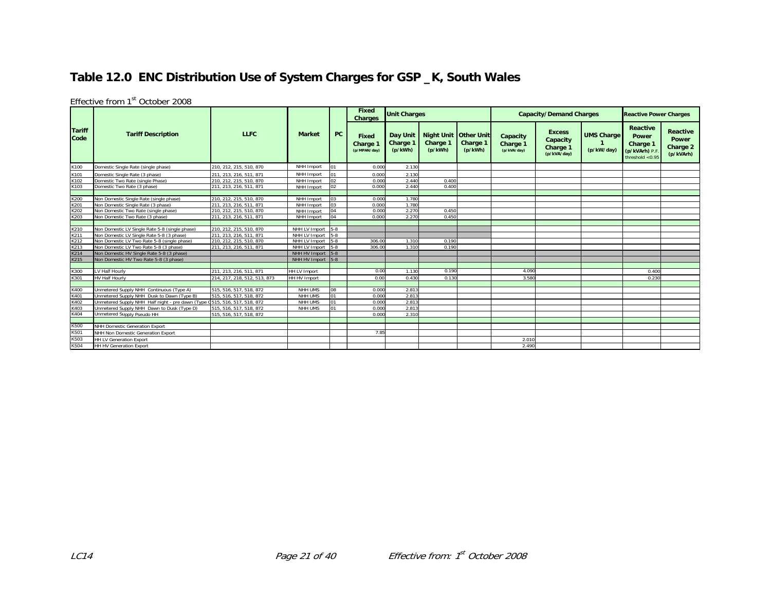# Table 12.0 ENC Distribution Use of System Charges for GSP _K, South Wales

Effective from 1st October 2008

| Tariff Code | Tariff Description | LLFC | Market | PC | Fixed Charges | Unit Charges | | | Capacity/Demand Charges | | | Reactive Power Charges | |
|---|---|---|---|---|---|---|---|---|---|---|---|---|---|
| | | | | | Fixed Charge 1 (p/MPAN/day) | Day Unit Charge 1 (p/kWh) | Night Unit Charge 1 (p/kWh) | Other Unit Charge 1 (p/kWh) | Capacity Charge 1 (p/kVA/day) | Excess Capacity Charge 1 (p/kVA/day) | UMS Charge 1 (p/kW/day) | Reactive Power Charge 1 (p/kVArh) P.F. threshold <0.95 | Reactive Power Charge 2 (p/kVArh) |
| K100 | Domestic Single Rate (single phase) | 210, 212, 215, 510, 870 | NHH Import | 01 | 0.000 | 2.130 | | | | | | | |
| K101 | Domestic Single Rate (3 phase) | 211, 213, 216, 511, 871 | NHH Import | 01 | 0.000 | 2.130 | | | | | | | |
| K102 | Domestic Two Rate (single Phase) | 210, 212, 215, 510, 870 | NHH Import | 02 | 0.000 | 2.440 | 0.400 | | | | | | |
| K103 | Domestic Two Rate (3 phase) | 211, 213, 216, 511, 871 | NHH Import | 02 | 0.000 | 2.440 | 0.400 | | | | | | |
| | | | | | | | | | | | | | |
| K200 | Non Domestic Single Rate (single phase) | 210, 212, 215, 510, 870 | NHH Import | 03 | 0.000 | 1.780 | | | | | | | |
| K201 | Non Domestic Single Rate (3 phase) | 211, 213, 216, 511, 871 | NHH Import | 03 | 0.000 | 1.780 | | | | | | | |
| K202 | Non Domestic Two Rate (single phase) | 210, 212, 215, 510, 870 | NHH Import | 04 | 0.000 | 2.270 | 0.450 | | | | | | |
| K203 | Non Domestic Two Rate (3 phase) | 211, 213, 216, 511, 871 | NHH Import | 04 | 0.000 | 2.270 | 0.450 | | | | | | |
| | | | | | | | | | | | | | |
| K210 | Non Domestic LV Single Rate 5-8 (single phase) | 210, 212, 215, 510, 870 | NHH LV Import | 5-8 | | | | | | | | | |
| K211 | Non Domestic LV Single Rate 5-8 (3 phase) | 211, 213, 216, 511, 871 | NHH LV Import | 5-8 | | | | | | | | | |
| K212 | Non Domestic LV Two Rate 5-8 (single phase) | 210, 212, 215, 510, 870 | NHH LV Import | 5-8 | 306.00 | 1.310 | 0.190 | | | | | | |
| K213 | Non Domestic LV Two Rate 5-8 (3 phase) | 211, 213, 216, 511, 871 | NHH LV Import | 5-8 | 306.00 | 1.310 | 0.190 | | | | | | |
| K214 | Non Domestic HV Single Rate 5-8 (3 phase) | | NHH HV Import | 5-8 | | | | | | | | | |
| K215 | Non Domestic HV Two Rate 5-8 (3 phase) | | NHH HV Import | 5-8 | | | | | | | | | |
| | | | | | | | | | | | | | |
| K300 | LV Half Hourly | 211, 213, 216, 511, 871 | HH LV Import | | 0.00 | 1.130 | 0.190 | | 4.090 | | | 0.400 | |
| K301 | HV Half Hourly | 214, 217, 218, 512, 513, 873 | HH HV Import | | 0.00 | 0.430 | 0.130 | | 3.580 | | | 0.230 | |
| | | | | | | | | | | | | | |
| K400 | Unmetered Supply NHH Continuous (Type A) | 515, 516, 517, 518, 872 | NHH UMS | 08 | 0.000 | 2.813 | | | | | | | |
| K401 | Unmetered Supply NHH Dusk to Dawn (Type B) | 515, 516, 517, 518, 872 | NHH UMS | 01 | 0.000 | 2.813 | | | | | | | |
| K402 | Unmetered Supply NHH Half night - pre dawn (Type C) | 515, 516, 517, 518, 872 | NHH UMS | 01 | 0.000 | 2.813 | | | | | | | |
| K403 | Unmetered Supply NHH Dawn to Dusk (Type D) | 515, 516, 517, 518, 872 | NHH UMS | 01 | 0.000 | 2.813 | | | | | | | |
| K404 | Unmetered Supply Pseudo HH | 515, 516, 517, 518, 872 | | | 0.000 | 2.310 | | | | | | | |
| | | | | | | | | | | | | | |
| K500 | NHH Domestic Generation Export | | | | | | | | | | | | |
| K501 | NHH Non Domestic Generation Export | | | | 7.85 | | | | | | | | |
| K503 | HH LV Generation Export | | | | | | | | 2.010 | | | | |
| K504 | HH HV Generation Export | | | | | | | | 2.490 | | | | |

LC14

Effective from: 1st October 2008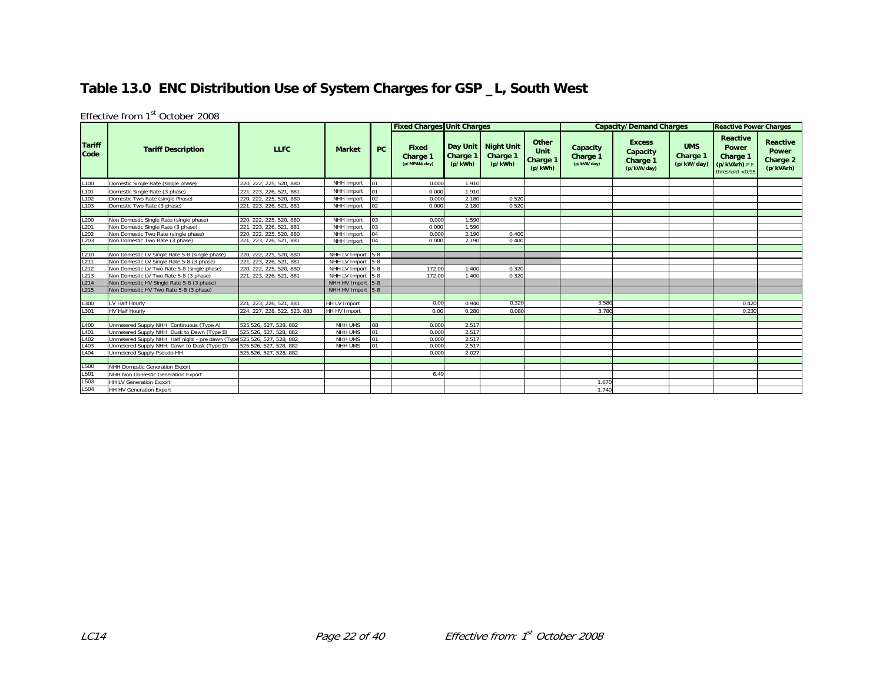# Table 13.0 ENC Distribution Use of System Charges for GSP _L, South West

Effective from 1st October 2008

| Tariff Code | Tariff Description | LLFC | Market | PC | Fixed Charges | Unit Charges | | | Capacity/Demand Charges | | | Reactive Power Charges | |
|---|---|---|---|---|---|---|---|---|---|---|---|---|---|
| | | | | | Fixed Charge 1 (p/MPAN/day) | Day Unit Charge 1 (p/kWh) | Night Unit Charge 1 (p/kWh) | Other Unit Charge 1 (p/kWh) | Capacity Charge 1 (p/kVA/day) | Excess Capacity Charge 1 (p/kVA/day) | UMS Charge 1 (p/kW/day) | Reactive Power Charge 1 (p/kVArh) P.F. threshold <0.95 | Reactive Power Charge 2 (p/kVArh) |
| L100 | Domestic Single Rate (single phase) | 220, 222, 225, 520, 880 | NHH Import | 01 | 0.000 | 1.910 | | | | | | | |
| L101 | Domestic Single Rate (3 phase) | 221, 223, 226, 521, 881 | NHH Import | 01 | 0.000 | 1.910 | | | | | | | |
| L102 | Domestic Two Rate (single Phase) | 220, 222, 225, 520, 880 | NHH Import | 02 | 0.000 | 2.180 | 0.520 | | | | | | |
| L103 | Domestic Two Rate (3 phase) | 221, 223, 226, 521, 881 | NHH Import | 02 | 0.000 | 2.180 | 0.520 | | | | | | |
| | | | | | | | | | | | | | |
| L200 | Non Domestic Single Rate (single phase) | 220, 222, 225, 520, 880 | NHH Import | 03 | 0.000 | 1.590 | | | | | | | |
| L201 | Non Domestic Single Rate (3 phase) | 221, 223, 226, 521, 881 | NHH Import | 03 | 0.000 | 1.590 | | | | | | | |
| L202 | Non Domestic Two Rate (single phase) | 220, 222, 225, 520, 880 | NHH Import | 04 | 0.000 | 2.190 | 0.400 | | | | | | |
| L203 | Non Domestic Two Rate (3 phase) | 221, 223, 226, 521, 881 | NHH Import | 04 | 0.000 | 2.190 | 0.400 | | | | | | |
| | | | | | | | | | | | | | |
| L210 | Non Domestic LV Single Rate 5-8 (single phase) | 220, 222, 225, 520, 880 | NHH LV Import | 5-8 | | | | | | | | | |
| L211 | Non Domestic LV Single Rate 5-8 (3 phase) | 221, 223, 226, 521, 881 | NHH LV Import | 5-8 | | | | | | | | | |
| L212 | Non Domestic LV Two Rate 5-8 (single phase) | 220, 222, 225, 520, 880 | NHH LV Import | 5-8 | 172.00 | 1.400 | 0.320 | | | | | | |
| L213 | Non Domestic LV Two Rate 5-8 (3 phase) | 221, 223, 226, 521, 881 | NHH LV Import | 5-8 | 172.00 | 1.400 | 0.320 | | | | | | |
| L214 | Non Domestic HV Single Rate 5-8 (3 phase) | | NHH HV Import | 5-8 | | | | | | | | | |
| L215 | Non Domestic HV Two Rate 5-8 (3 phase) | | NHH HV Import | 5-8 | | | | | | | | | |
| | | | | | | | | | | | | | |
| L300 | LV Half Hourly | 221, 223, 226, 521, 881 | HH LV Import | | 0.00 | 0.940 | 0.320 | | 3.580 | | | 0.420 | |
| L301 | HV Half Hourly | 224, 227, 228, 522, 523, 883 | HH HV Import | | 0.00 | 0.280 | 0.080 | | 3.780 | | | 0.230 | |
| | | | | | | | | | | | | | |
| L400 | Unmetered Supply NHH Continuous (Type A) | 525,526, 527, 528, 882 | NHH UMS | 08 | 0.000 | 2.517 | | | | | | | |
| L401 | Unmetered Supply NHH Dusk to Dawn (Type B) | 525,526, 527, 528, 882 | NHH UMS | 01 | 0.000 | 2.517 | | | | | | | |
| L402 | Unmetered Supply NHH Half night - pre dawn (Type | 525,526, 527, 528, 882 | NHH UMS | 01 | 0.000 | 2.517 | | | | | | | |
| L403 | Unmetered Supply NHH Dawn to Dusk (Type D) | 525,526, 527, 528, 882 | NHH UMS | 01 | 0.000 | 2.517 | | | | | | | |
| L404 | Unmetered Supply Pseudo HH | 525,526, 527, 528, 882 | | | 0.000 | 2.027 | | | | | | | |
| | | | | | | | | | | | | | |
| L500 | NHH Domestic Generation Export | | | | | | | | | | | | |
| L501 | NHH Non Domestic Generation Export | | | | 6.49 | | | | | | | | |
| L503 | HH LV Generation Export | | | | | | | | 1.670 | | | | |
| L504 | HH HV Generation Export | | | | | | | | 1.740 | | | | |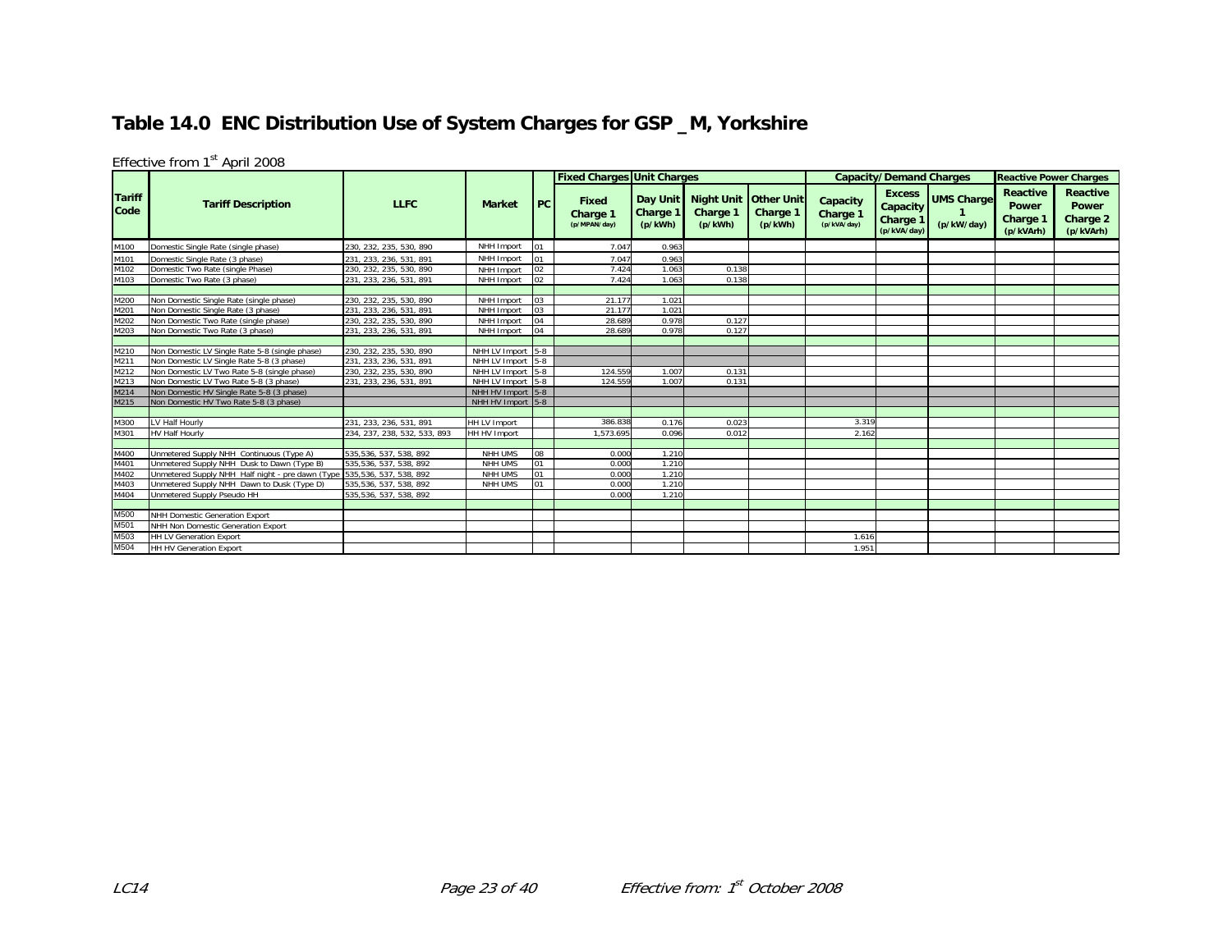# Table 14.0 ENC Distribution Use of System Charges for GSP _M, Yorkshire

Effective from 1st April 2008

| Tariff Code | Tariff Description | LLFC | Market | PC | Fixed Charges | Unit Charges | | | Capacity/Demand Charges | | | Reactive Power Charges | |
|---|---|---|---|---|---|---|---|---|---|---|---|---|---|
| | | | | | Fixed Charge 1 (p/MPAN/day) | Day Unit Charge 1 (p/kWh) | Night Unit Charge 1 (p/kWh) | Other Unit Charge 1 (p/kWh) | Capacity Charge 1 (p/kVA/day) | Excess Capacity Charge 1 (p/kVA/day) | UMS Charge 1 (p/kW/day) | Reactive Power Charge 1 (p/kVArh) | Reactive Power Charge 2 (p/kVArh) |
| M100 | Domestic Single Rate (single phase) | 230, 232, 235, 530, 890 | NHH Import | 01 | 7.047 | 0.963 | | | | | | | |
| M101 | Domestic Single Rate (3 phase) | 231, 233, 236, 531, 891 | NHH Import | 01 | 7.047 | 0.963 | | | | | | | |
| M102 | Domestic Two Rate (single Phase) | 230, 232, 235, 530, 890 | NHH Import | 02 | 7.424 | 1.063 | 0.138 | | | | | | |
| M103 | Domestic Two Rate (3 phase) | 231, 233, 236, 531, 891 | NHH Import | 02 | 7.424 | 1.063 | 0.138 | | | | | | |
| | | | | | | | | | | | | | |
| M200 | Non Domestic Single Rate (single phase) | 230, 232, 235, 530, 890 | NHH Import | 03 | 21.177 | 1.021 | | | | | | | |
| M201 | Non Domestic Single Rate (3 phase) | 231, 233, 236, 531, 891 | NHH Import | 03 | 21.177 | 1.021 | | | | | | | |
| M202 | Non Domestic Two Rate (single phase) | 230, 232, 235, 530, 890 | NHH Import | 04 | 28.689 | 0.978 | 0.127 | | | | | | |
| M203 | Non Domestic Two Rate (3 phase) | 231, 233, 236, 531, 891 | NHH Import | 04 | 28.689 | 0.978 | 0.127 | | | | | | |
| | | | | | | | | | | | | | |
| M210 | Non Domestic LV Single Rate 5-8 (single phase) | 230, 232, 235, 530, 890 | NHH LV Import | 5-8 | | | | | | | | | |
| M211 | Non Domestic LV Single Rate 5-8 (3 phase) | 231, 233, 236, 531, 891 | NHH LV Import | 5-8 | | | | | | | | | |
| M212 | Non Domestic LV Two Rate 5-8 (single phase) | 230, 232, 235, 530, 890 | NHH LV Import | 5-8 | 124.559 | 1.007 | 0.131 | | | | | | |
| M213 | Non Domestic LV Two Rate 5-8 (3 phase) | 231, 233, 236, 531, 891 | NHH LV Import | 5-8 | 124.559 | 1.007 | 0.131 | | | | | | |
| M214 | Non Domestic HV Single Rate 5-8 (3 phase) | | NHH HV Import | 5-8 | | | | | | | | | |
| M215 | Non Domestic HV Two Rate 5-8 (3 phase) | | NHH HV Import | 5-8 | | | | | | | | | |
| | | | | | | | | | | | | | |
| M300 | LV Half Hourly | 231, 233, 236, 531, 891 | HH LV Import | | 386.838 | 0.176 | 0.023 | | 3.319 | | | | |
| M301 | HV Half Hourly | 234, 237, 238, 532, 533, 893 | HH HV Import | | 1,573.695 | 0.096 | 0.012 | | 2.162 | | | | |
| | | | | | | | | | | | | | |
| M400 | Unmetered Supply NHH Continuous (Type A) | 535,536, 537, 538, 892 | NHH UMS | 08 | 0.000 | 1.210 | | | | | | | |
| M401 | Unmetered Supply NHH Dusk to Dawn (Type B) | 535,536, 537, 538, 892 | NHH UMS | 01 | 0.000 | 1.210 | | | | | | | |
| M402 | Unmetered Supply NHH Half night - pre dawn (Type | 535,536, 537, 538, 892 | NHH UMS | 01 | 0.000 | 1.210 | | | | | | | |
| M403 | Unmetered Supply NHH Dawn to Dusk (Type D) | 535,536, 537, 538, 892 | NHH UMS | 01 | 0.000 | 1.210 | | | | | | | |
| M404 | Unmetered Supply Pseudo HH | 535,536, 537, 538, 892 | | | 0.000 | 1.210 | | | | | | | |
| | | | | | | | | | | | | | |
| M500 | NHH Domestic Generation Export | | | | | | | | | | | | |
| M501 | NHH Non Domestic Generation Export | | | | | | | | | | | | |
| M503 | HH LV Generation Export | | | | | | | | 1.616 | | | | |
| M504 | HH HV Generation Export | | | | | | | | 1.951 | | | | |

LC14 Effective from: 1st October 2008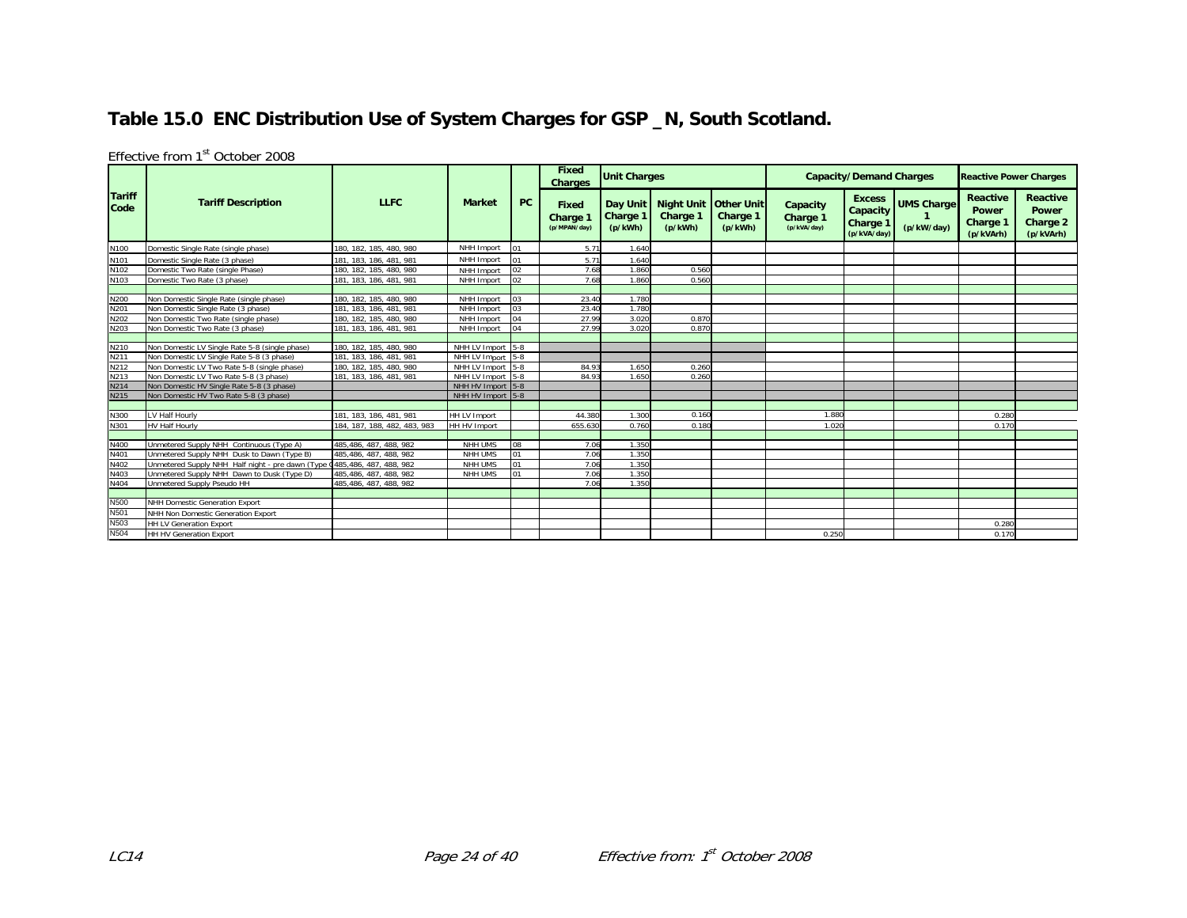# Table 15.0 ENC Distribution Use of System Charges for GSP _N, South Scotland.

Effective from 1st October 2008

| Tariff Code | Tariff Description | LLFC | Market | PC | Fixed Charges | Unit Charges | | | Capacity/Demand Charges | | | Reactive Power Charges | |
|---|---|---|---|---|---|---|---|---|---|---|---|---|---|
| | | | | | Fixed Charge 1 (p/MPAN/day) | Day Unit Charge 1 (p/kWh) | Night Unit Charge 1 (p/kWh) | Other Unit Charge 1 (p/kWh) | Capacity Charge 1 (p/kVA/day) | Excess Capacity Charge 1 (p/kVA/day) | UMS Charge 1 (p/kW/day) | Reactive Power Charge 1 (p/kVArh) | Reactive Power Charge 2 (p/kVArh) |
| N100 | Domestic Single Rate (single phase) | 180, 182, 185, 480, 980 | NHH Import | 01 | 5.71 | 1.640 | | | | | | | |
| N101 | Domestic Single Rate (3 phase) | 181, 183, 186, 481, 981 | NHH Import | 01 | 5.71 | 1.640 | | | | | | | |
| N102 | Domestic Two Rate (single Phase) | 180, 182, 185, 480, 980 | NHH Import | 02 | 7.68 | 1.860 | 0.560 | | | | | | |
| N103 | Domestic Two Rate (3 phase) | 181, 183, 186, 481, 981 | NHH Import | 02 | 7.68 | 1.860 | 0.560 | | | | | | |
| | | | | | | | | | | | | | |
| N200 | Non Domestic Single Rate (single phase) | 180, 182, 185, 480, 980 | NHH Import | 03 | 23.40 | 1.780 | | | | | | | |
| N201 | Non Domestic Single Rate (3 phase) | 181, 183, 186, 481, 981 | NHH Import | 03 | 23.40 | 1.780 | | | | | | | |
| N202 | Non Domestic Two Rate (single phase) | 180, 182, 185, 480, 980 | NHH Import | 04 | 27.99 | 3.020 | 0.870 | | | | | | |
| N203 | Non Domestic Two Rate (3 phase) | 181, 183, 186, 481, 981 | NHH Import | 04 | 27.99 | 3.020 | 0.870 | | | | | | |
| | | | | | | | | | | | | | |
| N210 | Non Domestic LV Single Rate 5-8 (single phase) | 180, 182, 185, 480, 980 | NHH LV Import | 5-8 | | | | | | | | | |
| N211 | Non Domestic LV Single Rate 5-8 (3 phase) | 181, 183, 186, 481, 981 | NHH LV Import | 5-8 | | | | | | | | | |
| N212 | Non Domestic LV Two Rate 5-8 (single phase) | 180, 182, 185, 480, 980 | NHH LV Import | 5-8 | 84.93 | 1.650 | 0.260 | | | | | | |
| N213 | Non Domestic LV Two Rate 5-8 (3 phase) | 181, 183, 186, 481, 981 | NHH LV Import | 5-8 | 84.93 | 1.650 | 0.260 | | | | | | |
| N214 | Non Domestic HV Single Rate 5-8 (3 phase) | | NHH HV Import | 5-8 | | | | | | | | | |
| N215 | Non Domestic HV Two Rate 5-8 (3 phase) | | NHH HV Import | 5-8 | | | | | | | | | |
| | | | | | | | | | | | | | |
| N300 | LV Half Hourly | 181, 183, 186, 481, 981 | HH LV Import | | 44.380 | 1.300 | 0.160 | | 1.880 | | | 0.280 | |
| N301 | HV Half Hourly | 184, 187, 188, 482, 483, 983 | HH HV Import | | 655.630 | 0.760 | 0.180 | | 1.020 | | | 0.170 | |
| | | | | | | | | | | | | | |
| N400 | Unmetered Supply NHH Continuous (Type A) | 485,486, 487, 488, 982 | NHH UMS | 08 | 7.06 | 1.350 | | | | | | | |
| N401 | Unmetered Supply NHH Dusk to Dawn (Type B) | 485,486, 487, 488, 982 | NHH UMS | 01 | 7.06 | 1.350 | | | | | | | |
| N402 | Unmetered Supply NHH Half night - pre dawn (Type C) | 485,486, 487, 488, 982 | NHH UMS | 01 | 7.06 | 1.350 | | | | | | | |
| N403 | Unmetered Supply NHH Dawn to Dusk (Type D) | 485,486, 487, 488, 982 | NHH UMS | 01 | 7.06 | 1.350 | | | | | | | |
| N404 | Unmetered Supply Pseudo HH | 485,486, 487, 488, 982 | | | 7.06 | 1.350 | | | | | | | |
| | | | | | | | | | | | | | |
| N500 | NHH Domestic Generation Export | | | | | | | | | | | | |
| N501 | NHH Non Domestic Generation Export | | | | | | | | | | | | |
| N503 | HH LV Generation Export | | | | | | | | | | | 0.280 | |
| N504 | HH HV Generation Export | | | | | | | | 0.250 | | | 0.170 | |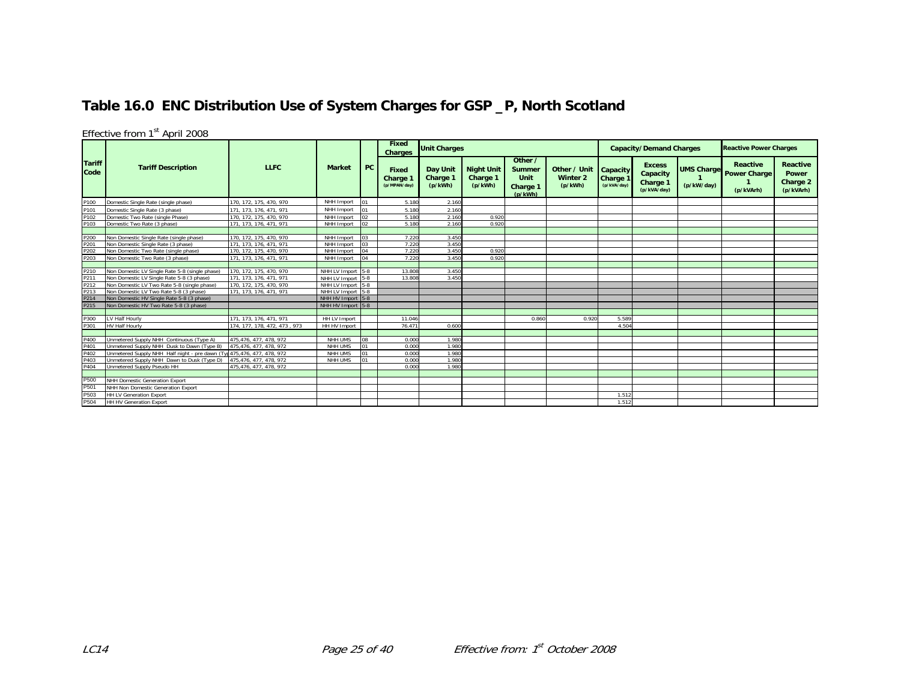# Table 16.0 ENC Distribution Use of System Charges for GSP _P, North Scotland

Effective from 1st April 2008

| Tariff Code | Tariff Description | LLFC | Market | PC | Fixed Charges | Unit Charges | | | | Capacity/Demand Charges | | | Reactive Power Charges | |
|---|---|---|---|---|---|---|---|---|---|---|---|---|---|---|
| | | | | | Fixed Charge 1 (p/MPAN/day) | Day Unit Charge 1 (p/kWh) | Night Unit Charge 1 (p/kWh) | Other / Summer Unit Charge 1 (p/kWh) | Other / Unit Winter 2 (p/kWh) | Capacity Charge 1 (p/kVA/day) | Excess Capacity Charge 1 (p/kVA/day) | UMS Charge 1 (p/kW/day) | Reactive Power Charge 1 (p/kVArh) | Reactive Power Charge 2 (p/kVArh) |
| P100 | Domestic Single Rate (single phase) | 170, 172, 175, 470, 970 | NHH Import | 01 | 5.180 | 2.160 | | | | | | | | |
| P101 | Domestic Single Rate (3 phase) | 171, 173, 176, 471, 971 | NHH Import | 01 | 5.180 | 2.160 | | | | | | | | |
| P102 | Domestic Two Rate (single Phase) | 170, 172, 175, 470, 970 | NHH Import | 02 | 5.180 | 2.160 | 0.920 | | | | | | | |
| P103 | Domestic Two Rate (3 phase) | 171, 173, 176, 471, 971 | NHH Import | 02 | 5.180 | 2.160 | 0.920 | | | | | | | |
| | | | | | | | | | | | | | | |
| P200 | Non Domestic Single Rate (single phase) | 170, 172, 175, 470, 970 | NHH Import | 03 | 7.220 | 3.450 | | | | | | | | |
| P201 | Non Domestic Single Rate (3 phase) | 171, 173, 176, 471, 971 | NHH Import | 03 | 7.220 | 3.450 | | | | | | | | |
| P202 | Non Domestic Two Rate (single phase) | 170, 172, 175, 470, 970 | NHH Import | 04 | 7.220 | 3.450 | 0.920 | | | | | | | |
| P203 | Non Domestic Two Rate (3 phase) | 171, 173, 176, 471, 971 | NHH Import | 04 | 7.220 | 3.450 | 0.920 | | | | | | | |
| | | | | | | | | | | | | | | |
| P210 | Non Domestic LV Single Rate 5-8 (single phase) | 170, 172, 175, 470, 970 | NHH LV Import | 5-8 | 13.808 | 3.450 | | | | | | | | |
| P211 | Non Domestic LV Single Rate 5-8 (3 phase) | 171, 173, 176, 471, 971 | NHH LV Import | 5-8 | 13.808 | 3.450 | | | | | | | | |
| P212 | Non Domestic LV Two Rate 5-8 (single phase) | 170, 172, 175, 470, 970 | NHH LV Import | 5-8 | | | | | | | | | | |
| P213 | Non Domestic LV Two Rate 5-8 (3 phase) | 171, 173, 176, 471, 971 | NHH LV Import | 5-8 | | | | | | | | | | |
| P214 | Non Domestic HV Single Rate 5-8 (3 phase) | | NHH HV Import | 5-8 | | | | | | | | | | |
| P215 | Non Domestic HV Two Rate 5-8 (3 phase) | | NHH HV Import | 5-8 | | | | | | | | | | |
| | | | | | | | | | | | | | | |
| P300 | LV Half Hourly | 171, 173, 176, 471, 971 | HH LV Import | | 11.046 | | | 0.860 | 0.920 | 5.589 | | | | |
| P301 | HV Half Hourly | 174, 177, 178, 472, 473 , 973 | HH HV Import | | 76.471 | 0.600 | | | | 4.504 | | | | |
| | | | | | | | | | | | | | | |
| P400 | Unmetered Supply NHH Continuous (Type A) | 475,476, 477, 478, 972 | NHH UMS | 08 | 0.000 | 1.980 | | | | | | | | |
| P401 | Unmetered Supply NHH Dusk to Dawn (Type B) | 475,476, 477, 478, 972 | NHH UMS | 01 | 0.000 | 1.980 | | | | | | | | |
| P402 | Unmetered Supply NHH Half night - pre dawn (Typ | 475,476, 477, 478, 972 | NHH UMS | 01 | 0.000 | 1.980 | | | | | | | | |
| P403 | Unmetered Supply NHH Dawn to Dusk (Type D) | 475,476, 477, 478, 972 | NHH UMS | 01 | 0.000 | 1.980 | | | | | | | | |
| P404 | Unmetered Supply Pseudo HH | 475,476, 477, 478, 972 | | | 0.000 | 1.980 | | | | | | | | |
| | | | | | | | | | | | | | | |
| P500 | NHH Domestic Generation Export | | | | | | | | | | | | | |
| P501 | NHH Non Domestic Generation Export | | | | | | | | | | | | | |
| P503 | HH LV Generation Export | | | | | | | | | 1.512 | | | | |
| P504 | HH HV Generation Export | | | | | | | | | 1.512 | | | | |

LC14 Effective from: 1st October 2008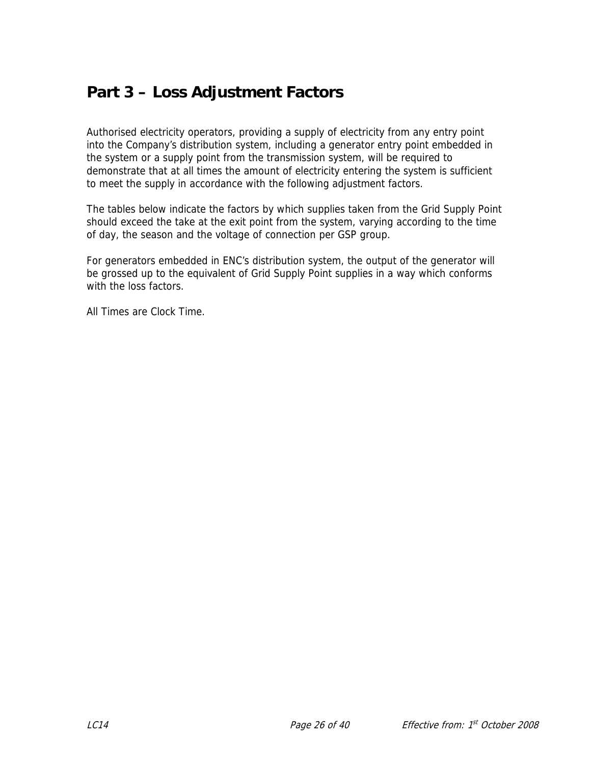# Part 3 – Loss Adjustment Factors

Authorised electricity operators, providing a supply of electricity from any entry point into the Company's distribution system, including a generator entry point embedded in the system or a supply point from the transmission system, will be required to demonstrate that at all times the amount of electricity entering the system is sufficient to meet the supply in accordance with the following adjustment factors.

The tables below indicate the factors by which supplies taken from the Grid Supply Point should exceed the take at the exit point from the system, varying according to the time of day, the season and the voltage of connection per GSP group.

For generators embedded in ENC's distribution system, the output of the generator will be grossed up to the equivalent of Grid Supply Point supplies in a way which conforms with the loss factors.

All Times are Clock Time.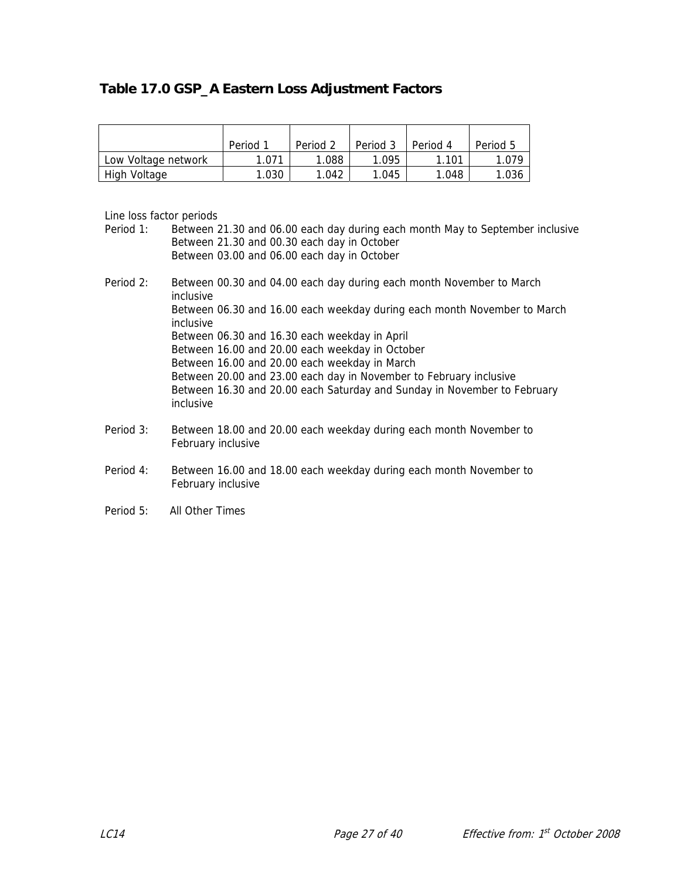### Table 17.0 GSP_A Eastern Loss Adjustment Factors

| | Period 1 | Period 2 | Period 3 | Period 4 | Period 5 |
|---|---|---|---|---|---|
| Low Voltage network | 1.071 | 1.088 | 1.095 | 1.101 | 1.079 |
| High Voltage | 1.030 | 1.042 | 1.045 | 1.048 | 1.036 |

Line loss factor periods

Period 1: Between 21.30 and 06.00 each day during each month May to September inclusive
Between 21.30 and 00.30 each day in October
Between 03.00 and 06.00 each day in October

Period 2: Between 00.30 and 04.00 each day during each month November to March inclusive
Between 06.30 and 16.00 each weekday during each month November to March inclusive
Between 06.30 and 16.30 each weekday in April
Between 16.00 and 20.00 each weekday in October
Between 16.00 and 20.00 each weekday in March
Between 20.00 and 23.00 each day in November to February inclusive
Between 16.30 and 20.00 each Saturday and Sunday in November to February inclusive

Period 3: Between 18.00 and 20.00 each weekday during each month November to February inclusive

Period 4: Between 16.00 and 18.00 each weekday during each month November to February inclusive

Period 5: All Other Times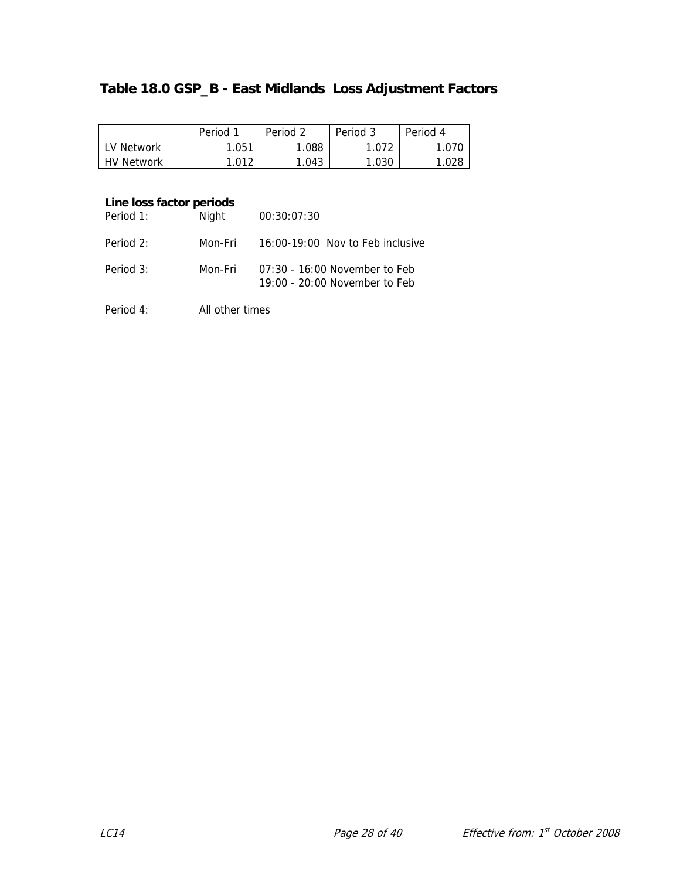## Table 18.0 GSP_B - East Midlands Loss Adjustment Factors

| | Period 1 | Period 2 | Period 3 | Period 4 |
|---|---|---|---|---|
| LV Network | 1.051 | 1.088 | 1.072 | 1.070 |
| HV Network | 1.012 | 1.043 | 1.030 | 1.028 |

**Line loss factor periods**

Period 1: Night 00:30:07:30

Period 2: Mon-Fri 16:00-19:00 Nov to Feb inclusive

Period 3: Mon-Fri 07:30 - 16:00 November to Feb
19:00 - 20:00 November to Feb

Period 4: All other times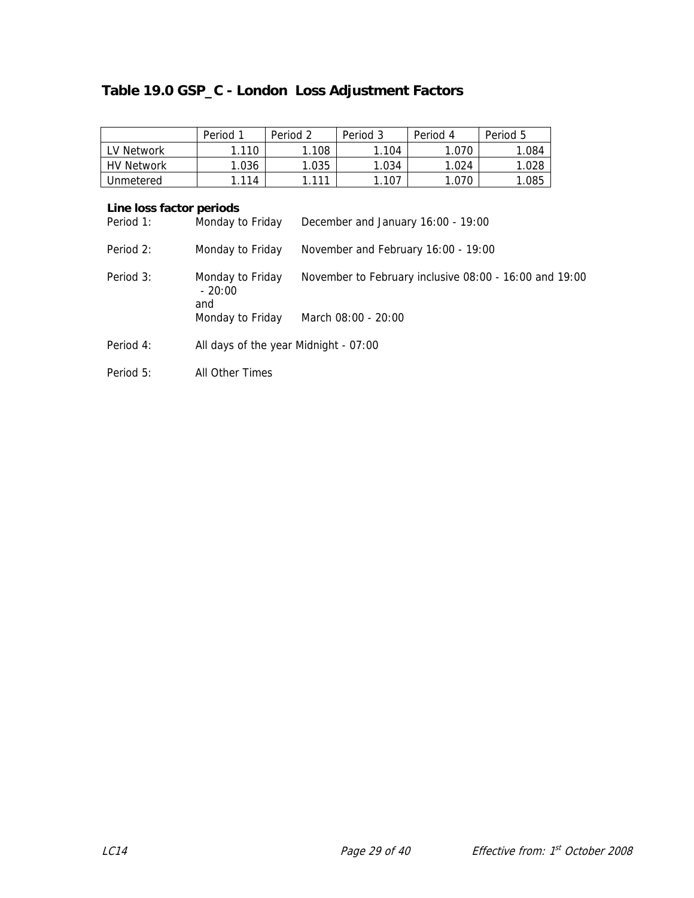## Table 19.0 GSP_C - London Loss Adjustment Factors

| | Period 1 | Period 2 | Period 3 | Period 4 | Period 5 |
|---|---|---|---|---|---|
| LV Network | 1.110 | 1.108 | 1.104 | 1.070 | 1.084 |
| HV Network | 1.036 | 1.035 | 1.034 | 1.024 | 1.028 |
| Unmetered | 1.114 | 1.111 | 1.107 | 1.070 | 1.085 |

**Line loss factor periods**

Period 1: Monday to Friday December and January 16:00 - 19:00

Period 2: Monday to Friday November and February 16:00 - 19:00

Period 3: Monday to Friday November to February inclusive 08:00 - 16:00 and 19:00 - 20:00
and
Monday to Friday March 08:00 - 20:00

Period 4: All days of the year Midnight - 07:00

Period 5: All Other Times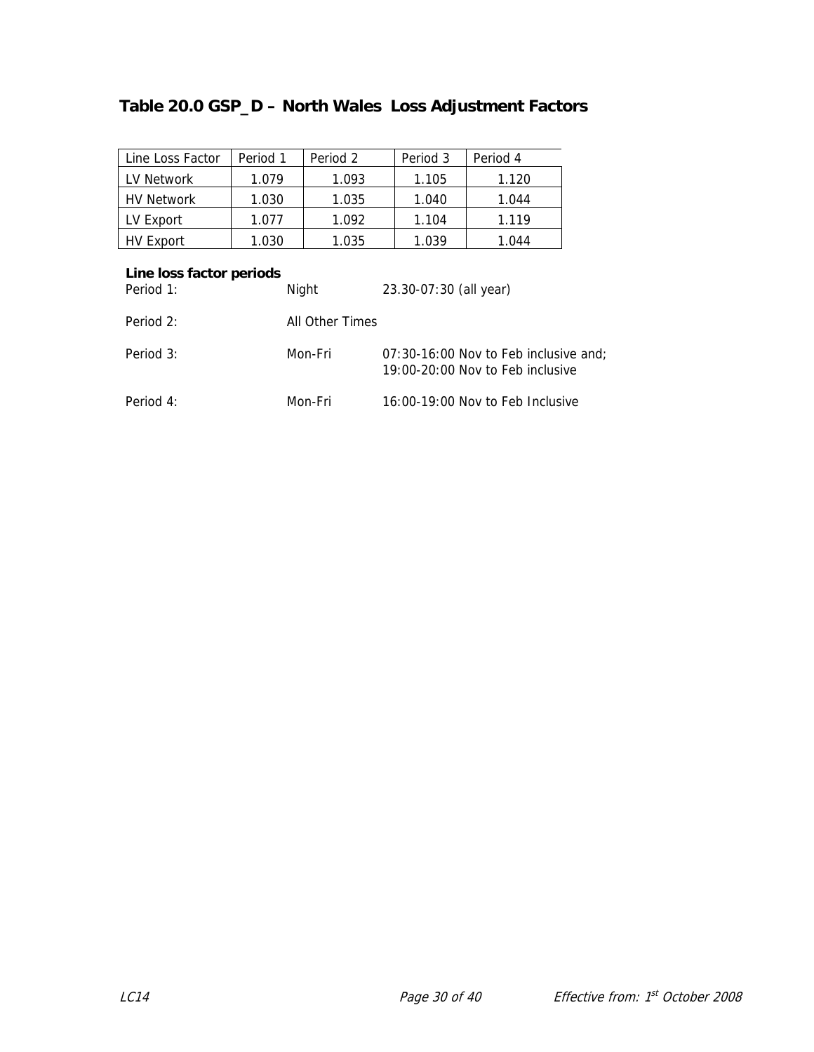## Table 20.0 GSP_D – North Wales Loss Adjustment Factors

| Line Loss Factor | Period 1 | Period 2 | Period 3 | Period 4 |
|---|---|---|---|---|
| LV Network | 1.079 | 1.093 | 1.105 | 1.120 |
| HV Network | 1.030 | 1.035 | 1.040 | 1.044 |
| LV Export | 1.077 | 1.092 | 1.104 | 1.119 |
| HV Export | 1.030 | 1.035 | 1.039 | 1.044 |

**Line loss factor periods**

| | | |
|---|---|---|
| Period 1: | Night | 23.30-07:30 (all year) |
| Period 2: | All Other Times | |
| Period 3: | Mon-Fri | 07:30-16:00 Nov to Feb inclusive and; 19:00-20:00 Nov to Feb inclusive |
| Period 4: | Mon-Fri | 16:00-19:00 Nov to Feb Inclusive |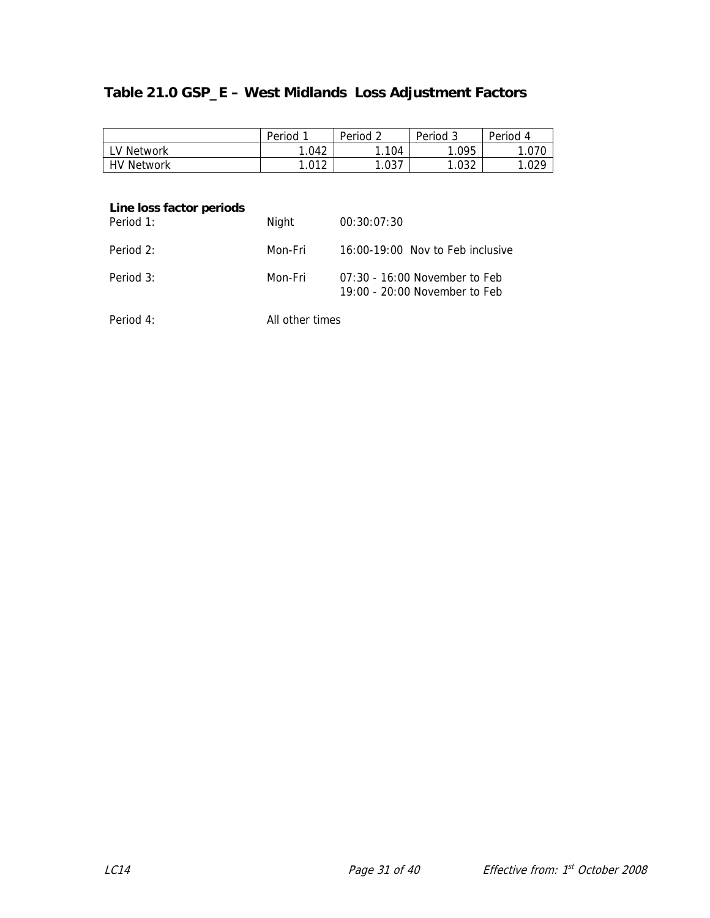## Table 21.0 GSP_E – West Midlands Loss Adjustment Factors

| | Period 1 | Period 2 | Period 3 | Period 4 |
|---|---|---|---|---|
| LV Network | 1.042 | 1.104 | 1.095 | 1.070 |
| HV Network | 1.012 | 1.037 | 1.032 | 1.029 |

**Line loss factor periods**

| | | |
|---|---|---|
| Period 1: | Night | 00:30:07:30 |
| Period 2: | Mon-Fri | 16:00-19:00 Nov to Feb inclusive |
| Period 3: | Mon-Fri | 07:30 - 16:00 November to Feb<br>19:00 - 20:00 November to Feb |
| Period 4: | All other times | |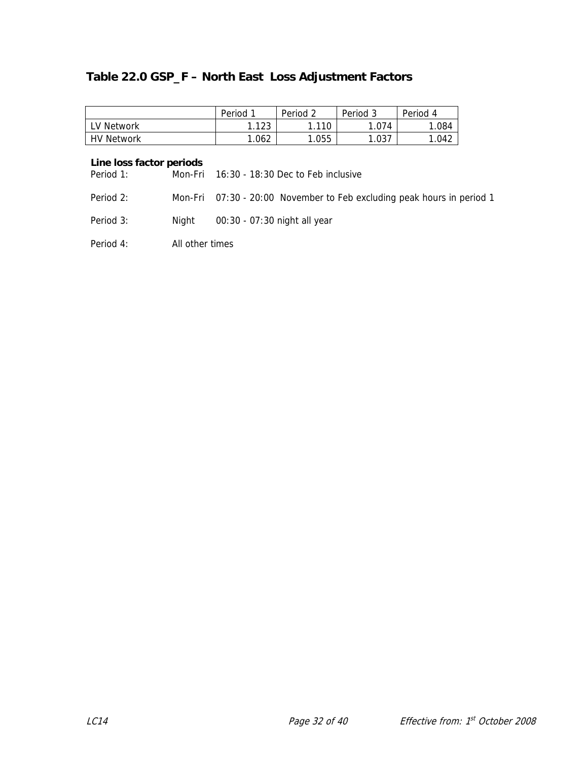## Table 22.0 GSP_F – North East Loss Adjustment Factors

| | Period 1 | Period 2 | Period 3 | Period 4 |
|---|---|---|---|---|
| LV Network | 1.123 | 1.110 | 1.074 | 1.084 |
| HV Network | 1.062 | 1.055 | 1.037 | 1.042 |

**Line loss factor periods**

Period 1: Mon-Fri 16:30 - 18:30 Dec to Feb inclusive

Period 2: Mon-Fri 07:30 - 20:00 November to Feb excluding peak hours in period 1

Period 3: Night 00:30 - 07:30 night all year

Period 4: All other times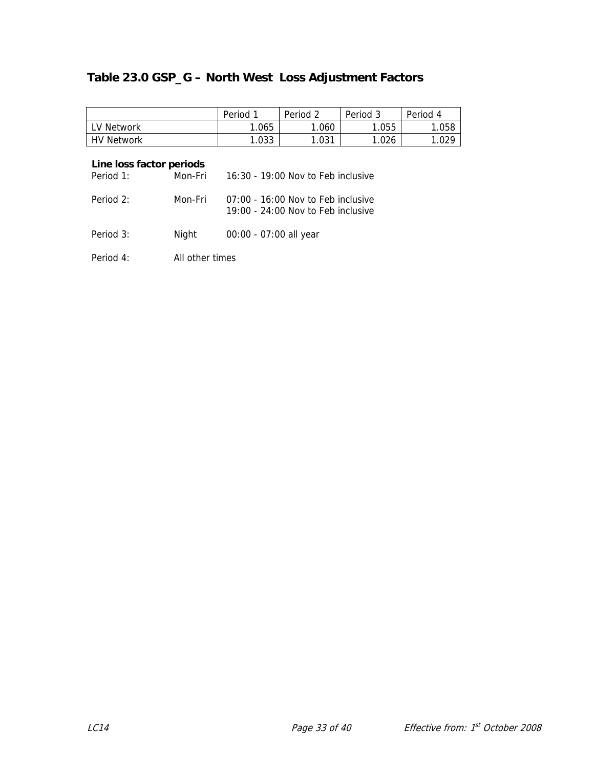## Table 23.0 GSP_G – North West Loss Adjustment Factors

| | Period 1 | Period 2 | Period 3 | Period 4 |
|---|---|---|---|---|
| LV Network | 1.065 | 1.060 | 1.055 | 1.058 |
| HV Network | 1.033 | 1.031 | 1.026 | 1.029 |

**Line loss factor periods**

| | | |
|---|---|---|
| Period 1: | Mon-Fri | 16:30 - 19:00 Nov to Feb inclusive |
| Period 2: | Mon-Fri | 07:00 - 16:00 Nov to Feb inclusive<br>19:00 - 24:00 Nov to Feb inclusive |
| Period 3: | Night | 00:00 - 07:00 all year |
| Period 4: | All other times | |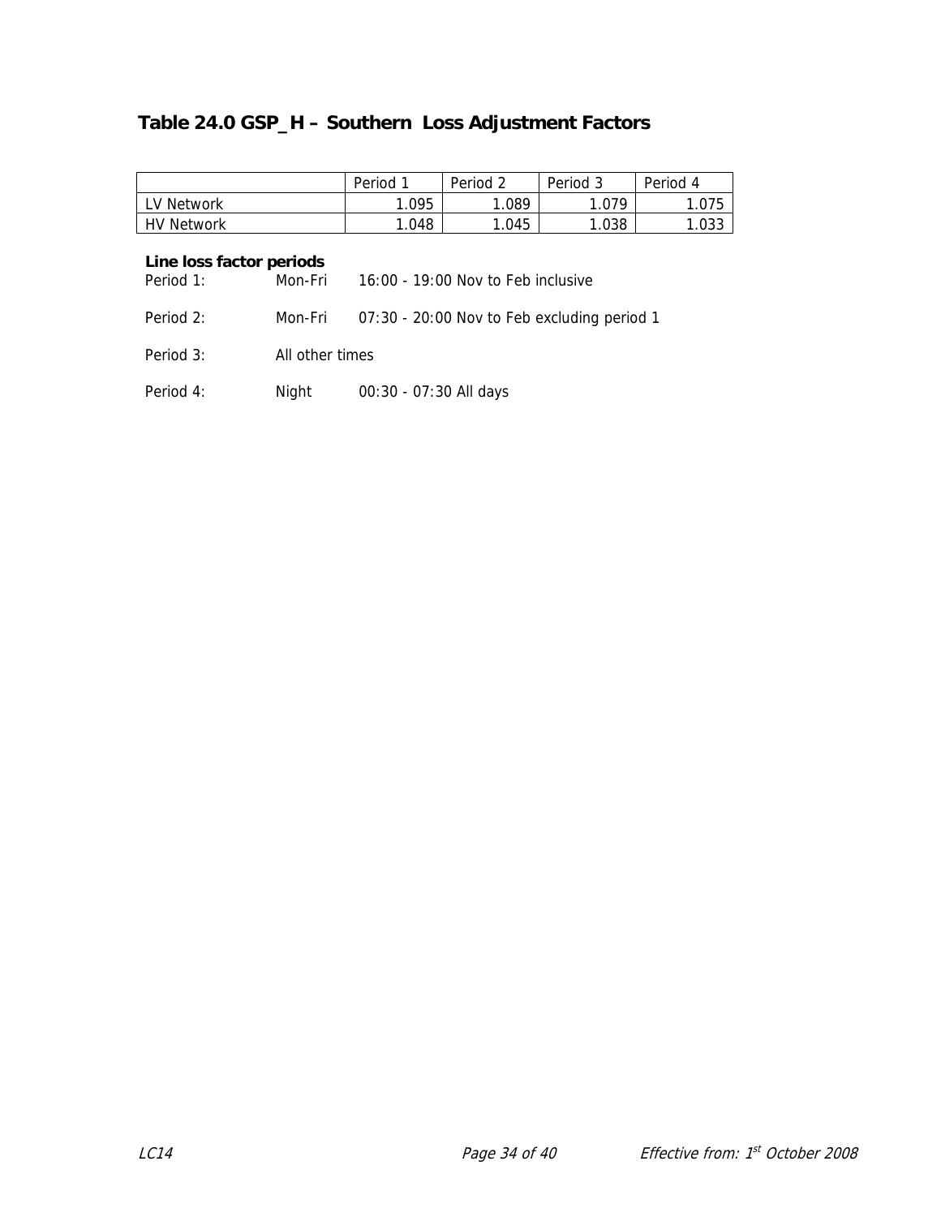## Table 24.0 GSP_H – Southern Loss Adjustment Factors

| | Period 1 | Period 2 | Period 3 | Period 4 |
|---|---|---|---|---|
| LV Network | 1.095 | 1.089 | 1.079 | 1.075 |
| HV Network | 1.048 | 1.045 | 1.038 | 1.033 |

**Line loss factor periods**

| | | |
|---|---|---|
| Period 1: | Mon-Fri | 16:00 - 19:00 Nov to Feb inclusive |
| Period 2: | Mon-Fri | 07:30 - 20:00 Nov to Feb excluding period 1 |
| Period 3: | All other times | |
| Period 4: | Night | 00:30 - 07:30 All days |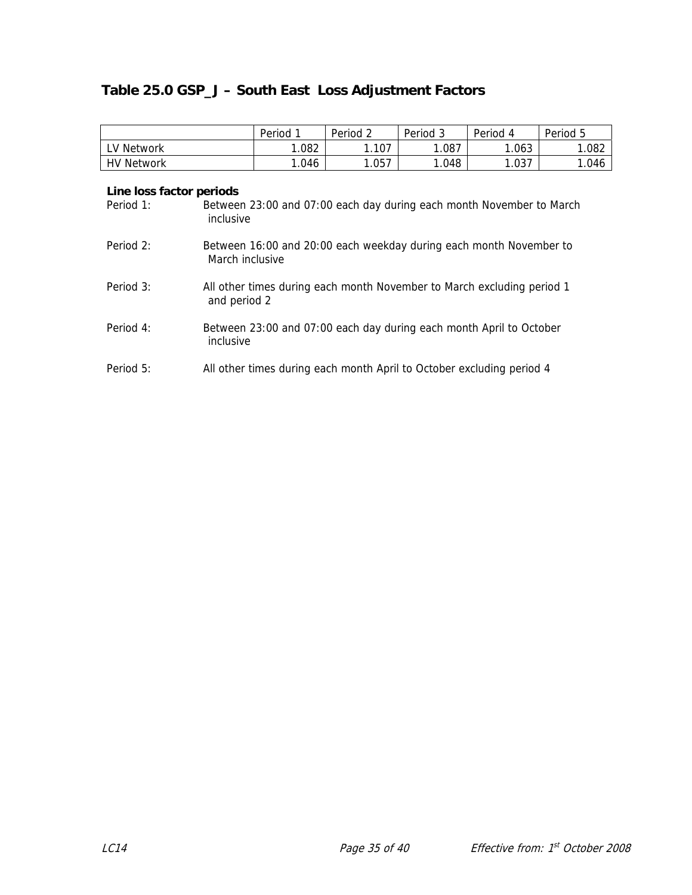## Table 25.0 GSP_J – South East Loss Adjustment Factors

| | Period 1 | Period 2 | Period 3 | Period 4 | Period 5 |
|---|---|---|---|---|---|
| LV Network | 1.082 | 1.107 | 1.087 | 1.063 | 1.082 |
| HV Network | 1.046 | 1.057 | 1.048 | 1.037 | 1.046 |

**Line loss factor periods**

Period 1: Between 23:00 and 07:00 each day during each month November to March inclusive

Period 2: Between 16:00 and 20:00 each weekday during each month November to March inclusive

Period 3: All other times during each month November to March excluding period 1 and period 2

Period 4: Between 23:00 and 07:00 each day during each month April to October inclusive

Period 5: All other times during each month April to October excluding period 4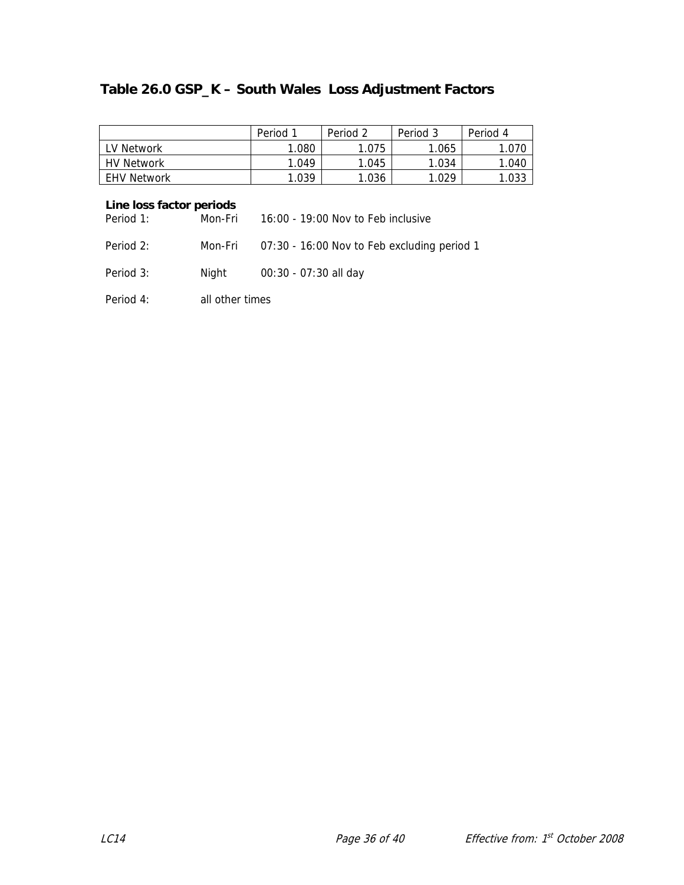## Table 26.0 GSP_K – South Wales Loss Adjustment Factors

| | Period 1 | Period 2 | Period 3 | Period 4 |
|---|---|---|---|---|
| LV Network | 1.080 | 1.075 | 1.065 | 1.070 |
| HV Network | 1.049 | 1.045 | 1.034 | 1.040 |
| EHV Network | 1.039 | 1.036 | 1.029 | 1.033 |

**Line loss factor periods**

| | | |
|---|---|---|
| Period 1: | Mon-Fri | 16:00 - 19:00 Nov to Feb inclusive |
| Period 2: | Mon-Fri | 07:30 - 16:00 Nov to Feb excluding period 1 |
| Period 3: | Night | 00:30 - 07:30 all day |
| Period 4: | all other times | |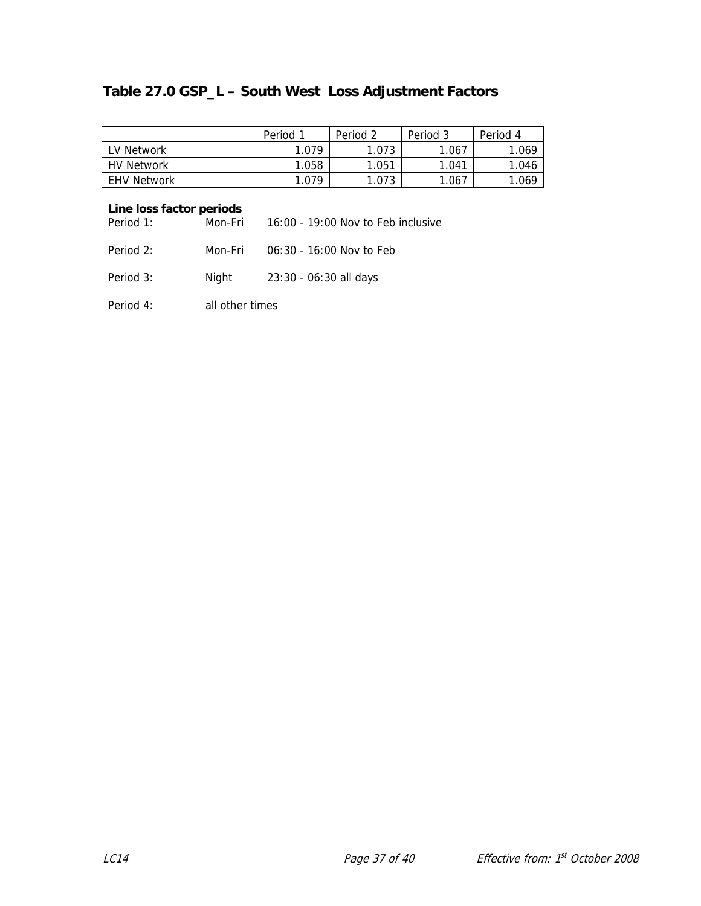## Table 27.0 GSP_L – South West Loss Adjustment Factors

| | Period 1 | Period 2 | Period 3 | Period 4 |
|---|---|---|---|---|
| LV Network | 1.079 | 1.073 | 1.067 | 1.069 |
| HV Network | 1.058 | 1.051 | 1.041 | 1.046 |
| EHV Network | 1.079 | 1.073 | 1.067 | 1.069 |

**Line loss factor periods**

| | | |
|---|---|---|
| Period 1: | Mon-Fri | 16:00 - 19:00 Nov to Feb inclusive |
| Period 2: | Mon-Fri | 06:30 - 16:00 Nov to Feb |
| Period 3: | Night | 23:30 - 06:30 all days |
| Period 4: | all other times | |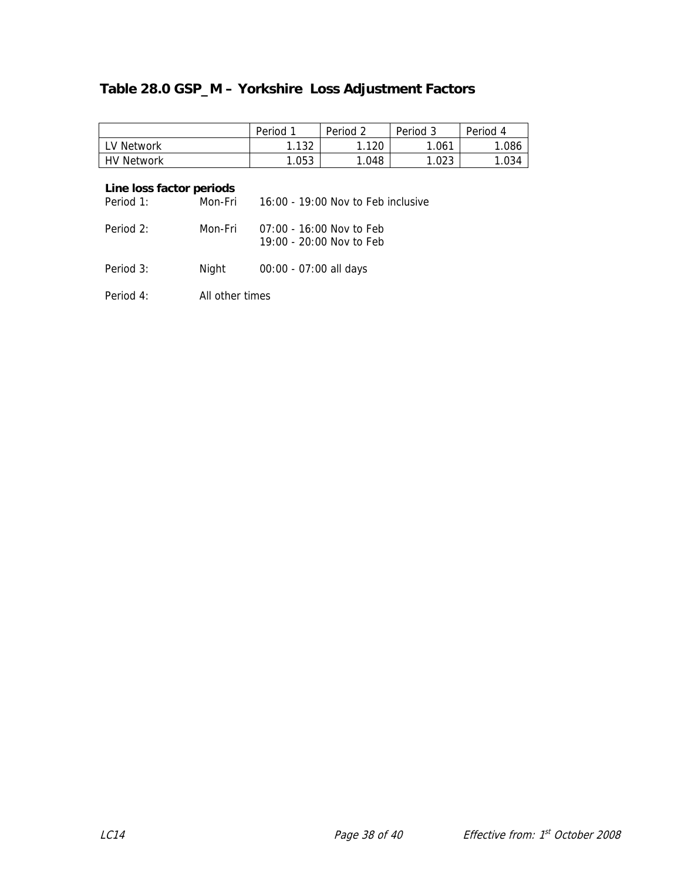## Table 28.0 GSP_M – Yorkshire Loss Adjustment Factors

| | Period 1 | Period 2 | Period 3 | Period 4 |
|---|---|---|---|---|
| LV Network | 1.132 | 1.120 | 1.061 | 1.086 |
| HV Network | 1.053 | 1.048 | 1.023 | 1.034 |

**Line loss factor periods**

| | | |
|---|---|---|
| Period 1: | Mon-Fri | 16:00 - 19:00 Nov to Feb inclusive |
| Period 2: | Mon-Fri | 07:00 - 16:00 Nov to Feb<br>19:00 - 20:00 Nov to Feb |
| Period 3: | Night | 00:00 - 07:00 all days |
| Period 4: | All other times | |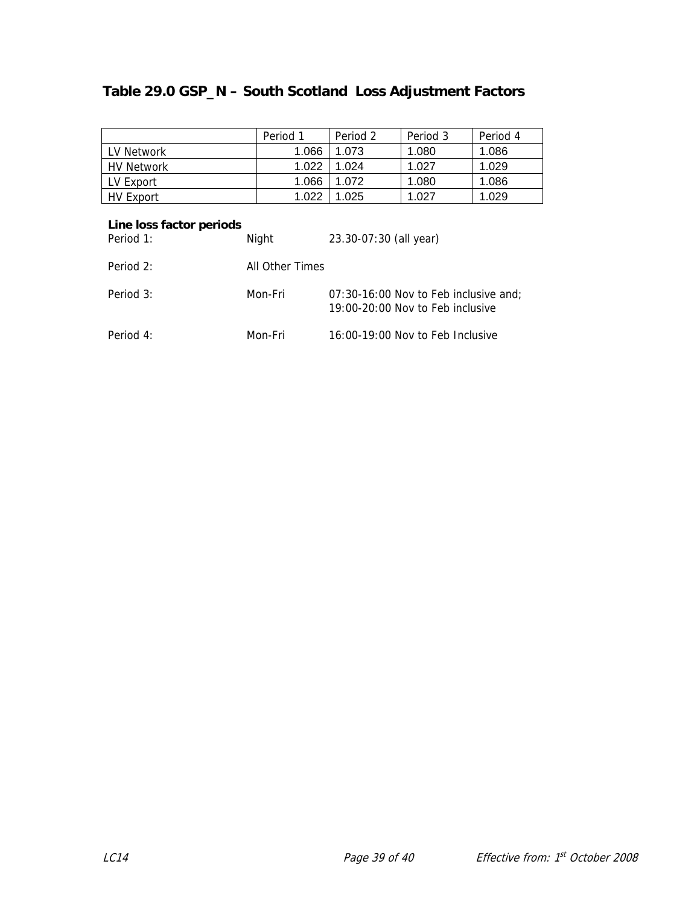## Table 29.0 GSP_N – South Scotland Loss Adjustment Factors

| | Period 1 | Period 2 | Period 3 | Period 4 |
|---|---|---|---|---|
| LV Network | 1.066 | 1.073 | 1.080 | 1.086 |
| HV Network | 1.022 | 1.024 | 1.027 | 1.029 |
| LV Export | 1.066 | 1.072 | 1.080 | 1.086 |
| HV Export | 1.022 | 1.025 | 1.027 | 1.029 |

**Line loss factor periods**

| | | |
|---|---|---|
| Period 1: | Night | 23.30-07:30 (all year) |
| Period 2: | All Other Times | |
| Period 3: | Mon-Fri | 07:30-16:00 Nov to Feb inclusive and; 19:00-20:00 Nov to Feb inclusive |
| Period 4: | Mon-Fri | 16:00-19:00 Nov to Feb Inclusive |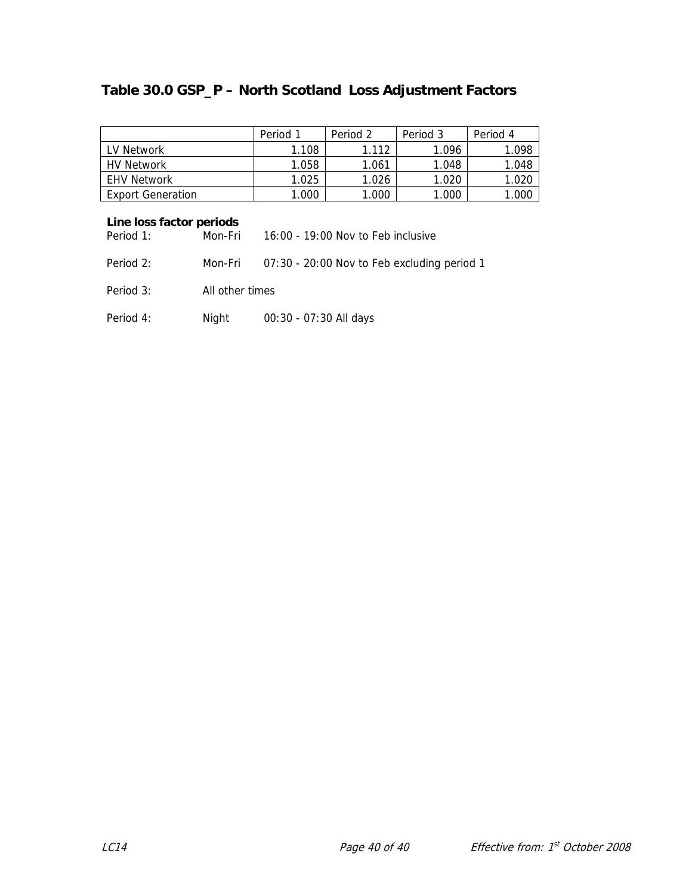## Table 30.0 GSP_P – North Scotland Loss Adjustment Factors

| | Period 1 | Period 2 | Period 3 | Period 4 |
|---|---|---|---|---|
| LV Network | 1.108 | 1.112 | 1.096 | 1.098 |
| HV Network | 1.058 | 1.061 | 1.048 | 1.048 |
| EHV Network | 1.025 | 1.026 | 1.020 | 1.020 |
| Export Generation | 1.000 | 1.000 | 1.000 | 1.000 |

**Line loss factor periods**

Period 1: Mon-Fri 16:00 - 19:00 Nov to Feb inclusive

Period 2: Mon-Fri 07:30 - 20:00 Nov to Feb excluding period 1

Period 3: All other times

Period 4: Night 00:30 - 07:30 All days